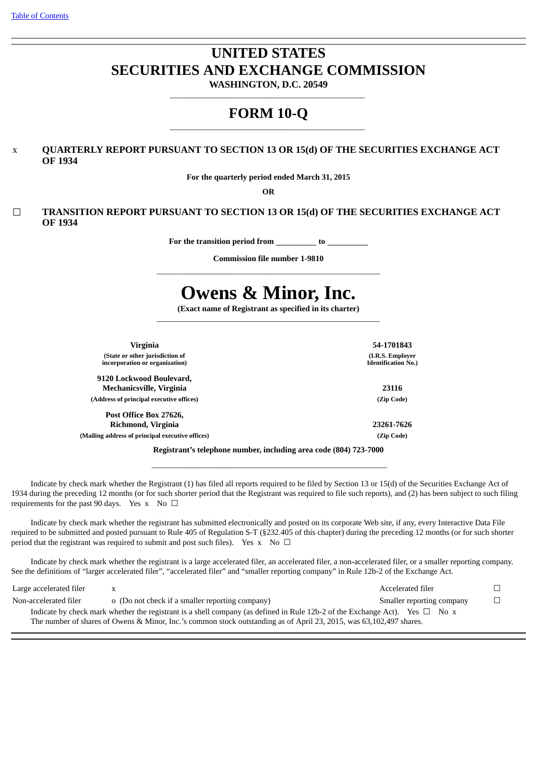Table of Contents

# UNITED STATES
# SECURITIES AND EXCHANGE COMMISSION

**WASHINGTON, D.C. 20549**

# FORM 10-Q

x **QUARTERLY REPORT PURSUANT TO SECTION 13 OR 15(d) OF THE SECURITIES EXCHANGE ACT OF 1934**

**For the quarterly period ended March 31, 2015**

**OR**

☐ **TRANSITION REPORT PURSUANT TO SECTION 13 OR 15(d) OF THE SECURITIES EXCHANGE ACT OF 1934**

**For the transition period from \_\_\_\_\_\_\_\_\_\_ to \_\_\_\_\_\_\_\_\_\_**

**Commission file number 1-9810**

# Owens & Minor, Inc.

**(Exact name of Registrant as specified in its charter)**

| | |
|---|---|
| **Virginia** | **54-1701843** |
| **(State or other jurisdiction of incorporation or organization)** | **(I.R.S. Employer Identification No.)** |
| **9120 Lockwood Boulevard, Mechanicsville, Virginia** | **23116** |
| **(Address of principal executive offices)** | **(Zip Code)** |
| **Post Office Box 27626, Richmond, Virginia** | **23261-7626** |
| **(Mailing address of principal executive offices)** | **(Zip Code)** |

**Registrant's telephone number, including area code (804) 723-7000**

Indicate by check mark whether the Registrant (1) has filed all reports required to be filed by Section 13 or 15(d) of the Securities Exchange Act of 1934 during the preceding 12 months (or for such shorter period that the Registrant was required to file such reports), and (2) has been subject to such filing requirements for the past 90 days. Yes x No ☐

Indicate by check mark whether the registrant has submitted electronically and posted on its corporate Web site, if any, every Interactive Data File required to be submitted and posted pursuant to Rule 405 of Regulation S-T (§232.405 of this chapter) during the preceding 12 months (or for such shorter period that the registrant was required to submit and post such files). Yes x No ☐

Indicate by check mark whether the registrant is a large accelerated filer, an accelerated filer, a non-accelerated filer, or a smaller reporting company. See the definitions of "larger accelerated filer", "accelerated filer" and "smaller reporting company" in Rule 12b-2 of the Exchange Act.

| | | | |
|---|---|---|---|
| Large accelerated filer | x | Accelerated filer | ☐ |
| Non-accelerated filer | o (Do not check if a smaller reporting company) | Smaller reporting company | ☐ |

Indicate by check mark whether the registrant is a shell company (as defined in Rule 12b-2 of the Exchange Act). Yes ☐ No x

The number of shares of Owens & Minor, Inc.'s common stock outstanding as of April 23, 2015, was 63,102,497 shares.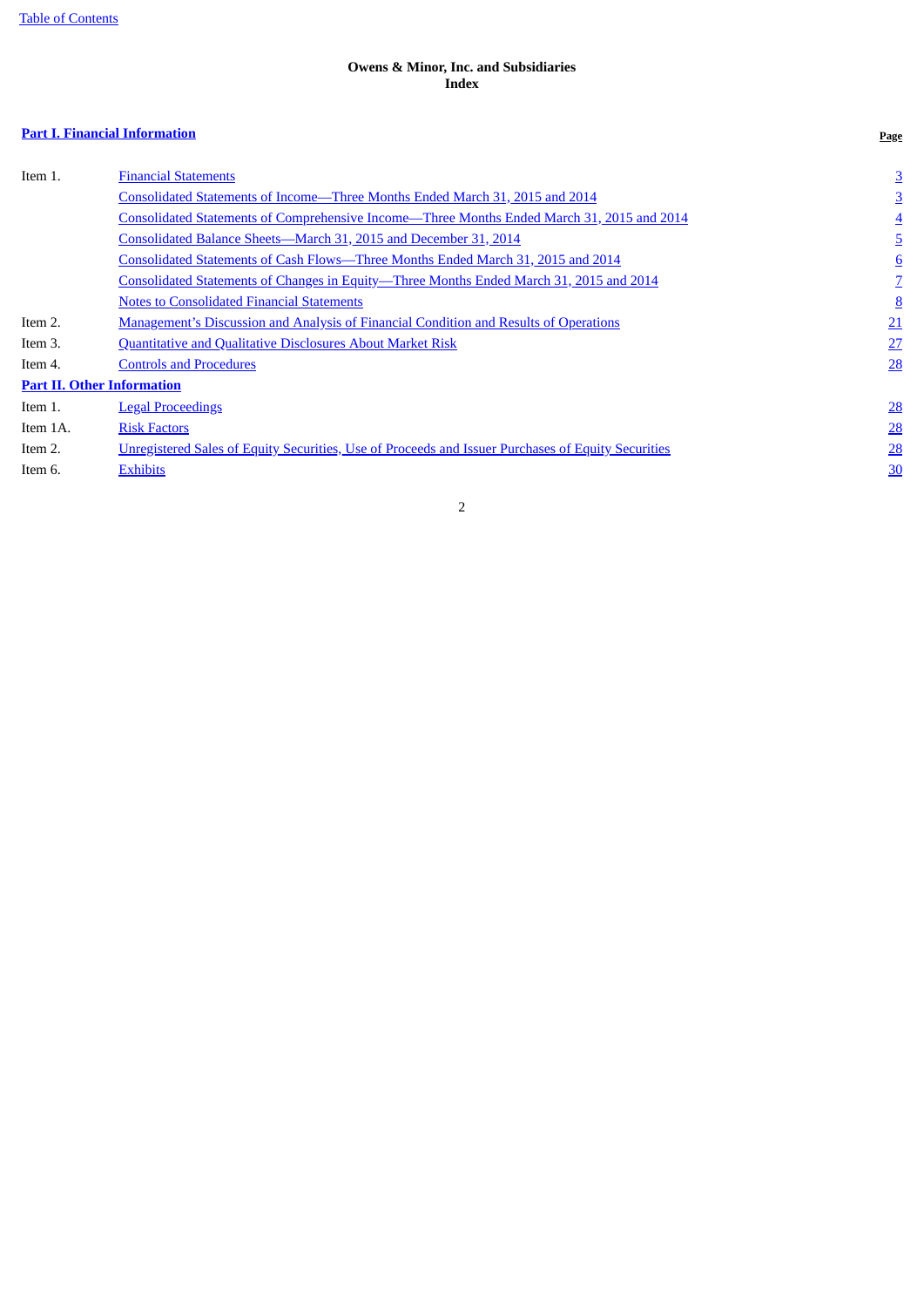**Owens & Minor, Inc. and Subsidiaries**
**Index**

| **Part I. Financial Information** | | **Page** |
|---|---|---|
| Item 1. | Financial Statements | 3 |
| | Consolidated Statements of Income—Three Months Ended March 31, 2015 and 2014 | 3 |
| | Consolidated Statements of Comprehensive Income—Three Months Ended March 31, 2015 and 2014 | 4 |
| | Consolidated Balance Sheets—March 31, 2015 and December 31, 2014 | 5 |
| | Consolidated Statements of Cash Flows—Three Months Ended March 31, 2015 and 2014 | 6 |
| | Consolidated Statements of Changes in Equity—Three Months Ended March 31, 2015 and 2014 | 7 |
| | Notes to Consolidated Financial Statements | 8 |
| Item 2. | Management's Discussion and Analysis of Financial Condition and Results of Operations | 21 |
| Item 3. | Quantitative and Qualitative Disclosures About Market Risk | 27 |
| Item 4. | Controls and Procedures | 28 |
| **Part II. Other Information** | | |
| Item 1. | Legal Proceedings | 28 |
| Item 1A. | Risk Factors | 28 |
| Item 2. | Unregistered Sales of Equity Securities, Use of Proceeds and Issuer Purchases of Equity Securities | 28 |
| Item 6. | Exhibits | 30 |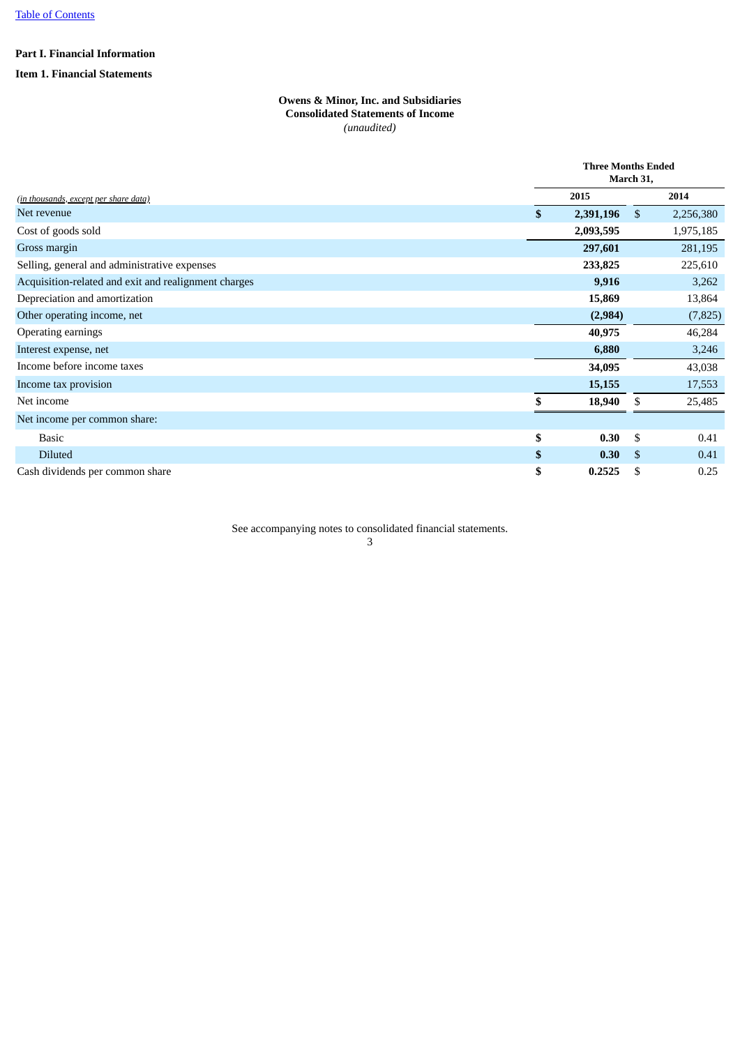[Table of Contents](#)

**Part I. Financial Information**

**Item 1. Financial Statements**

**Owens & Minor, Inc. and Subsidiaries**
**Consolidated Statements of Income**
*(unaudited)*

| *(in thousands, except per share data)* | Three Months Ended March 31, 2015 | Three Months Ended March 31, 2014 |
|---|---|---|
| Net revenue | **$ 2,391,196** | $ 2,256,380 |
| Cost of goods sold | **2,093,595** | 1,975,185 |
| Gross margin | **297,601** | 281,195 |
| Selling, general and administrative expenses | **233,825** | 225,610 |
| Acquisition-related and exit and realignment charges | **9,916** | 3,262 |
| Depreciation and amortization | **15,869** | 13,864 |
| Other operating income, net | **(2,984)** | (7,825) |
| Operating earnings | **40,975** | 46,284 |
| Interest expense, net | **6,880** | 3,246 |
| Income before income taxes | **34,095** | 43,038 |
| Income tax provision | **15,155** | 17,553 |
| Net income | **$ 18,940** | $ 25,485 |
| Net income per common share: | | |
| Basic | **$ 0.30** | $ 0.41 |
| Diluted | **$ 0.30** | $ 0.41 |
| Cash dividends per common share | **$ 0.2525** | $ 0.25 |

See accompanying notes to consolidated financial statements.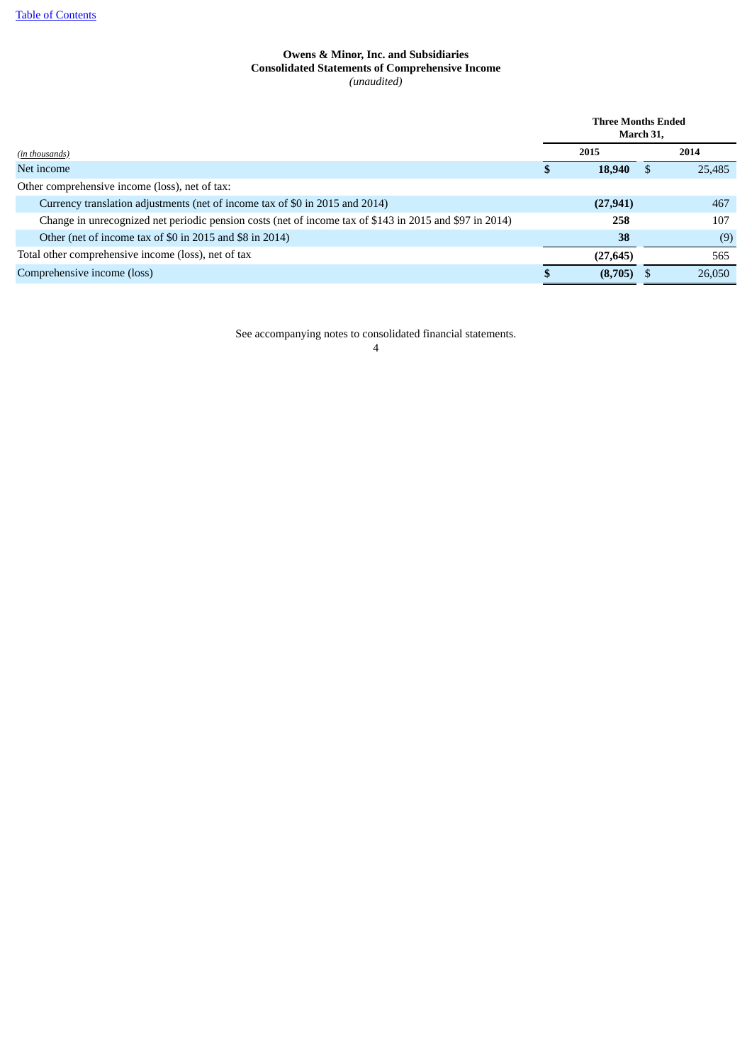**Owens & Minor, Inc. and Subsidiaries**
**Consolidated Statements of Comprehensive Income**
*(unaudited)*

| *(in thousands)* | Three Months Ended March 31, 2015 | Three Months Ended March 31, 2014 |
|---|---|---|
| Net income | **$ 18,940** | $ 25,485 |
| Other comprehensive income (loss), net of tax: | | |
| Currency translation adjustments (net of income tax of $0 in 2015 and 2014) | **(27,941)** | 467 |
| Change in unrecognized net periodic pension costs (net of income tax of $143 in 2015 and $97 in 2014) | **258** | 107 |
| Other (net of income tax of $0 in 2015 and $8 in 2014) | **38** | (9) |
| Total other comprehensive income (loss), net of tax | **(27,645)** | 565 |
| Comprehensive income (loss) | **$ (8,705)** | $ 26,050 |

See accompanying notes to consolidated financial statements.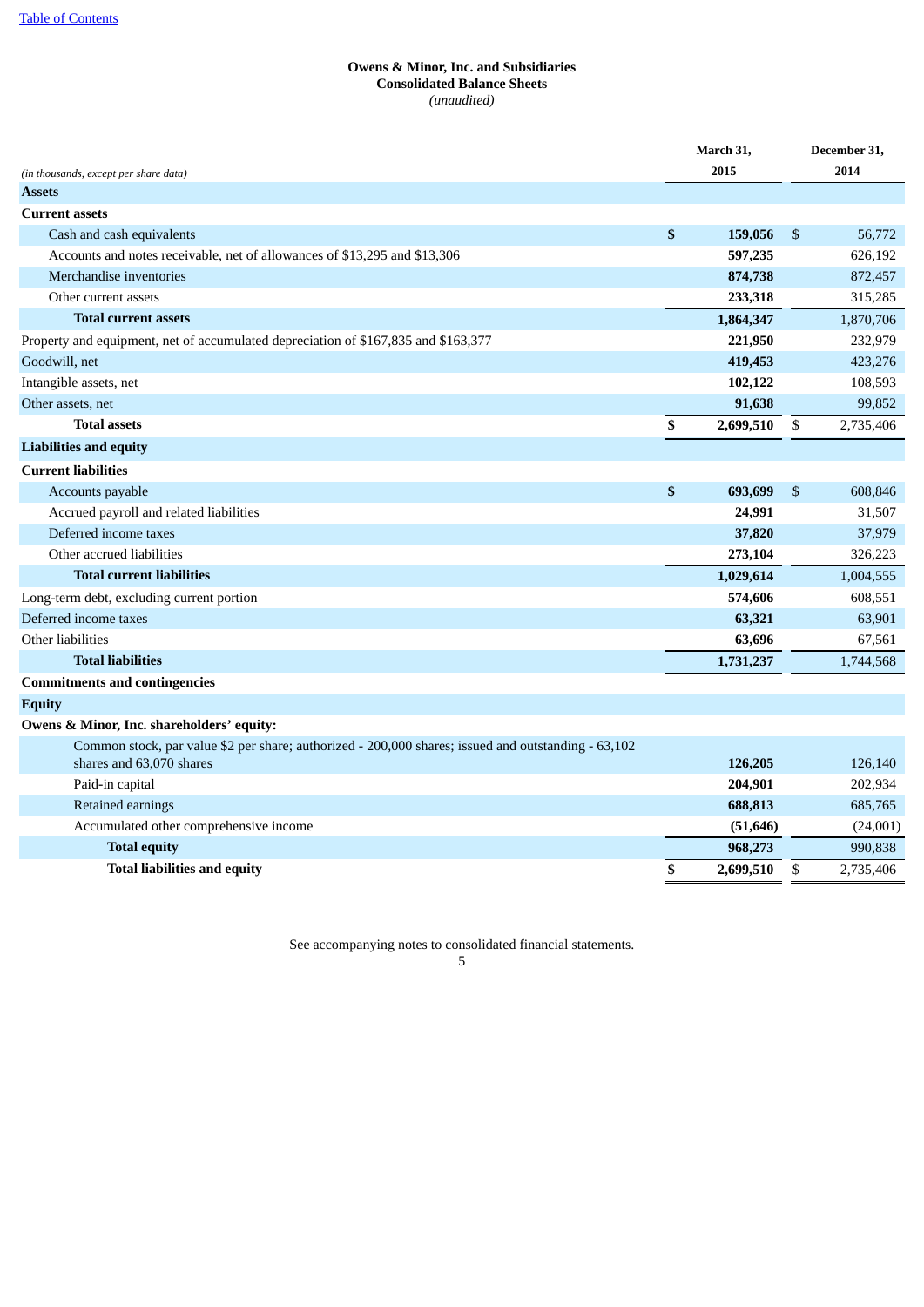Table of Contents

**Owens & Minor, Inc. and Subsidiaries**
**Consolidated Balance Sheets**
*(unaudited)*

| *(in thousands, except per share data)* | March 31, 2015 | December 31, 2014 |
|---|---|---|
| **Assets** | | |
| **Current assets** | | |
| Cash and cash equivalents | $ **159,056** | $ 56,772 |
| Accounts and notes receivable, net of allowances of $13,295 and $13,306 | **597,235** | 626,192 |
| Merchandise inventories | **874,738** | 872,457 |
| Other current assets | **233,318** | 315,285 |
| **Total current assets** | **1,864,347** | 1,870,706 |
| Property and equipment, net of accumulated depreciation of $167,835 and $163,377 | **221,950** | 232,979 |
| Goodwill, net | **419,453** | 423,276 |
| Intangible assets, net | **102,122** | 108,593 |
| Other assets, net | **91,638** | 99,852 |
| **Total assets** | $ **2,699,510** | $ 2,735,406 |
| **Liabilities and equity** | | |
| **Current liabilities** | | |
| Accounts payable | $ **693,699** | $ 608,846 |
| Accrued payroll and related liabilities | **24,991** | 31,507 |
| Deferred income taxes | **37,820** | 37,979 |
| Other accrued liabilities | **273,104** | 326,223 |
| **Total current liabilities** | **1,029,614** | 1,004,555 |
| Long-term debt, excluding current portion | **574,606** | 608,551 |
| Deferred income taxes | **63,321** | 63,901 |
| Other liabilities | **63,696** | 67,561 |
| **Total liabilities** | **1,731,237** | 1,744,568 |
| **Commitments and contingencies** | | |
| **Equity** | | |
| **Owens & Minor, Inc. shareholders' equity:** | | |
| Common stock, par value $2 per share; authorized - 200,000 shares; issued and outstanding - 63,102 shares and 63,070 shares | **126,205** | 126,140 |
| Paid-in capital | **204,901** | 202,934 |
| Retained earnings | **688,813** | 685,765 |
| Accumulated other comprehensive income | **(51,646)** | (24,001) |
| **Total equity** | **968,273** | 990,838 |
| **Total liabilities and equity** | $ **2,699,510** | $ 2,735,406 |

See accompanying notes to consolidated financial statements.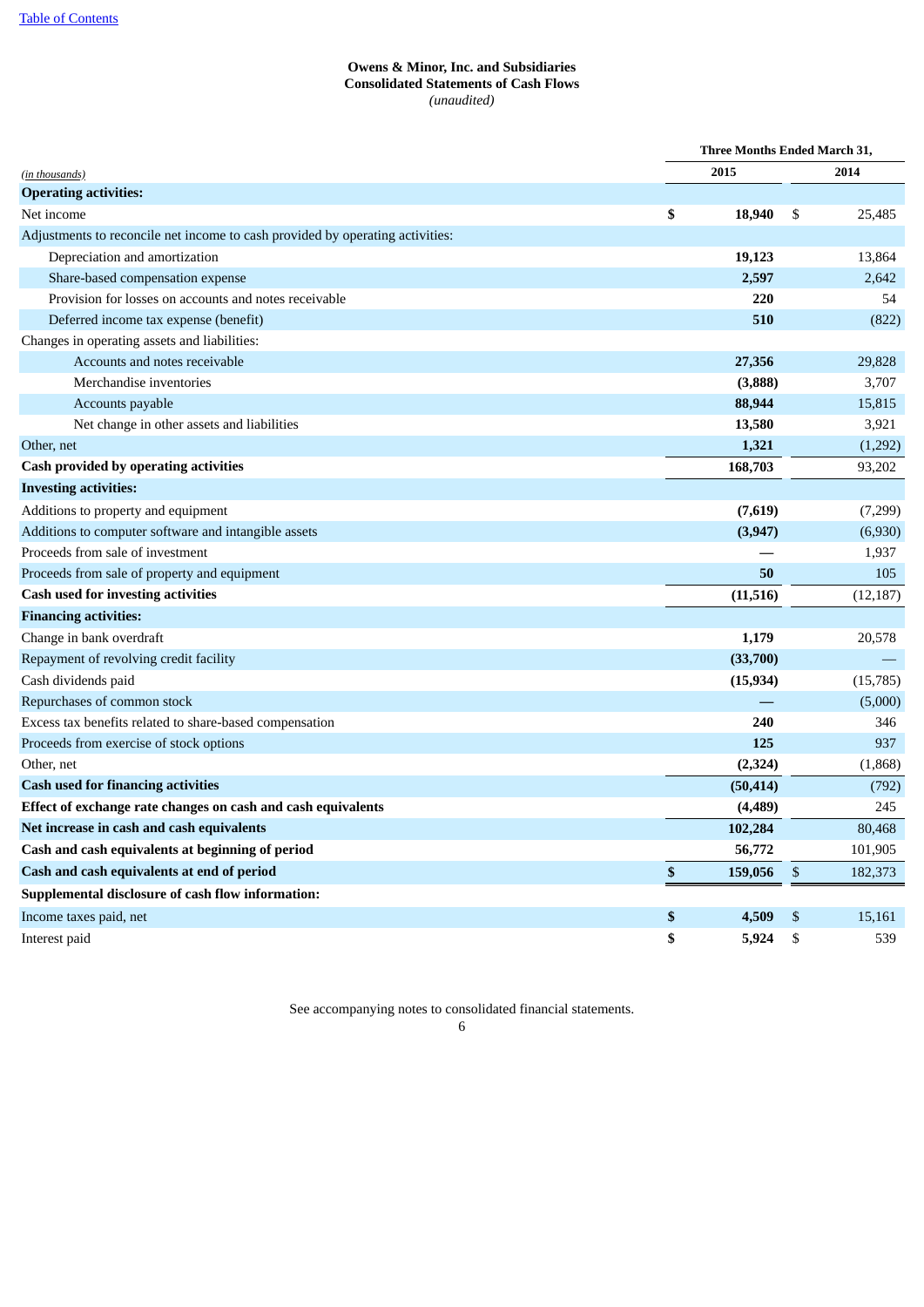Table of Contents

**Owens & Minor, Inc. and Subsidiaries**
**Consolidated Statements of Cash Flows**
*(unaudited)*

| *(in thousands)* | Three Months Ended March 31, 2015 | 2014 |
|---|---|---|
| **Operating activities:** | | |
| Net income | **$ 18,940** | $ 25,485 |
| Adjustments to reconcile net income to cash provided by operating activities: | | |
| Depreciation and amortization | **19,123** | 13,864 |
| Share-based compensation expense | **2,597** | 2,642 |
| Provision for losses on accounts and notes receivable | **220** | 54 |
| Deferred income tax expense (benefit) | **510** | (822) |
| Changes in operating assets and liabilities: | | |
| Accounts and notes receivable | **27,356** | 29,828 |
| Merchandise inventories | **(3,888)** | 3,707 |
| Accounts payable | **88,944** | 15,815 |
| Net change in other assets and liabilities | **13,580** | 3,921 |
| Other, net | **1,321** | (1,292) |
| **Cash provided by operating activities** | **168,703** | 93,202 |
| **Investing activities:** | | |
| Additions to property and equipment | **(7,619)** | (7,299) |
| Additions to computer software and intangible assets | **(3,947)** | (6,930) |
| Proceeds from sale of investment | **—** | 1,937 |
| Proceeds from sale of property and equipment | **50** | 105 |
| **Cash used for investing activities** | **(11,516)** | (12,187) |
| **Financing activities:** | | |
| Change in bank overdraft | **1,179** | 20,578 |
| Repayment of revolving credit facility | **(33,700)** | — |
| Cash dividends paid | **(15,934)** | (15,785) |
| Repurchases of common stock | **—** | (5,000) |
| Excess tax benefits related to share-based compensation | **240** | 346 |
| Proceeds from exercise of stock options | **125** | 937 |
| Other, net | **(2,324)** | (1,868) |
| **Cash used for financing activities** | **(50,414)** | (792) |
| **Effect of exchange rate changes on cash and cash equivalents** | **(4,489)** | 245 |
| **Net increase in cash and cash equivalents** | **102,284** | 80,468 |
| **Cash and cash equivalents at beginning of period** | **56,772** | 101,905 |
| **Cash and cash equivalents at end of period** | **$ 159,056** | $ 182,373 |
| **Supplemental disclosure of cash flow information:** | | |
| Income taxes paid, net | **$ 4,509** | $ 15,161 |
| Interest paid | **$ 5,924** | $ 539 |

See accompanying notes to consolidated financial statements.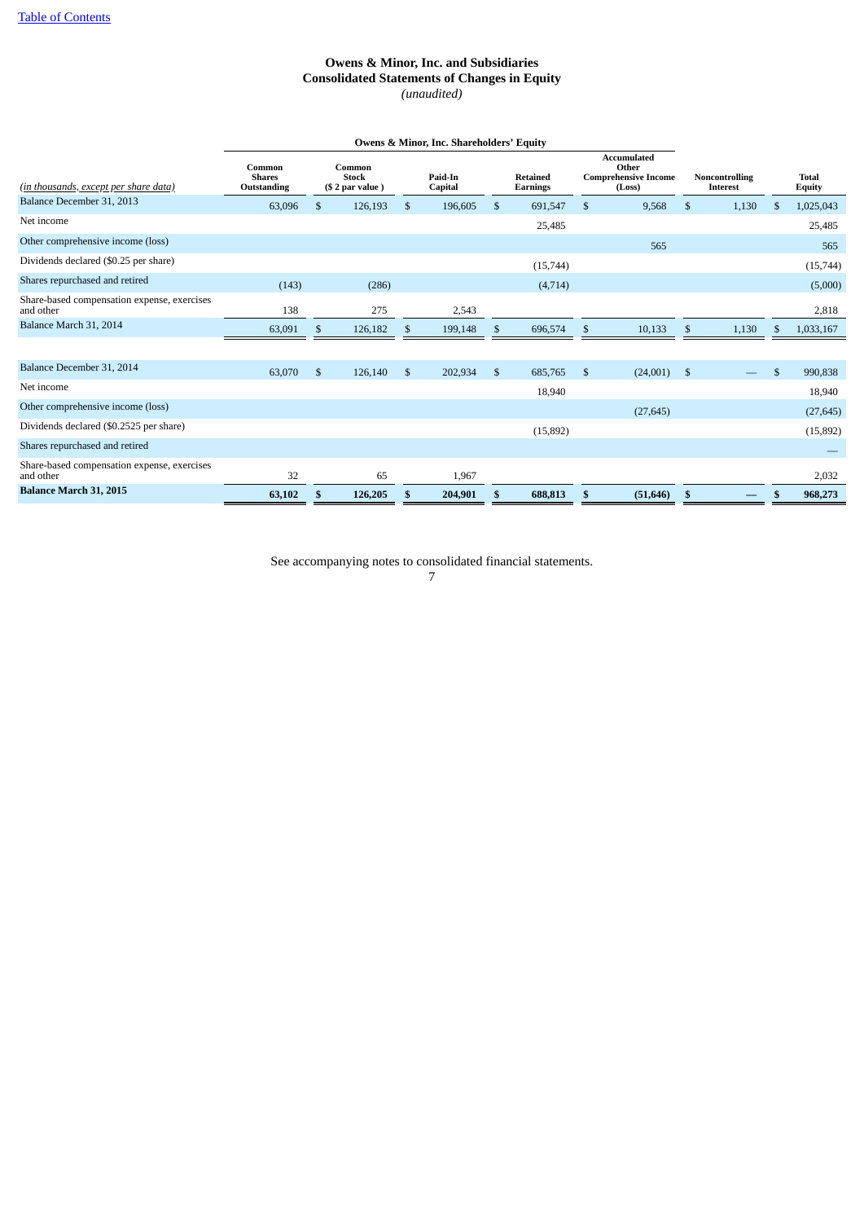# Owens & Minor, Inc. and Subsidiaries
## Consolidated Statements of Changes in Equity
*(unaudited)*

| *(in thousands, except per share data)* | Owens & Minor, Inc. Shareholders' Equity | | | | | | |
|---|---|---|---|---|---|---|---|
| | Common Shares Outstanding | Common Stock ($ 2 par value ) | Paid-In Capital | Retained Earnings | Accumulated Other Comprehensive Income (Loss) | Noncontrolling Interest | Total Equity |
| Balance December 31, 2013 | 63,096 | $ 126,193 | $ 196,605 | $ 691,547 | $ 9,568 | $ 1,130 | $ 1,025,043 |
| Net income | | | | 25,485 | | | 25,485 |
| Other comprehensive income (loss) | | | | | 565 | | 565 |
| Dividends declared ($0.25 per share) | | | | (15,744) | | | (15,744) |
| Shares repurchased and retired | (143) | (286) | | (4,714) | | | (5,000) |
| Share-based compensation expense, exercises and other | 138 | 275 | 2,543 | | | | 2,818 |
| Balance March 31, 2014 | 63,091 | $ 126,182 | $ 199,148 | $ 696,574 | $ 10,133 | $ 1,130 | $ 1,033,167 |
| | | | | | | | |
| Balance December 31, 2014 | 63,070 | $ 126,140 | $ 202,934 | $ 685,765 | $ (24,001) | $ — | $ 990,838 |
| Net income | | | | 18,940 | | | 18,940 |
| Other comprehensive income (loss) | | | | | (27,645) | | (27,645) |
| Dividends declared ($0.2525 per share) | | | | (15,892) | | | (15,892) |
| Shares repurchased and retired | | | | | | | — |
| Share-based compensation expense, exercises and other | 32 | 65 | 1,967 | | | | 2,032 |
| **Balance March 31, 2015** | **63,102** | **$ 126,205** | **$ 204,901** | **$ 688,813** | **$ (51,646)** | **$ —** | **$ 968,273** |

See accompanying notes to consolidated financial statements.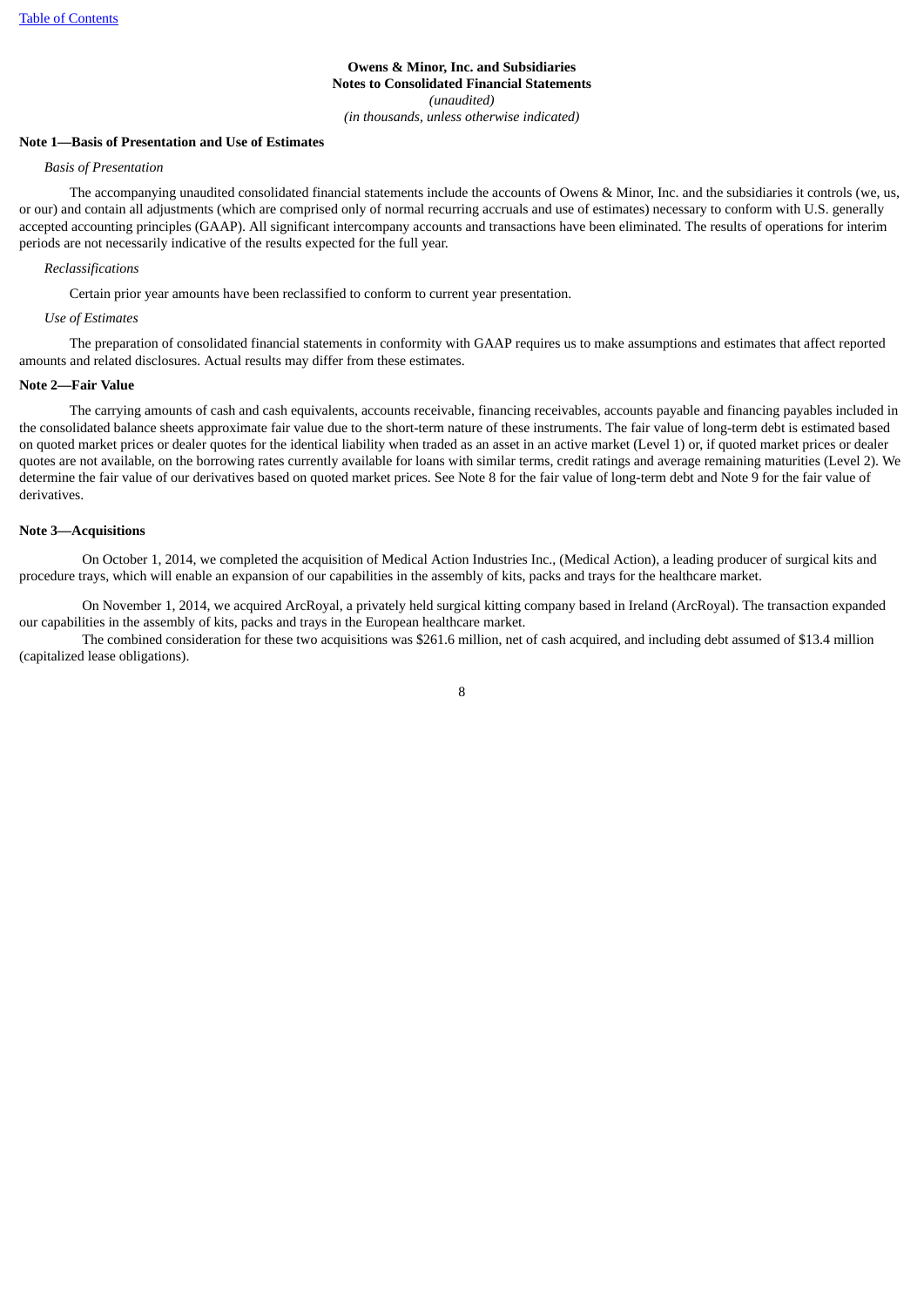**Owens & Minor, Inc. and Subsidiaries**
**Notes to Consolidated Financial Statements**
*(unaudited)*
*(in thousands, unless otherwise indicated)*

**Note 1—Basis of Presentation and Use of Estimates**

*Basis of Presentation*

The accompanying unaudited consolidated financial statements include the accounts of Owens & Minor, Inc. and the subsidiaries it controls (we, us, or our) and contain all adjustments (which are comprised only of normal recurring accruals and use of estimates) necessary to conform with U.S. generally accepted accounting principles (GAAP). All significant intercompany accounts and transactions have been eliminated. The results of operations for interim periods are not necessarily indicative of the results expected for the full year.

*Reclassifications*

Certain prior year amounts have been reclassified to conform to current year presentation.

*Use of Estimates*

The preparation of consolidated financial statements in conformity with GAAP requires us to make assumptions and estimates that affect reported amounts and related disclosures. Actual results may differ from these estimates.

**Note 2—Fair Value**

The carrying amounts of cash and cash equivalents, accounts receivable, financing receivables, accounts payable and financing payables included in the consolidated balance sheets approximate fair value due to the short-term nature of these instruments. The fair value of long-term debt is estimated based on quoted market prices or dealer quotes for the identical liability when traded as an asset in an active market (Level 1) or, if quoted market prices or dealer quotes are not available, on the borrowing rates currently available for loans with similar terms, credit ratings and average remaining maturities (Level 2). We determine the fair value of our derivatives based on quoted market prices. See Note 8 for the fair value of long-term debt and Note 9 for the fair value of derivatives.

**Note 3—Acquisitions**

On October 1, 2014, we completed the acquisition of Medical Action Industries Inc., (Medical Action), a leading producer of surgical kits and procedure trays, which will enable an expansion of our capabilities in the assembly of kits, packs and trays for the healthcare market.

On November 1, 2014, we acquired ArcRoyal, a privately held surgical kitting company based in Ireland (ArcRoyal). The transaction expanded our capabilities in the assembly of kits, packs and trays in the European healthcare market.

The combined consideration for these two acquisitions was $261.6 million, net of cash acquired, and including debt assumed of $13.4 million (capitalized lease obligations).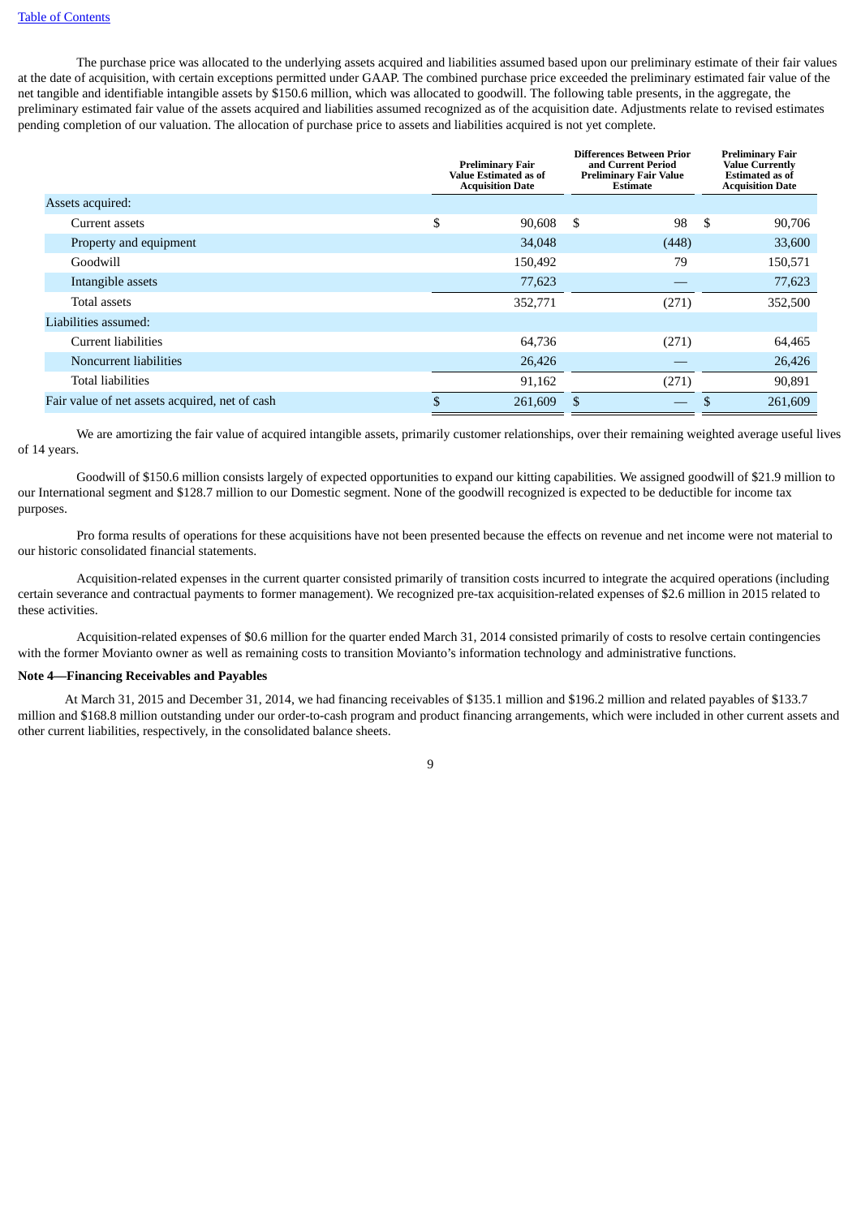The purchase price was allocated to the underlying assets acquired and liabilities assumed based upon our preliminary estimate of their fair values at the date of acquisition, with certain exceptions permitted under GAAP. The combined purchase price exceeded the preliminary estimated fair value of the net tangible and identifiable intangible assets by $150.6 million, which was allocated to goodwill. The following table presents, in the aggregate, the preliminary estimated fair value of the assets acquired and liabilities assumed recognized as of the acquisition date. Adjustments relate to revised estimates pending completion of our valuation. The allocation of purchase price to assets and liabilities acquired is not yet complete.

| | Preliminary Fair Value Estimated as of Acquisition Date | Differences Between Prior and Current Period Preliminary Fair Value Estimate | Preliminary Fair Value Currently Estimated as of Acquisition Date |
|---|---|---|---|
| Assets acquired: | | | |
| Current assets | $ 90,608 | $ 98 | $ 90,706 |
| Property and equipment | 34,048 | (448) | 33,600 |
| Goodwill | 150,492 | 79 | 150,571 |
| Intangible assets | 77,623 | — | 77,623 |
| Total assets | 352,771 | (271) | 352,500 |
| Liabilities assumed: | | | |
| Current liabilities | 64,736 | (271) | 64,465 |
| Noncurrent liabilities | 26,426 | — | 26,426 |
| Total liabilities | 91,162 | (271) | 90,891 |
| Fair value of net assets acquired, net of cash | $ 261,609 | $ — | $ 261,609 |

We are amortizing the fair value of acquired intangible assets, primarily customer relationships, over their remaining weighted average useful lives of 14 years.

Goodwill of $150.6 million consists largely of expected opportunities to expand our kitting capabilities. We assigned goodwill of $21.9 million to our International segment and $128.7 million to our Domestic segment. None of the goodwill recognized is expected to be deductible for income tax purposes.

Pro forma results of operations for these acquisitions have not been presented because the effects on revenue and net income were not material to our historic consolidated financial statements.

Acquisition-related expenses in the current quarter consisted primarily of transition costs incurred to integrate the acquired operations (including certain severance and contractual payments to former management). We recognized pre-tax acquisition-related expenses of $2.6 million in 2015 related to these activities.

Acquisition-related expenses of $0.6 million for the quarter ended March 31, 2014 consisted primarily of costs to resolve certain contingencies with the former Movianto owner as well as remaining costs to transition Movianto's information technology and administrative functions.

**Note 4—Financing Receivables and Payables**

At March 31, 2015 and December 31, 2014, we had financing receivables of $135.1 million and $196.2 million and related payables of $133.7 million and $168.8 million outstanding under our order-to-cash program and product financing arrangements, which were included in other current assets and other current liabilities, respectively, in the consolidated balance sheets.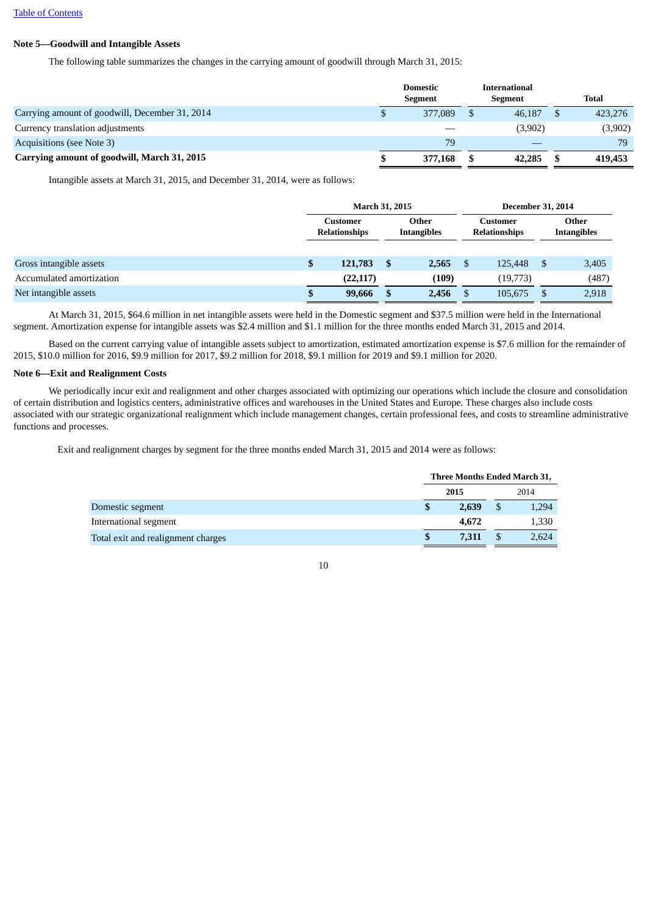[Table of Contents](#)

**Note 5—Goodwill and Intangible Assets**

The following table summarizes the changes in the carrying amount of goodwill through March 31, 2015:

| | Domestic Segment | International Segment | Total |
|---|---|---|---|
| Carrying amount of goodwill, December 31, 2014 | $ 377,089 | $ 46,187 | $ 423,276 |
| Currency translation adjustments | — | (3,902) | (3,902) |
| Acquisitions (see Note 3) | 79 | — | 79 |
| **Carrying amount of goodwill, March 31, 2015** | **$ 377,168** | **$ 42,285** | **$ 419,453** |

Intangible assets at March 31, 2015, and December 31, 2014, were as follows:

| | March 31, 2015 | | December 31, 2014 | |
|---|---|---|---|---|
| | Customer Relationships | Other Intangibles | Customer Relationships | Other Intangibles |
| Gross intangible assets | **$ 121,783** | **$ 2,565** | $ 125,448 | $ 3,405 |
| Accumulated amortization | **(22,117)** | **(109)** | (19,773) | (487) |
| Net intangible assets | **$ 99,666** | **$ 2,456** | $ 105,675 | $ 2,918 |

At March 31, 2015, $64.6 million in net intangible assets were held in the Domestic segment and $37.5 million were held in the International segment. Amortization expense for intangible assets was $2.4 million and $1.1 million for the three months ended March 31, 2015 and 2014.

Based on the current carrying value of intangible assets subject to amortization, estimated amortization expense is $7.6 million for the remainder of 2015, $10.0 million for 2016, $9.9 million for 2017, $9.2 million for 2018, $9.1 million for 2019 and $9.1 million for 2020.

**Note 6—Exit and Realignment Costs**

We periodically incur exit and realignment and other charges associated with optimizing our operations which include the closure and consolidation of certain distribution and logistics centers, administrative offices and warehouses in the United States and Europe. These charges also include costs associated with our strategic organizational realignment which include management changes, certain professional fees, and costs to streamline administrative functions and processes.

Exit and realignment charges by segment for the three months ended March 31, 2015 and 2014 were as follows:

| | Three Months Ended March 31, | |
|---|---|---|
| | 2015 | 2014 |
| Domestic segment | **$ 2,639** | $ 1,294 |
| International segment | **4,672** | 1,330 |
| Total exit and realignment charges | **$ 7,311** | $ 2,624 |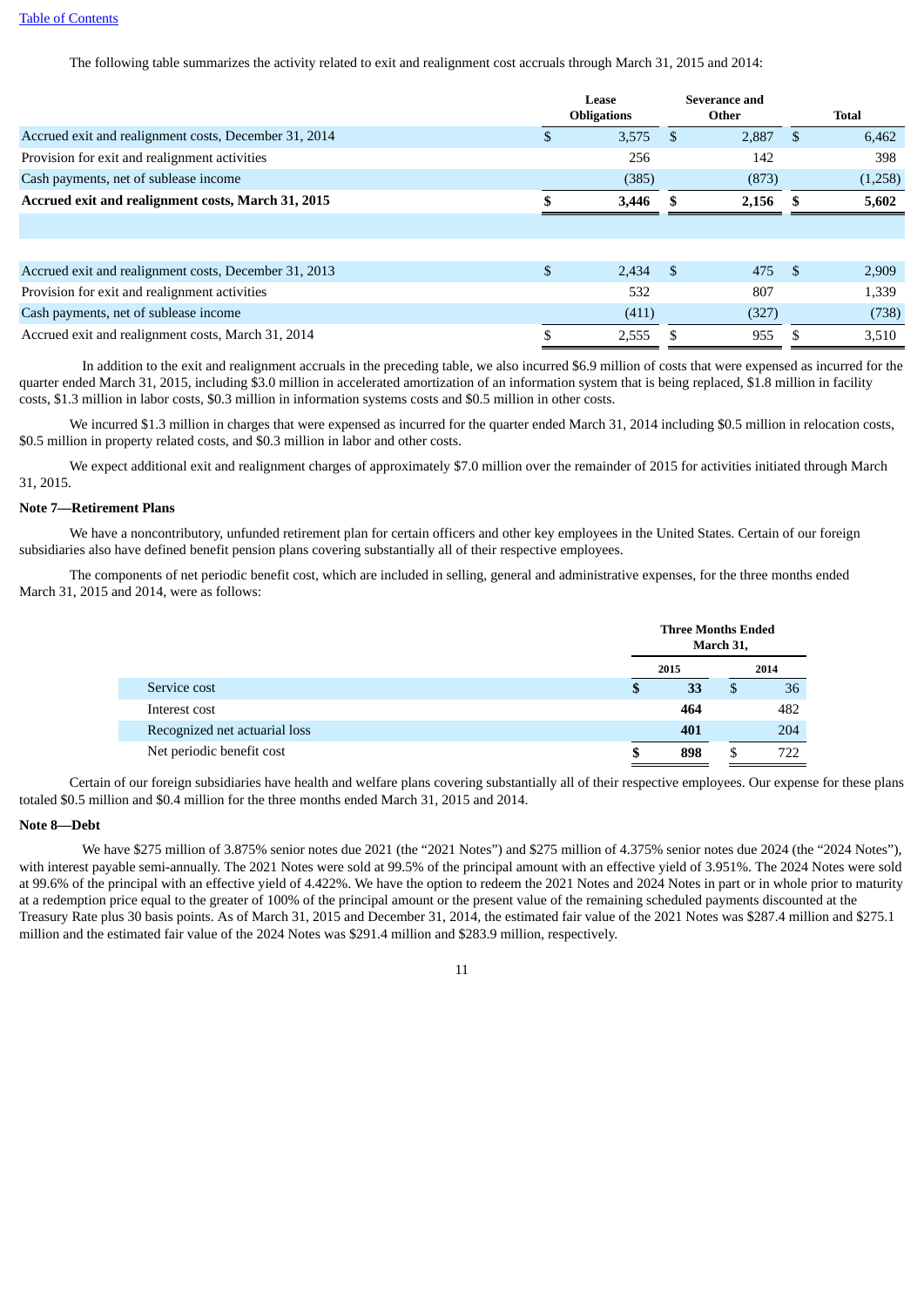The following table summarizes the activity related to exit and realignment cost accruals through March 31, 2015 and 2014:

| | Lease Obligations | Severance and Other | Total |
|---|---|---|---|
| Accrued exit and realignment costs, December 31, 2014 | $ 3,575 | $ 2,887 | $ 6,462 |
| Provision for exit and realignment activities | 256 | 142 | 398 |
| Cash payments, net of sublease income | (385) | (873) | (1,258) |
| **Accrued exit and realignment costs, March 31, 2015** | **$ 3,446** | **$ 2,156** | **$ 5,602** |
| | | | |
| Accrued exit and realignment costs, December 31, 2013 | $ 2,434 | $ 475 | $ 2,909 |
| Provision for exit and realignment activities | 532 | 807 | 1,339 |
| Cash payments, net of sublease income | (411) | (327) | (738) |
| Accrued exit and realignment costs, March 31, 2014 | $ 2,555 | $ 955 | $ 3,510 |

In addition to the exit and realignment accruals in the preceding table, we also incurred $6.9 million of costs that were expensed as incurred for the quarter ended March 31, 2015, including $3.0 million in accelerated amortization of an information system that is being replaced, $1.8 million in facility costs, $1.3 million in labor costs, $0.3 million in information systems costs and $0.5 million in other costs.

We incurred $1.3 million in charges that were expensed as incurred for the quarter ended March 31, 2014 including $0.5 million in relocation costs, $0.5 million in property related costs, and $0.3 million in labor and other costs.

We expect additional exit and realignment charges of approximately $7.0 million over the remainder of 2015 for activities initiated through March 31, 2015.

**Note 7—Retirement Plans**

We have a noncontributory, unfunded retirement plan for certain officers and other key employees in the United States. Certain of our foreign subsidiaries also have defined benefit pension plans covering substantially all of their respective employees.

The components of net periodic benefit cost, which are included in selling, general and administrative expenses, for the three months ended March 31, 2015 and 2014, were as follows:

| | Three Months Ended March 31, | |
|---|---|---|
| | **2015** | **2014** |
| Service cost | **$ 33** | $ 36 |
| Interest cost | **464** | 482 |
| Recognized net actuarial loss | **401** | 204 |
| Net periodic benefit cost | **$ 898** | $ 722 |

Certain of our foreign subsidiaries have health and welfare plans covering substantially all of their respective employees. Our expense for these plans totaled $0.5 million and $0.4 million for the three months ended March 31, 2015 and 2014.

**Note 8—Debt**

We have $275 million of 3.875% senior notes due 2021 (the "2021 Notes") and $275 million of 4.375% senior notes due 2024 (the "2024 Notes"), with interest payable semi-annually. The 2021 Notes were sold at 99.5% of the principal amount with an effective yield of 3.951%. The 2024 Notes were sold at 99.6% of the principal with an effective yield of 4.422%. We have the option to redeem the 2021 Notes and 2024 Notes in part or in whole prior to maturity at a redemption price equal to the greater of 100% of the principal amount or the present value of the remaining scheduled payments discounted at the Treasury Rate plus 30 basis points. As of March 31, 2015 and December 31, 2014, the estimated fair value of the 2021 Notes was $287.4 million and $275.1 million and the estimated fair value of the 2024 Notes was $291.4 million and $283.9 million, respectively.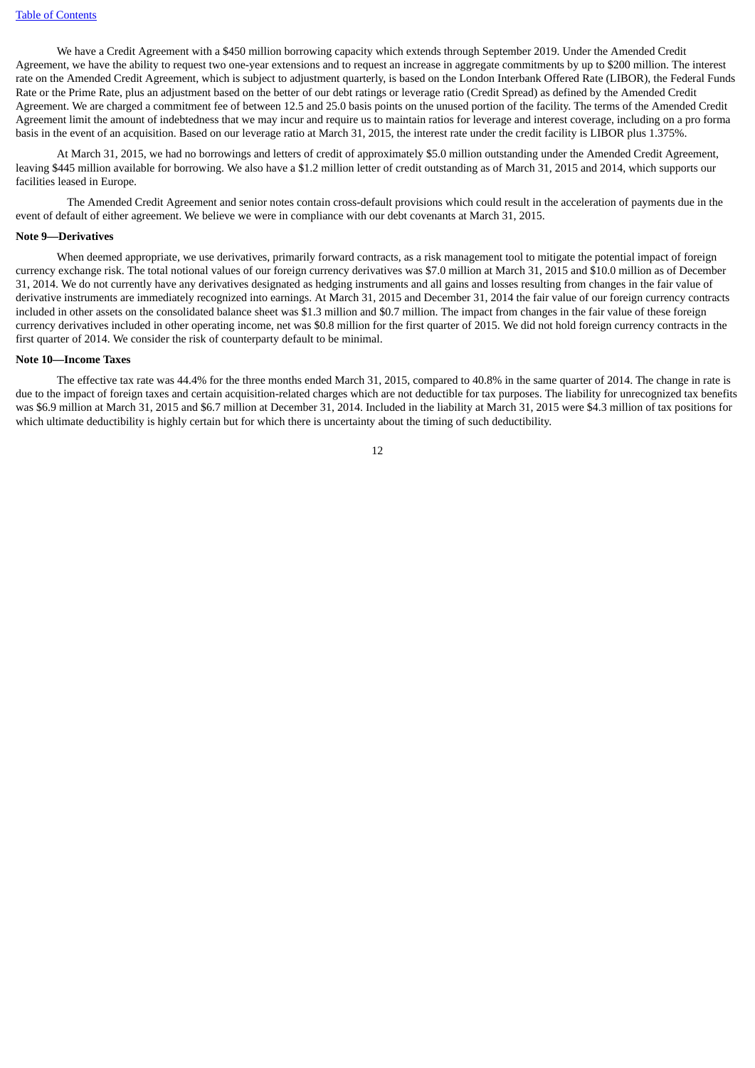We have a Credit Agreement with a $450 million borrowing capacity which extends through September 2019. Under the Amended Credit Agreement, we have the ability to request two one-year extensions and to request an increase in aggregate commitments by up to $200 million. The interest rate on the Amended Credit Agreement, which is subject to adjustment quarterly, is based on the London Interbank Offered Rate (LIBOR), the Federal Funds Rate or the Prime Rate, plus an adjustment based on the better of our debt ratings or leverage ratio (Credit Spread) as defined by the Amended Credit Agreement. We are charged a commitment fee of between 12.5 and 25.0 basis points on the unused portion of the facility. The terms of the Amended Credit Agreement limit the amount of indebtedness that we may incur and require us to maintain ratios for leverage and interest coverage, including on a pro forma basis in the event of an acquisition. Based on our leverage ratio at March 31, 2015, the interest rate under the credit facility is LIBOR plus 1.375%.

At March 31, 2015, we had no borrowings and letters of credit of approximately $5.0 million outstanding under the Amended Credit Agreement, leaving $445 million available for borrowing. We also have a $1.2 million letter of credit outstanding as of March 31, 2015 and 2014, which supports our facilities leased in Europe.

The Amended Credit Agreement and senior notes contain cross-default provisions which could result in the acceleration of payments due in the event of default of either agreement. We believe we were in compliance with our debt covenants at March 31, 2015.

**Note 9—Derivatives**

When deemed appropriate, we use derivatives, primarily forward contracts, as a risk management tool to mitigate the potential impact of foreign currency exchange risk. The total notional values of our foreign currency derivatives was $7.0 million at March 31, 2015 and $10.0 million as of December 31, 2014. We do not currently have any derivatives designated as hedging instruments and all gains and losses resulting from changes in the fair value of derivative instruments are immediately recognized into earnings. At March 31, 2015 and December 31, 2014 the fair value of our foreign currency contracts included in other assets on the consolidated balance sheet was $1.3 million and $0.7 million. The impact from changes in the fair value of these foreign currency derivatives included in other operating income, net was $0.8 million for the first quarter of 2015. We did not hold foreign currency contracts in the first quarter of 2014. We consider the risk of counterparty default to be minimal.

**Note 10—Income Taxes**

The effective tax rate was 44.4% for the three months ended March 31, 2015, compared to 40.8% in the same quarter of 2014. The change in rate is due to the impact of foreign taxes and certain acquisition-related charges which are not deductible for tax purposes. The liability for unrecognized tax benefits was $6.9 million at March 31, 2015 and $6.7 million at December 31, 2014. Included in the liability at March 31, 2015 were $4.3 million of tax positions for which ultimate deductibility is highly certain but for which there is uncertainty about the timing of such deductibility.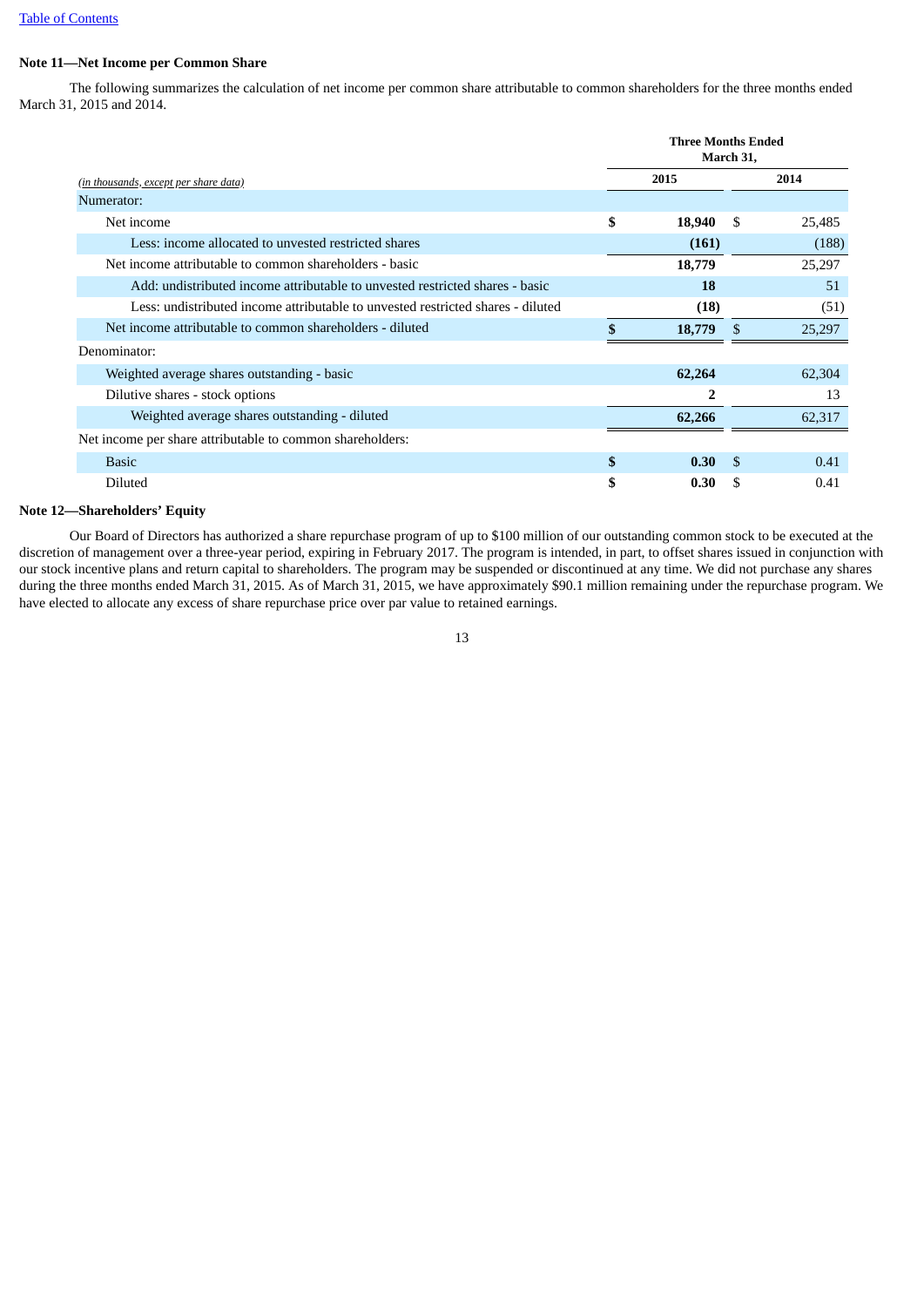[Table of Contents]

**Note 11—Net Income per Common Share**

The following summarizes the calculation of net income per common share attributable to common shareholders for the three months ended March 31, 2015 and 2014.

| *(in thousands, except per share data)* | Three Months Ended March 31, 2015 | Three Months Ended March 31, 2014 |
|---|---|---|
| Numerator: | | |
| Net income | **$ 18,940** | $ 25,485 |
| Less: income allocated to unvested restricted shares | **(161)** | (188) |
| Net income attributable to common shareholders - basic | **18,779** | 25,297 |
| Add: undistributed income attributable to unvested restricted shares - basic | **18** | 51 |
| Less: undistributed income attributable to unvested restricted shares - diluted | **(18)** | (51) |
| Net income attributable to common shareholders - diluted | **$ 18,779** | $ 25,297 |
| Denominator: | | |
| Weighted average shares outstanding - basic | **62,264** | 62,304 |
| Dilutive shares - stock options | **2** | 13 |
| Weighted average shares outstanding - diluted | **62,266** | 62,317 |
| Net income per share attributable to common shareholders: | | |
| Basic | **$ 0.30** | $ 0.41 |
| Diluted | **$ 0.30** | $ 0.41 |

**Note 12—Shareholders' Equity**

Our Board of Directors has authorized a share repurchase program of up to $100 million of our outstanding common stock to be executed at the discretion of management over a three-year period, expiring in February 2017. The program is intended, in part, to offset shares issued in conjunction with our stock incentive plans and return capital to shareholders. The program may be suspended or discontinued at any time. We did not purchase any shares during the three months ended March 31, 2015. As of March 31, 2015, we have approximately $90.1 million remaining under the repurchase program. We have elected to allocate any excess of share repurchase price over par value to retained earnings.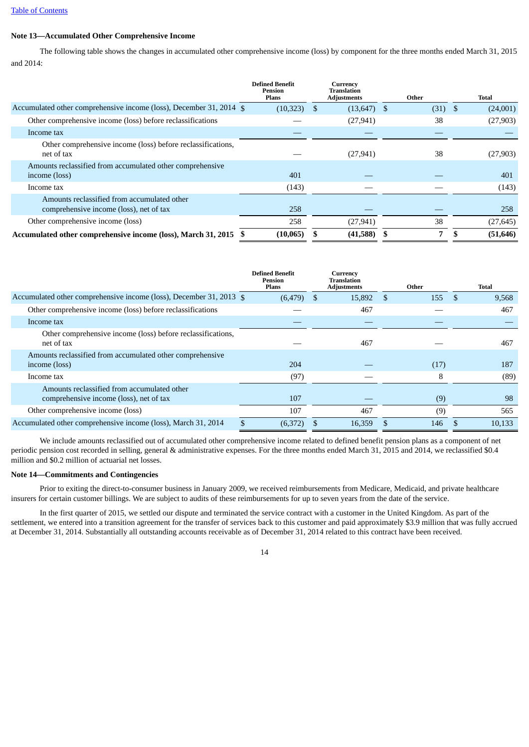[Table of Contents](#)

**Note 13—Accumulated Other Comprehensive Income**

The following table shows the changes in accumulated other comprehensive income (loss) by component for the three months ended March 31, 2015 and 2014:

| | Defined Benefit Pension Plans | Currency Translation Adjustments | Other | Total |
|---|---|---|---|---|
| Accumulated other comprehensive income (loss), December 31, 2014 | $ (10,323) | $ (13,647) | $ (31) | $ (24,001) |
| Other comprehensive income (loss) before reclassifications | — | (27,941) | 38 | (27,903) |
| Income tax | — | — | — | — |
| Other comprehensive income (loss) before reclassifications, net of tax | — | (27,941) | 38 | (27,903) |
| Amounts reclassified from accumulated other comprehensive income (loss) | 401 | — | — | 401 |
| Income tax | (143) | — | — | (143) |
| Amounts reclassified from accumulated other comprehensive income (loss), net of tax | 258 | — | — | 258 |
| Other comprehensive income (loss) | 258 | (27,941) | 38 | (27,645) |
| **Accumulated other comprehensive income (loss), March 31, 2015** | **$ (10,065)** | **$ (41,588)** | **$ 7** | **$ (51,646)** |

| | Defined Benefit Pension Plans | Currency Translation Adjustments | Other | Total |
|---|---|---|---|---|
| Accumulated other comprehensive income (loss), December 31, 2013 | $ (6,479) | $ 15,892 | $ 155 | $ 9,568 |
| Other comprehensive income (loss) before reclassifications | — | 467 | — | 467 |
| Income tax | — | — | — | — |
| Other comprehensive income (loss) before reclassifications, net of tax | — | 467 | — | 467 |
| Amounts reclassified from accumulated other comprehensive income (loss) | 204 | — | (17) | 187 |
| Income tax | (97) | — | 8 | (89) |
| Amounts reclassified from accumulated other comprehensive income (loss), net of tax | 107 | — | (9) | 98 |
| Other comprehensive income (loss) | 107 | 467 | (9) | 565 |
| Accumulated other comprehensive income (loss), March 31, 2014 | $ (6,372) | $ 16,359 | $ 146 | $ 10,133 |

We include amounts reclassified out of accumulated other comprehensive income related to defined benefit pension plans as a component of net periodic pension cost recorded in selling, general & administrative expenses. For the three months ended March 31, 2015 and 2014, we reclassified $0.4 million and $0.2 million of actuarial net losses.

**Note 14—Commitments and Contingencies**

Prior to exiting the direct-to-consumer business in January 2009, we received reimbursements from Medicare, Medicaid, and private healthcare insurers for certain customer billings. We are subject to audits of these reimbursements for up to seven years from the date of the service.

In the first quarter of 2015, we settled our dispute and terminated the service contract with a customer in the United Kingdom. As part of the settlement, we entered into a transition agreement for the transfer of services back to this customer and paid approximately $3.9 million that was fully accrued at December 31, 2014. Substantially all outstanding accounts receivable as of December 31, 2014 related to this contract have been received.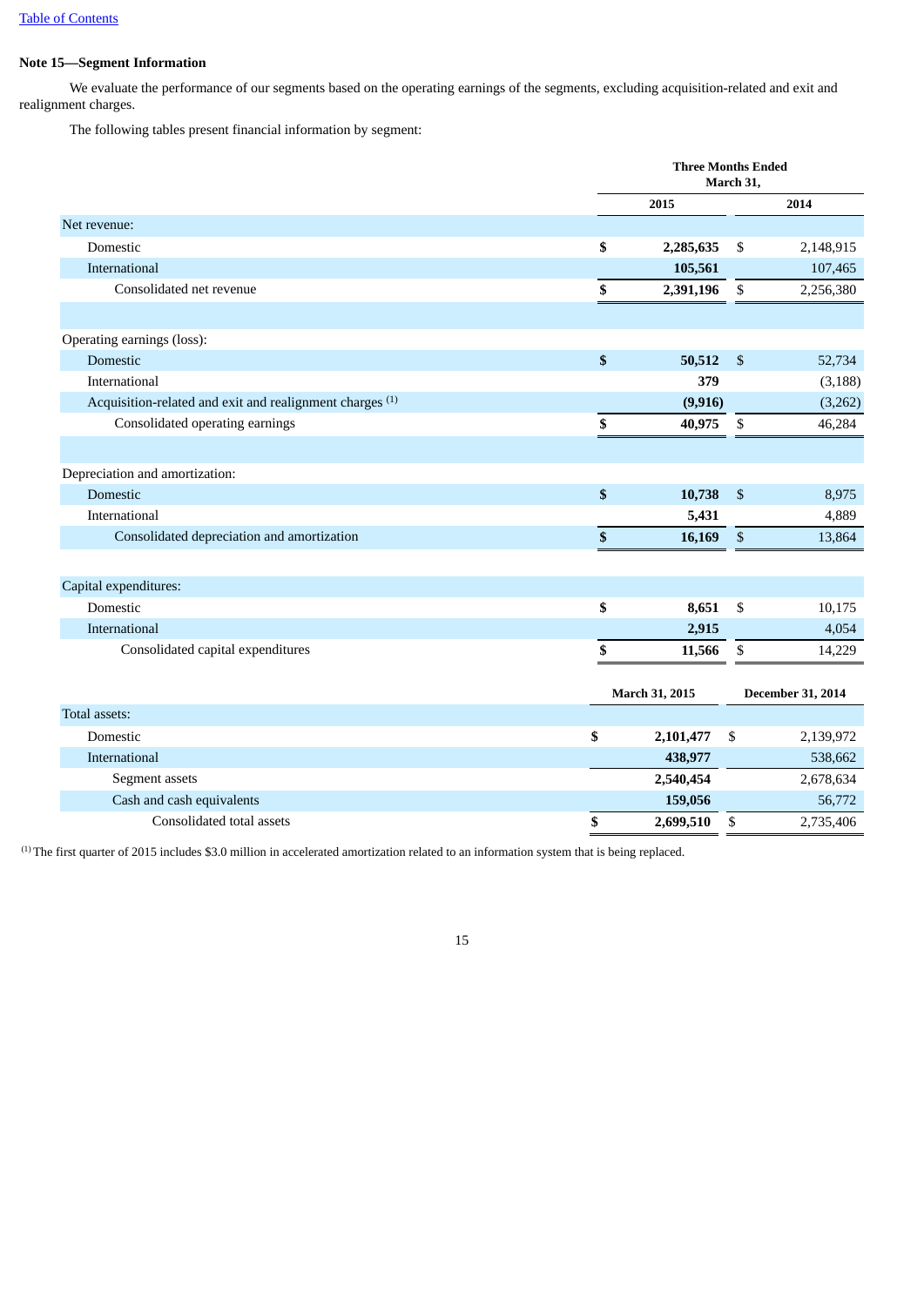**Note 15—Segment Information**

We evaluate the performance of our segments based on the operating earnings of the segments, excluding acquisition-related and exit and realignment charges.

The following tables present financial information by segment:

| | Three Months Ended March 31, | |
|---|---|---|
| | 2015 | 2014 |
| Net revenue: | | |
| Domestic | $ 2,285,635 | $ 2,148,915 |
| International | 105,561 | 107,465 |
| Consolidated net revenue | $ 2,391,196 | $ 2,256,380 |
| | | |
| Operating earnings (loss): | | |
| Domestic | $ 50,512 | $ 52,734 |
| International | 379 | (3,188) |
| Acquisition-related and exit and realignment charges [1] | (9,916) | (3,262) |
| Consolidated operating earnings | $ 40,975 | $ 46,284 |
| | | |
| Depreciation and amortization: | | |
| Domestic | $ 10,738 | $ 8,975 |
| International | 5,431 | 4,889 |
| Consolidated depreciation and amortization | $ 16,169 | $ 13,864 |
| | | |
| Capital expenditures: | | |
| Domestic | $ 8,651 | $ 10,175 |
| International | 2,915 | 4,054 |
| Consolidated capital expenditures | $ 11,566 | $ 14,229 |

| | March 31, 2015 | December 31, 2014 |
|---|---|---|
| Total assets: | | |
| Domestic | $ 2,101,477 | $ 2,139,972 |
| International | 438,977 | 538,662 |
| Segment assets | 2,540,454 | 2,678,634 |
| Cash and cash equivalents | 159,056 | 56,772 |
| Consolidated total assets | $ 2,699,510 | $ 2,735,406 |

[1] The first quarter of 2015 includes $3.0 million in accelerated amortization related to an information system that is being replaced.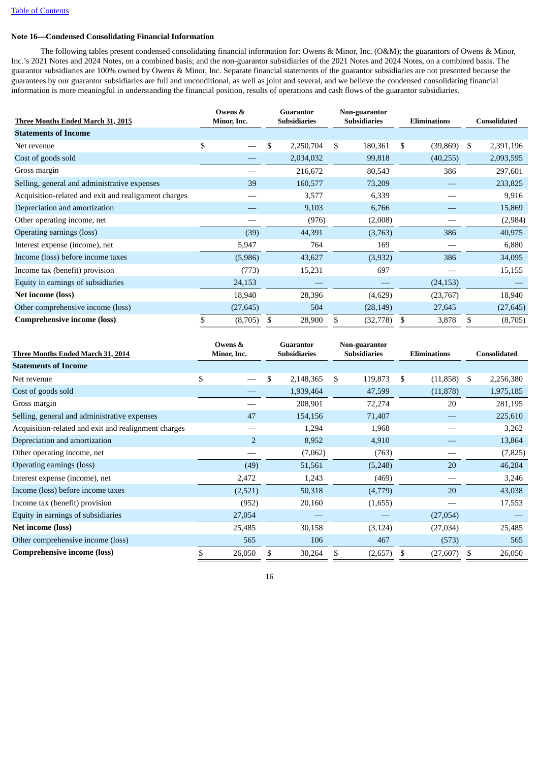### Note 16—Condensed Consolidating Financial Information

The following tables present condensed consolidating financial information for: Owens & Minor, Inc. (O&M); the guarantors of Owens & Minor, Inc.'s 2021 Notes and 2024 Notes, on a combined basis; and the non-guarantor subsidiaries of the 2021 Notes and 2024 Notes, on a combined basis. The guarantor subsidiaries are 100% owned by Owens & Minor, Inc. Separate financial statements of the guarantor subsidiaries are not presented because the guarantees by our guarantor subsidiaries are full and unconditional, as well as joint and several, and we believe the condensed consolidating financial information is more meaningful in understanding the financial position, results of operations and cash flows of the guarantor subsidiaries.

| Three Months Ended March 31, 2015 | Owens & Minor, Inc. | Guarantor Subsidiaries | Non-guarantor Subsidiaries | Eliminations | Consolidated |
|---|---|---|---|---|---|
| **Statements of Income** | | | | | |
| Net revenue | $ — | $ 2,250,704 | $ 180,361 | $ (39,869) | $ 2,391,196 |
| Cost of goods sold | — | 2,034,032 | 99,818 | (40,255) | 2,093,595 |
| Gross margin | — | 216,672 | 80,543 | 386 | 297,601 |
| Selling, general and administrative expenses | 39 | 160,577 | 73,209 | — | 233,825 |
| Acquisition-related and exit and realignment charges | — | 3,577 | 6,339 | — | 9,916 |
| Depreciation and amortization | — | 9,103 | 6,766 | — | 15,869 |
| Other operating income, net | — | (976) | (2,008) | — | (2,984) |
| Operating earnings (loss) | (39) | 44,391 | (3,763) | 386 | 40,975 |
| Interest expense (income), net | 5,947 | 764 | 169 | — | 6,880 |
| Income (loss) before income taxes | (5,986) | 43,627 | (3,932) | 386 | 34,095 |
| Income tax (benefit) provision | (773) | 15,231 | 697 | — | 15,155 |
| Equity in earnings of subsidiaries | 24,153 | — | — | (24,153) | — |
| **Net income (loss)** | 18,940 | 28,396 | (4,629) | (23,767) | 18,940 |
| Other comprehensive income (loss) | (27,645) | 504 | (28,149) | 27,645 | (27,645) |
| **Comprehensive income (loss)** | $ (8,705) | $ 28,900 | $ (32,778) | $ 3,878 | $ (8,705) |

| Three Months Ended March 31, 2014 | Owens & Minor, Inc. | Guarantor Subsidiaries | Non-guarantor Subsidiaries | Eliminations | Consolidated |
|---|---|---|---|---|---|
| **Statements of Income** | | | | | |
| Net revenue | $ — | $ 2,148,365 | $ 119,873 | $ (11,858) | $ 2,256,380 |
| Cost of goods sold | — | 1,939,464 | 47,599 | (11,878) | 1,975,185 |
| Gross margin | — | 208,901 | 72,274 | 20 | 281,195 |
| Selling, general and administrative expenses | 47 | 154,156 | 71,407 | — | 225,610 |
| Acquisition-related and exit and realignment charges | — | 1,294 | 1,968 | — | 3,262 |
| Depreciation and amortization | 2 | 8,952 | 4,910 | — | 13,864 |
| Other operating income, net | — | (7,062) | (763) | — | (7,825) |
| Operating earnings (loss) | (49) | 51,561 | (5,248) | 20 | 46,284 |
| Interest expense (income), net | 2,472 | 1,243 | (469) | — | 3,246 |
| Income (loss) before income taxes | (2,521) | 50,318 | (4,779) | 20 | 43,038 |
| Income tax (benefit) provision | (952) | 20,160 | (1,655) | — | 17,553 |
| Equity in earnings of subsidiaries | 27,054 | — | — | (27,054) | — |
| **Net income (loss)** | 25,485 | 30,158 | (3,124) | (27,034) | 25,485 |
| Other comprehensive income (loss) | 565 | 106 | 467 | (573) | 565 |
| **Comprehensive income (loss)** | $ 26,050 | $ 30,264 | $ (2,657) | $ (27,607) | $ 26,050 |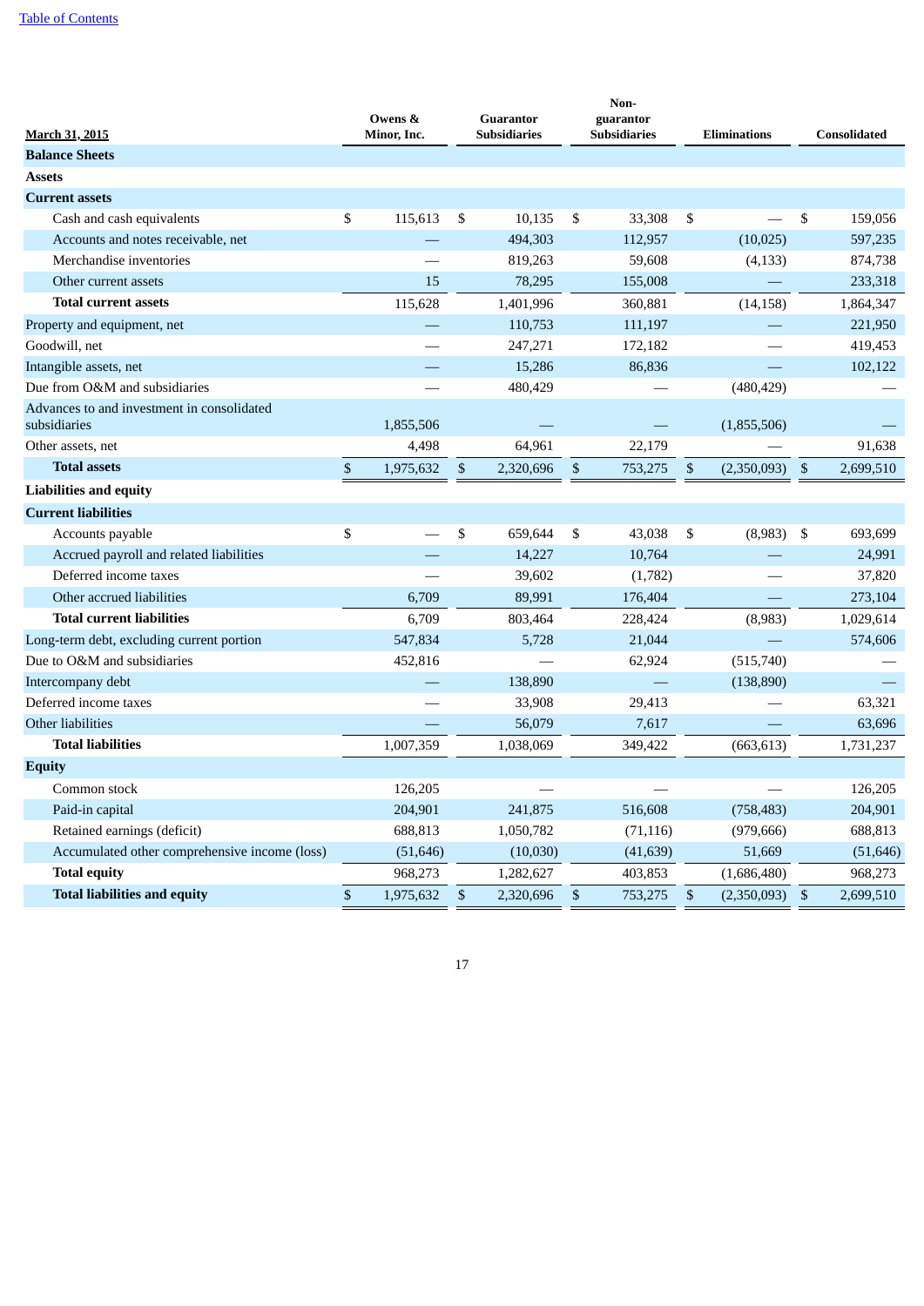[Table of Contents](#)

| March 31, 2015 | Owens & Minor, Inc. | Guarantor Subsidiaries | Non-guarantor Subsidiaries | Eliminations | Consolidated |
|---|---|---|---|---|---|
| **Balance Sheets** | | | | | |
| **Assets** | | | | | |
| **Current assets** | | | | | |
| Cash and cash equivalents | $ 115,613 | $ 10,135 | $ 33,308 | $ — | $ 159,056 |
| Accounts and notes receivable, net | — | 494,303 | 112,957 | (10,025) | 597,235 |
| Merchandise inventories | — | 819,263 | 59,608 | (4,133) | 874,738 |
| Other current assets | 15 | 78,295 | 155,008 | — | 233,318 |
| **Total current assets** | 115,628 | 1,401,996 | 360,881 | (14,158) | 1,864,347 |
| Property and equipment, net | — | 110,753 | 111,197 | — | 221,950 |
| Goodwill, net | — | 247,271 | 172,182 | — | 419,453 |
| Intangible assets, net | — | 15,286 | 86,836 | — | 102,122 |
| Due from O&M and subsidiaries | — | 480,429 | — | (480,429) | — |
| Advances to and investment in consolidated subsidiaries | 1,855,506 | — | — | (1,855,506) | — |
| Other assets, net | 4,498 | 64,961 | 22,179 | — | 91,638 |
| **Total assets** | $ 1,975,632 | $ 2,320,696 | $ 753,275 | $ (2,350,093) | $ 2,699,510 |
| **Liabilities and equity** | | | | | |
| **Current liabilities** | | | | | |
| Accounts payable | $ — | $ 659,644 | $ 43,038 | $ (8,983) | $ 693,699 |
| Accrued payroll and related liabilities | — | 14,227 | 10,764 | — | 24,991 |
| Deferred income taxes | — | 39,602 | (1,782) | — | 37,820 |
| Other accrued liabilities | 6,709 | 89,991 | 176,404 | — | 273,104 |
| **Total current liabilities** | 6,709 | 803,464 | 228,424 | (8,983) | 1,029,614 |
| Long-term debt, excluding current portion | 547,834 | 5,728 | 21,044 | — | 574,606 |
| Due to O&M and subsidiaries | 452,816 | — | 62,924 | (515,740) | — |
| Intercompany debt | — | 138,890 | — | (138,890) | — |
| Deferred income taxes | — | 33,908 | 29,413 | — | 63,321 |
| Other liabilities | — | 56,079 | 7,617 | — | 63,696 |
| **Total liabilities** | 1,007,359 | 1,038,069 | 349,422 | (663,613) | 1,731,237 |
| **Equity** | | | | | |
| Common stock | 126,205 | — | — | — | 126,205 |
| Paid-in capital | 204,901 | 241,875 | 516,608 | (758,483) | 204,901 |
| Retained earnings (deficit) | 688,813 | 1,050,782 | (71,116) | (979,666) | 688,813 |
| Accumulated other comprehensive income (loss) | (51,646) | (10,030) | (41,639) | 51,669 | (51,646) |
| **Total equity** | 968,273 | 1,282,627 | 403,853 | (1,686,480) | 968,273 |
| **Total liabilities and equity** | $ 1,975,632 | $ 2,320,696 | $ 753,275 | $ (2,350,093) | $ 2,699,510 |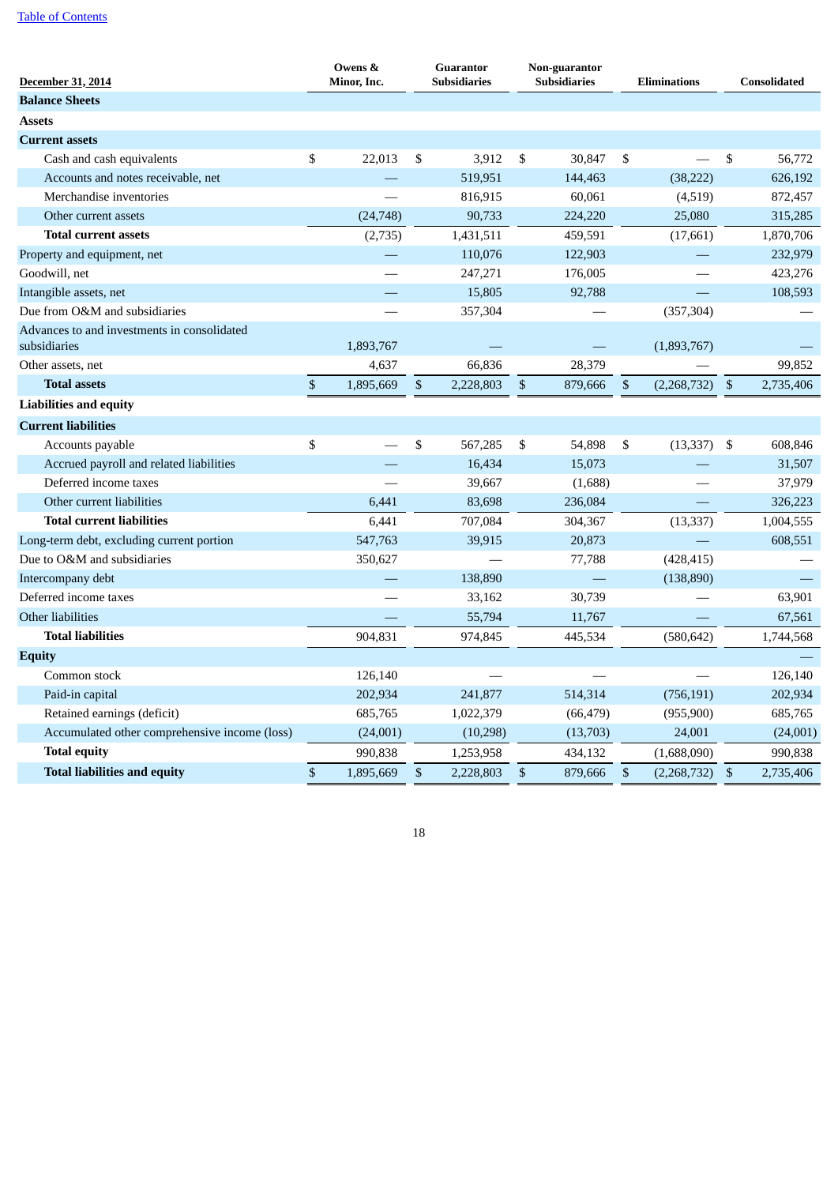| December 31, 2014 | Owens & Minor, Inc. | Guarantor Subsidiaries | Non-guarantor Subsidiaries | Eliminations | Consolidated |
|---|---|---|---|---|---|
| **Balance Sheets** | | | | | |
| **Assets** | | | | | |
| **Current assets** | | | | | |
| Cash and cash equivalents | $ 22,013 | $ 3,912 | $ 30,847 | $ — | $ 56,772 |
| Accounts and notes receivable, net | — | 519,951 | 144,463 | (38,222) | 626,192 |
| Merchandise inventories | — | 816,915 | 60,061 | (4,519) | 872,457 |
| Other current assets | (24,748) | 90,733 | 224,220 | 25,080 | 315,285 |
| **Total current assets** | (2,735) | 1,431,511 | 459,591 | (17,661) | 1,870,706 |
| Property and equipment, net | — | 110,076 | 122,903 | — | 232,979 |
| Goodwill, net | — | 247,271 | 176,005 | — | 423,276 |
| Intangible assets, net | — | 15,805 | 92,788 | — | 108,593 |
| Due from O&M and subsidiaries | — | 357,304 | — | (357,304) | — |
| Advances to and investments in consolidated subsidiaries | 1,893,767 | — | — | (1,893,767) | — |
| Other assets, net | 4,637 | 66,836 | 28,379 | — | 99,852 |
| **Total assets** | $ 1,895,669 | $ 2,228,803 | $ 879,666 | $ (2,268,732) | $ 2,735,406 |
| **Liabilities and equity** | | | | | |
| **Current liabilities** | | | | | |
| Accounts payable | $ — | $ 567,285 | $ 54,898 | $ (13,337) | $ 608,846 |
| Accrued payroll and related liabilities | — | 16,434 | 15,073 | — | 31,507 |
| Deferred income taxes | — | 39,667 | (1,688) | — | 37,979 |
| Other current liabilities | 6,441 | 83,698 | 236,084 | — | 326,223 |
| **Total current liabilities** | 6,441 | 707,084 | 304,367 | (13,337) | 1,004,555 |
| Long-term debt, excluding current portion | 547,763 | 39,915 | 20,873 | — | 608,551 |
| Due to O&M and subsidiaries | 350,627 | — | 77,788 | (428,415) | — |
| Intercompany debt | — | 138,890 | — | (138,890) | — |
| Deferred income taxes | — | 33,162 | 30,739 | — | 63,901 |
| Other liabilities | — | 55,794 | 11,767 | — | 67,561 |
| **Total liabilities** | 904,831 | 974,845 | 445,534 | (580,642) | 1,744,568 |
| **Equity** | | | | | — |
| Common stock | 126,140 | — | — | — | 126,140 |
| Paid-in capital | 202,934 | 241,877 | 514,314 | (756,191) | 202,934 |
| Retained earnings (deficit) | 685,765 | 1,022,379 | (66,479) | (955,900) | 685,765 |
| Accumulated other comprehensive income (loss) | (24,001) | (10,298) | (13,703) | 24,001 | (24,001) |
| **Total equity** | 990,838 | 1,253,958 | 434,132 | (1,688,090) | 990,838 |
| **Total liabilities and equity** | $ 1,895,669 | $ 2,228,803 | $ 879,666 | $ (2,268,732) | $ 2,735,406 |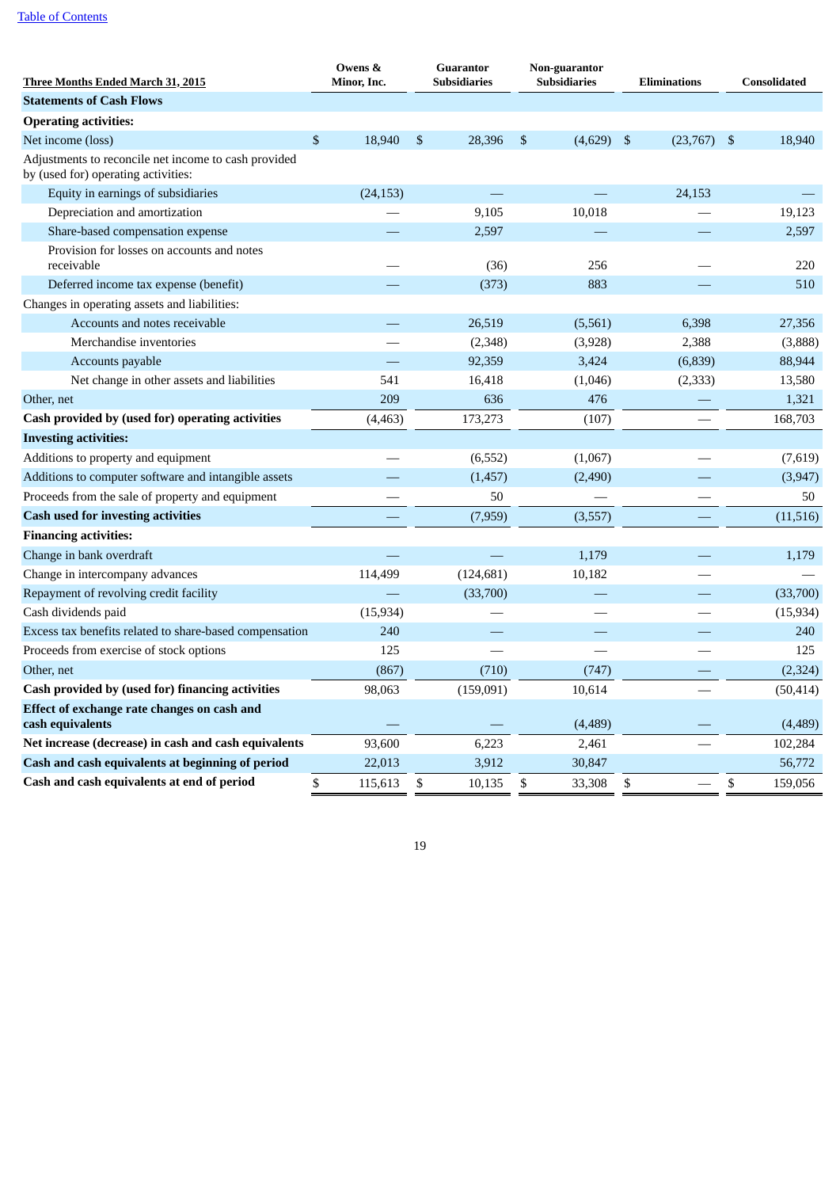| Three Months Ended March 31, 2015 | Owens & Minor, Inc. | Guarantor Subsidiaries | Non-guarantor Subsidiaries | Eliminations | Consolidated |
|---|---|---|---|---|---|
| **Statements of Cash Flows** | | | | | |
| **Operating activities:** | | | | | |
| Net income (loss) | $ 18,940 | $ 28,396 | $ (4,629) | $ (23,767) | $ 18,940 |
| Adjustments to reconcile net income to cash provided by (used for) operating activities: | | | | | |
| Equity in earnings of subsidiaries | (24,153) | — | — | 24,153 | — |
| Depreciation and amortization | — | 9,105 | 10,018 | — | 19,123 |
| Share-based compensation expense | — | 2,597 | — | — | 2,597 |
| Provision for losses on accounts and notes receivable | — | (36) | 256 | — | 220 |
| Deferred income tax expense (benefit) | — | (373) | 883 | — | 510 |
| Changes in operating assets and liabilities: | | | | | |
| Accounts and notes receivable | — | 26,519 | (5,561) | 6,398 | 27,356 |
| Merchandise inventories | — | (2,348) | (3,928) | 2,388 | (3,888) |
| Accounts payable | — | 92,359 | 3,424 | (6,839) | 88,944 |
| Net change in other assets and liabilities | 541 | 16,418 | (1,046) | (2,333) | 13,580 |
| Other, net | 209 | 636 | 476 | — | 1,321 |
| **Cash provided by (used for) operating activities** | (4,463) | 173,273 | (107) | — | 168,703 |
| **Investing activities:** | | | | | |
| Additions to property and equipment | — | (6,552) | (1,067) | — | (7,619) |
| Additions to computer software and intangible assets | — | (1,457) | (2,490) | — | (3,947) |
| Proceeds from the sale of property and equipment | — | 50 | — | — | 50 |
| **Cash used for investing activities** | — | (7,959) | (3,557) | — | (11,516) |
| **Financing activities:** | | | | | |
| Change in bank overdraft | — | — | 1,179 | — | 1,179 |
| Change in intercompany advances | 114,499 | (124,681) | 10,182 | — | — |
| Repayment of revolving credit facility | — | (33,700) | — | — | (33,700) |
| Cash dividends paid | (15,934) | — | — | — | (15,934) |
| Excess tax benefits related to share-based compensation | 240 | — | — | — | 240 |
| Proceeds from exercise of stock options | 125 | — | — | — | 125 |
| Other, net | (867) | (710) | (747) | — | (2,324) |
| **Cash provided by (used for) financing activities** | 98,063 | (159,091) | 10,614 | — | (50,414) |
| **Effect of exchange rate changes on cash and cash equivalents** | — | — | (4,489) | — | (4,489) |
| **Net increase (decrease) in cash and cash equivalents** | 93,600 | 6,223 | 2,461 | — | 102,284 |
| **Cash and cash equivalents at beginning of period** | 22,013 | 3,912 | 30,847 | | 56,772 |
| **Cash and cash equivalents at end of period** | $ 115,613 | $ 10,135 | $ 33,308 | $ — | $ 159,056 |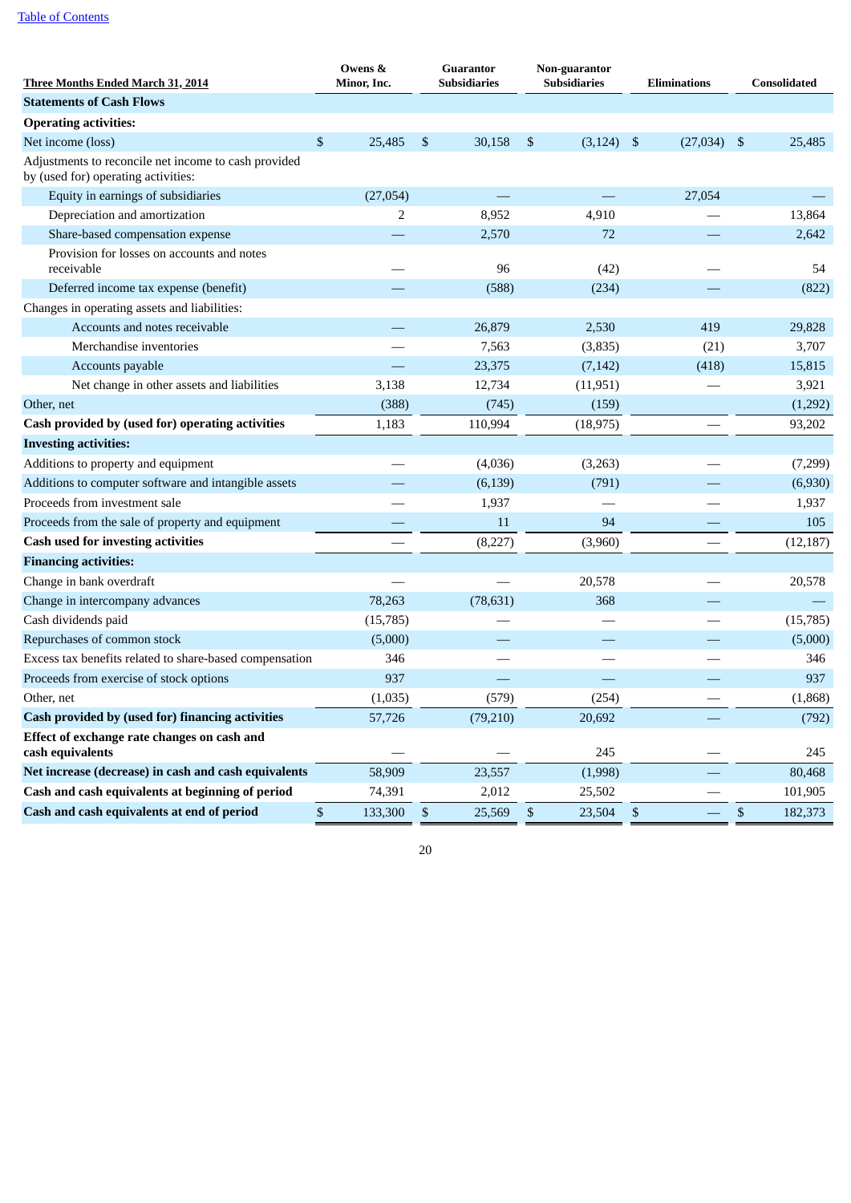[Table of Contents](#)

| Three Months Ended March 31, 2014 | Owens & Minor, Inc. | Guarantor Subsidiaries | Non-guarantor Subsidiaries | Eliminations | Consolidated |
|---|---|---|---|---|---|
| **Statements of Cash Flows** | | | | | |
| **Operating activities:** | | | | | |
| Net income (loss) | $ 25,485 | $ 30,158 | $ (3,124) | $ (27,034) | $ 25,485 |
| Adjustments to reconcile net income to cash provided by (used for) operating activities: | | | | | |
| Equity in earnings of subsidiaries | (27,054) | — | — | 27,054 | — |
| Depreciation and amortization | 2 | 8,952 | 4,910 | — | 13,864 |
| Share-based compensation expense | — | 2,570 | 72 | — | 2,642 |
| Provision for losses on accounts and notes receivable | — | 96 | (42) | — | 54 |
| Deferred income tax expense (benefit) | — | (588) | (234) | — | (822) |
| Changes in operating assets and liabilities: | | | | | |
| Accounts and notes receivable | — | 26,879 | 2,530 | 419 | 29,828 |
| Merchandise inventories | — | 7,563 | (3,835) | (21) | 3,707 |
| Accounts payable | — | 23,375 | (7,142) | (418) | 15,815 |
| Net change in other assets and liabilities | 3,138 | 12,734 | (11,951) | — | 3,921 |
| Other, net | (388) | (745) | (159) | — | (1,292) |
| **Cash provided by (used for) operating activities** | 1,183 | 110,994 | (18,975) | — | 93,202 |
| **Investing activities:** | | | | | |
| Additions to property and equipment | — | (4,036) | (3,263) | — | (7,299) |
| Additions to computer software and intangible assets | — | (6,139) | (791) | — | (6,930) |
| Proceeds from investment sale | — | 1,937 | — | — | 1,937 |
| Proceeds from the sale of property and equipment | — | 11 | 94 | — | 105 |
| **Cash used for investing activities** | — | (8,227) | (3,960) | — | (12,187) |
| **Financing activities:** | | | | | |
| Change in bank overdraft | — | — | 20,578 | — | 20,578 |
| Change in intercompany advances | 78,263 | (78,631) | 368 | — | — |
| Cash dividends paid | (15,785) | — | — | — | (15,785) |
| Repurchases of common stock | (5,000) | — | — | — | (5,000) |
| Excess tax benefits related to share-based compensation | 346 | — | — | — | 346 |
| Proceeds from exercise of stock options | 937 | — | — | — | 937 |
| Other, net | (1,035) | (579) | (254) | — | (1,868) |
| **Cash provided by (used for) financing activities** | 57,726 | (79,210) | 20,692 | — | (792) |
| **Effect of exchange rate changes on cash and cash equivalents** | — | — | 245 | — | 245 |
| **Net increase (decrease) in cash and cash equivalents** | 58,909 | 23,557 | (1,998) | — | 80,468 |
| **Cash and cash equivalents at beginning of period** | 74,391 | 2,012 | 25,502 | — | 101,905 |
| **Cash and cash equivalents at end of period** | $ 133,300 | $ 25,569 | $ 23,504 | $ — | $ 182,373 |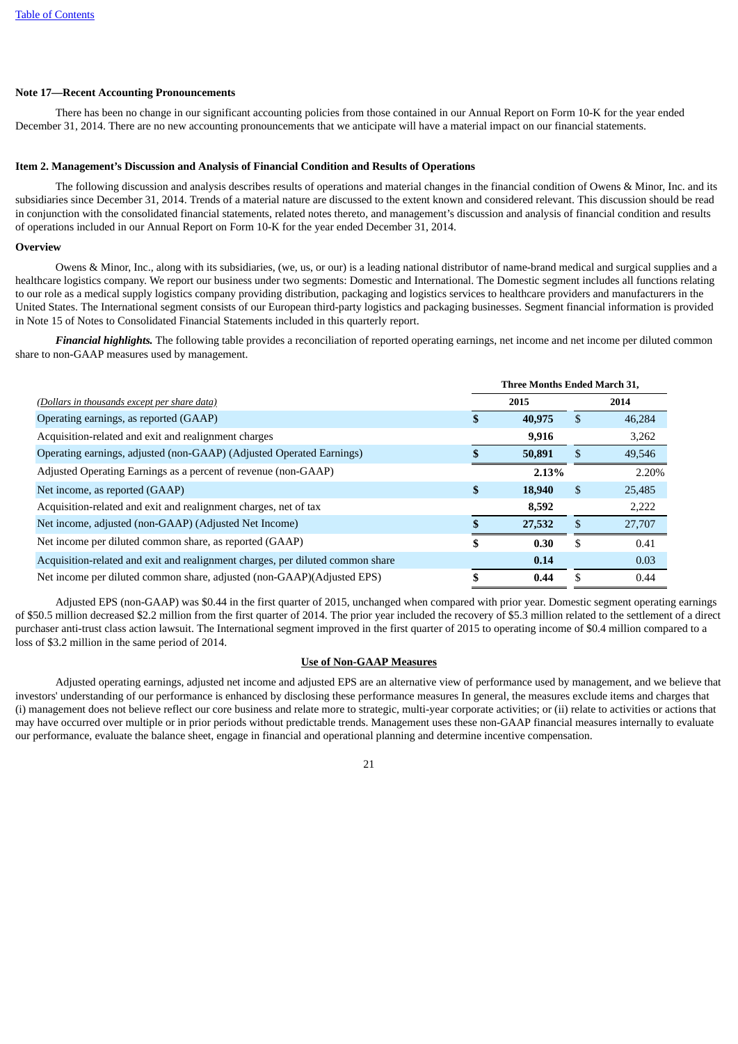### Note 17—Recent Accounting Pronouncements

There has been no change in our significant accounting policies from those contained in our Annual Report on Form 10-K for the year ended December 31, 2014. There are no new accounting pronouncements that we anticipate will have a material impact on our financial statements.

## Item 2. Management's Discussion and Analysis of Financial Condition and Results of Operations

The following discussion and analysis describes results of operations and material changes in the financial condition of Owens & Minor, Inc. and its subsidiaries since December 31, 2014. Trends of a material nature are discussed to the extent known and considered relevant. This discussion should be read in conjunction with the consolidated financial statements, related notes thereto, and management's discussion and analysis of financial condition and results of operations included in our Annual Report on Form 10-K for the year ended December 31, 2014.

### Overview

Owens & Minor, Inc., along with its subsidiaries, (we, us, or our) is a leading national distributor of name-brand medical and surgical supplies and a healthcare logistics company. We report our business under two segments: Domestic and International. The Domestic segment includes all functions relating to our role as a medical supply logistics company providing distribution, packaging and logistics services to healthcare providers and manufacturers in the United States. The International segment consists of our European third-party logistics and packaging businesses. Segment financial information is provided in Note 15 of Notes to Consolidated Financial Statements included in this quarterly report.

***Financial highlights.*** The following table provides a reconciliation of reported operating earnings, net income and net income per diluted common share to non-GAAP measures used by management.

| *(Dollars in thousands except per share data)* | Three Months Ended March 31, 2015 | | 2014 | |
|---|---|---|---|---|
| Operating earnings, as reported (GAAP) | **$** | **40,975** | $ | 46,284 |
| Acquisition-related and exit and realignment charges | | **9,916** | | 3,262 |
| Operating earnings, adjusted (non-GAAP) (Adjusted Operated Earnings) | **$** | **50,891** | $ | 49,546 |
| Adjusted Operating Earnings as a percent of revenue (non-GAAP) | | **2.13%** | | 2.20% |
| Net income, as reported (GAAP) | **$** | **18,940** | $ | 25,485 |
| Acquisition-related and exit and realignment charges, net of tax | | **8,592** | | 2,222 |
| Net income, adjusted (non-GAAP) (Adjusted Net Income) | **$** | **27,532** | $ | 27,707 |
| Net income per diluted common share, as reported (GAAP) | **$** | **0.30** | $ | 0.41 |
| Acquisition-related and exit and realignment charges, per diluted common share | | **0.14** | | 0.03 |
| Net income per diluted common share, adjusted (non-GAAP)(Adjusted EPS) | **$** | **0.44** | $ | 0.44 |

Adjusted EPS (non-GAAP) was $0.44 in the first quarter of 2015, unchanged when compared with prior year. Domestic segment operating earnings of $50.5 million decreased $2.2 million from the first quarter of 2014. The prior year included the recovery of $5.3 million related to the settlement of a direct purchaser anti-trust class action lawsuit. The International segment improved in the first quarter of 2015 to operating income of $0.4 million compared to a loss of $3.2 million in the same period of 2014.

### Use of Non-GAAP Measures

Adjusted operating earnings, adjusted net income and adjusted EPS are an alternative view of performance used by management, and we believe that investors' understanding of our performance is enhanced by disclosing these performance measures In general, the measures exclude items and charges that (i) management does not believe reflect our core business and relate more to strategic, multi-year corporate activities; or (ii) relate to activities or actions that may have occurred over multiple or in prior periods without predictable trends. Management uses these non-GAAP financial measures internally to evaluate our performance, evaluate the balance sheet, engage in financial and operational planning and determine incentive compensation.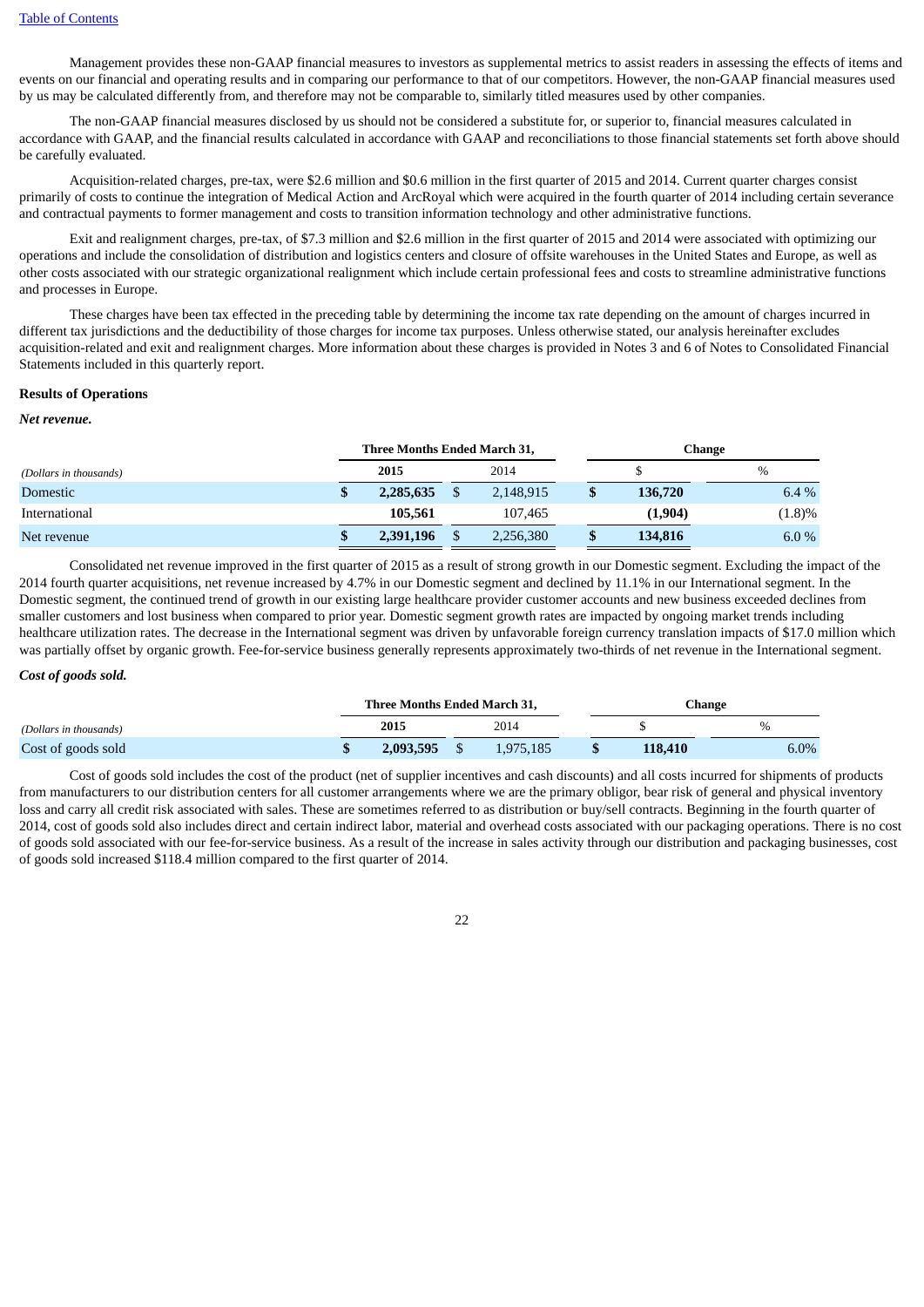Management provides these non-GAAP financial measures to investors as supplemental metrics to assist readers in assessing the effects of items and events on our financial and operating results and in comparing our performance to that of our competitors. However, the non-GAAP financial measures used by us may be calculated differently from, and therefore may not be comparable to, similarly titled measures used by other companies.

The non-GAAP financial measures disclosed by us should not be considered a substitute for, or superior to, financial measures calculated in accordance with GAAP, and the financial results calculated in accordance with GAAP and reconciliations to those financial statements set forth above should be carefully evaluated.

Acquisition-related charges, pre-tax, were $2.6 million and $0.6 million in the first quarter of 2015 and 2014. Current quarter charges consist primarily of costs to continue the integration of Medical Action and ArcRoyal which were acquired in the fourth quarter of 2014 including certain severance and contractual payments to former management and costs to transition information technology and other administrative functions.

Exit and realignment charges, pre-tax, of $7.3 million and $2.6 million in the first quarter of 2015 and 2014 were associated with optimizing our operations and include the consolidation of distribution and logistics centers and closure of offsite warehouses in the United States and Europe, as well as other costs associated with our strategic organizational realignment which include certain professional fees and costs to streamline administrative functions and processes in Europe.

These charges have been tax effected in the preceding table by determining the income tax rate depending on the amount of charges incurred in different tax jurisdictions and the deductibility of those charges for income tax purposes. Unless otherwise stated, our analysis hereinafter excludes acquisition-related and exit and realignment charges. More information about these charges is provided in Notes 3 and 6 of Notes to Consolidated Financial Statements included in this quarterly report.

**Results of Operations**

***Net revenue.***

| | Three Months Ended March 31, | | Change | |
|---|---|---|---|---|
| *(Dollars in thousands)* | **2015** | 2014 | $ | % |
| Domestic | **$ 2,285,635** | $ 2,148,915 | **$ 136,720** | 6.4 % |
| International | **105,561** | 107,465 | **(1,904)** | (1.8)% |
| Net revenue | **$ 2,391,196** | $ 2,256,380 | **$ 134,816** | 6.0 % |

Consolidated net revenue improved in the first quarter of 2015 as a result of strong growth in our Domestic segment. Excluding the impact of the 2014 fourth quarter acquisitions, net revenue increased by 4.7% in our Domestic segment and declined by 11.1% in our International segment. In the Domestic segment, the continued trend of growth in our existing large healthcare provider customer accounts and new business exceeded declines from smaller customers and lost business when compared to prior year. Domestic segment growth rates are impacted by ongoing market trends including healthcare utilization rates. The decrease in the International segment was driven by unfavorable foreign currency translation impacts of $17.0 million which was partially offset by organic growth. Fee-for-service business generally represents approximately two-thirds of net revenue in the International segment.

***Cost of goods sold.***

| | Three Months Ended March 31, | | Change | |
|---|---|---|---|---|
| *(Dollars in thousands)* | **2015** | 2014 | $ | % |
| Cost of goods sold | **$ 2,093,595** | $ 1,975,185 | **$ 118,410** | 6.0% |

Cost of goods sold includes the cost of the product (net of supplier incentives and cash discounts) and all costs incurred for shipments of products from manufacturers to our distribution centers for all customer arrangements where we are the primary obligor, bear risk of general and physical inventory loss and carry all credit risk associated with sales. These are sometimes referred to as distribution or buy/sell contracts. Beginning in the fourth quarter of 2014, cost of goods sold also includes direct and certain indirect labor, material and overhead costs associated with our packaging operations. There is no cost of goods sold associated with our fee-for-service business. As a result of the increase in sales activity through our distribution and packaging businesses, cost of goods sold increased $118.4 million compared to the first quarter of 2014.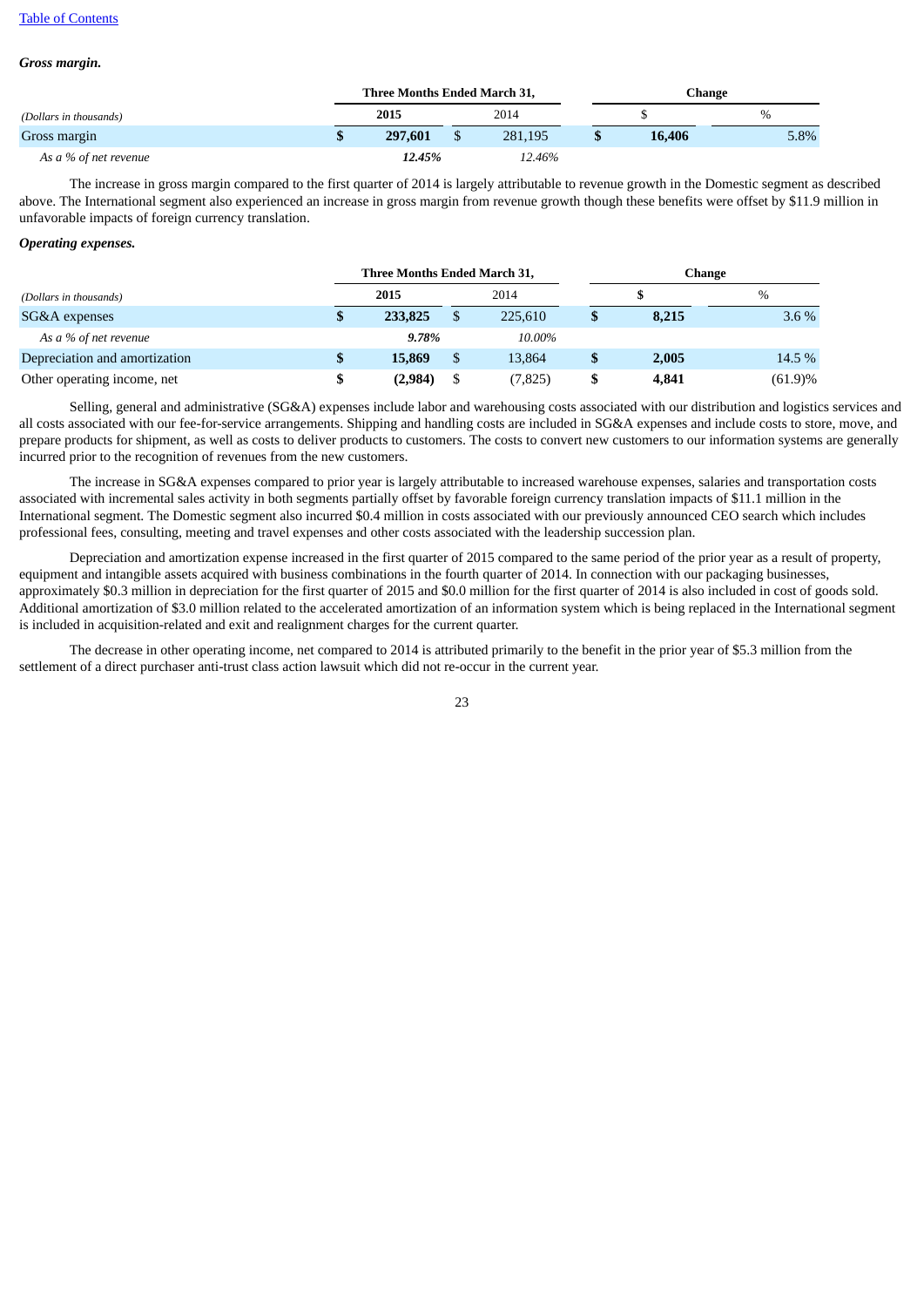***Gross margin.***

| *(Dollars in thousands)* | Three Months Ended March 31, | | Change | |
|---|---|---|---|---|
| | **2015** | 2014 | $ | % |
| Gross margin | **$ 297,601** | $ 281,195 | **$ 16,406** | 5.8% |
| *As a % of net revenue* | ***12.45%*** | *12.46%* | | |

The increase in gross margin compared to the first quarter of 2014 is largely attributable to revenue growth in the Domestic segment as described above. The International segment also experienced an increase in gross margin from revenue growth though these benefits were offset by $11.9 million in unfavorable impacts of foreign currency translation.

***Operating expenses.***

| *(Dollars in thousands)* | Three Months Ended March 31, | | Change | |
|---|---|---|---|---|
| | **2015** | 2014 | **$** | % |
| SG&A expenses | **$ 233,825** | $ 225,610 | **$ 8,215** | 3.6 % |
| *As a % of net revenue* | ***9.78%*** | *10.00%* | | |
| Depreciation and amortization | **$ 15,869** | $ 13,864 | **$ 2,005** | 14.5 % |
| Other operating income, net | **$ (2,984)** | $ (7,825) | **$ 4,841** | (61.9)% |

Selling, general and administrative (SG&A) expenses include labor and warehousing costs associated with our distribution and logistics services and all costs associated with our fee-for-service arrangements. Shipping and handling costs are included in SG&A expenses and include costs to store, move, and prepare products for shipment, as well as costs to deliver products to customers. The costs to convert new customers to our information systems are generally incurred prior to the recognition of revenues from the new customers.

The increase in SG&A expenses compared to prior year is largely attributable to increased warehouse expenses, salaries and transportation costs associated with incremental sales activity in both segments partially offset by favorable foreign currency translation impacts of $11.1 million in the International segment. The Domestic segment also incurred $0.4 million in costs associated with our previously announced CEO search which includes professional fees, consulting, meeting and travel expenses and other costs associated with the leadership succession plan.

Depreciation and amortization expense increased in the first quarter of 2015 compared to the same period of the prior year as a result of property, equipment and intangible assets acquired with business combinations in the fourth quarter of 2014. In connection with our packaging businesses, approximately $0.3 million in depreciation for the first quarter of 2015 and $0.0 million for the first quarter of 2014 is also included in cost of goods sold. Additional amortization of $3.0 million related to the accelerated amortization of an information system which is being replaced in the International segment is included in acquisition-related and exit and realignment charges for the current quarter.

The decrease in other operating income, net compared to 2014 is attributed primarily to the benefit in the prior year of $5.3 million from the settlement of a direct purchaser anti-trust class action lawsuit which did not re-occur in the current year.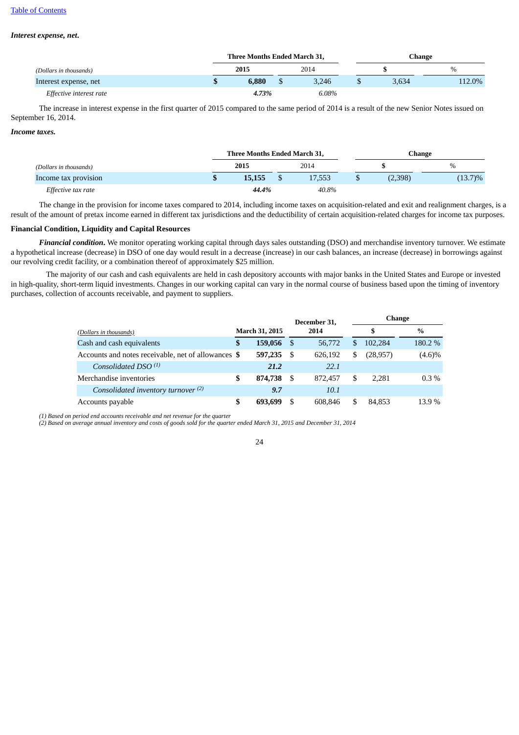***Interest expense, net.***

| *(Dollars in thousands)* | Three Months Ended March 31, | | Change | |
|---|---|---|---|---|
| | **2015** | 2014 | **$** | % |
| Interest expense, net | **$ 6,880** | $ 3,246 | $ 3,634 | 112.0% |
| *Effective interest rate* | ***4.73%*** | *6.08%* | | |

The increase in interest expense in the first quarter of 2015 compared to the same period of 2014 is a result of the new Senior Notes issued on September 16, 2014.

***Income taxes.***

| *(Dollars in thousands)* | Three Months Ended March 31, | | Change | |
|---|---|---|---|---|
| | **2015** | 2014 | **$** | % |
| Income tax provision | **$ 15,155** | $ 17,553 | $ (2,398) | (13.7)% |
| *Effective tax rate* | ***44.4%*** | *40.8%* | | |

The change in the provision for income taxes compared to 2014, including income taxes on acquisition-related and exit and realignment charges, is a result of the amount of pretax income earned in different tax jurisdictions and the deductibility of certain acquisition-related charges for income tax purposes.

**Financial Condition, Liquidity and Capital Resources**

***Financial condition***. We monitor operating working capital through days sales outstanding (DSO) and merchandise inventory turnover. We estimate a hypothetical increase (decrease) in DSO of one day would result in a decrease (increase) in our cash balances, an increase (decrease) in borrowings against our revolving credit facility, or a combination thereof of approximately $25 million.

The majority of our cash and cash equivalents are held in cash depository accounts with major banks in the United States and Europe or invested in high-quality, short-term liquid investments. Changes in our working capital can vary in the normal course of business based upon the timing of inventory purchases, collection of accounts receivable, and payment to suppliers.

| *(Dollars in thousands)* | **March 31, 2015** | **December 31, 2014** | Change | |
|---|---|---|---|---|
| | | | **$** | **%** |
| Cash and cash equivalents | **$ 159,056** | $ 56,772 | $ 102,284 | 180.2 % |
| Accounts and notes receivable, net of allowances | **$ 597,235** | $ 626,192 | $ (28,957) | (4.6)% |
| *Consolidated DSO* [(1)] | ***21.2*** | *22.1* | | |
| Merchandise inventories | **$ 874,738** | $ 872,457 | $ 2,281 | 0.3 % |
| *Consolidated inventory turnover* [(2)] | ***9.7*** | *10.1* | | |
| Accounts payable | **$ 693,699** | $ 608,846 | $ 84,853 | 13.9 % |

*(1) Based on period end accounts receivable and net revenue for the quarter*
*(2) Based on average annual inventory and costs of goods sold for the quarter ended March 31, 2015 and December 31, 2014*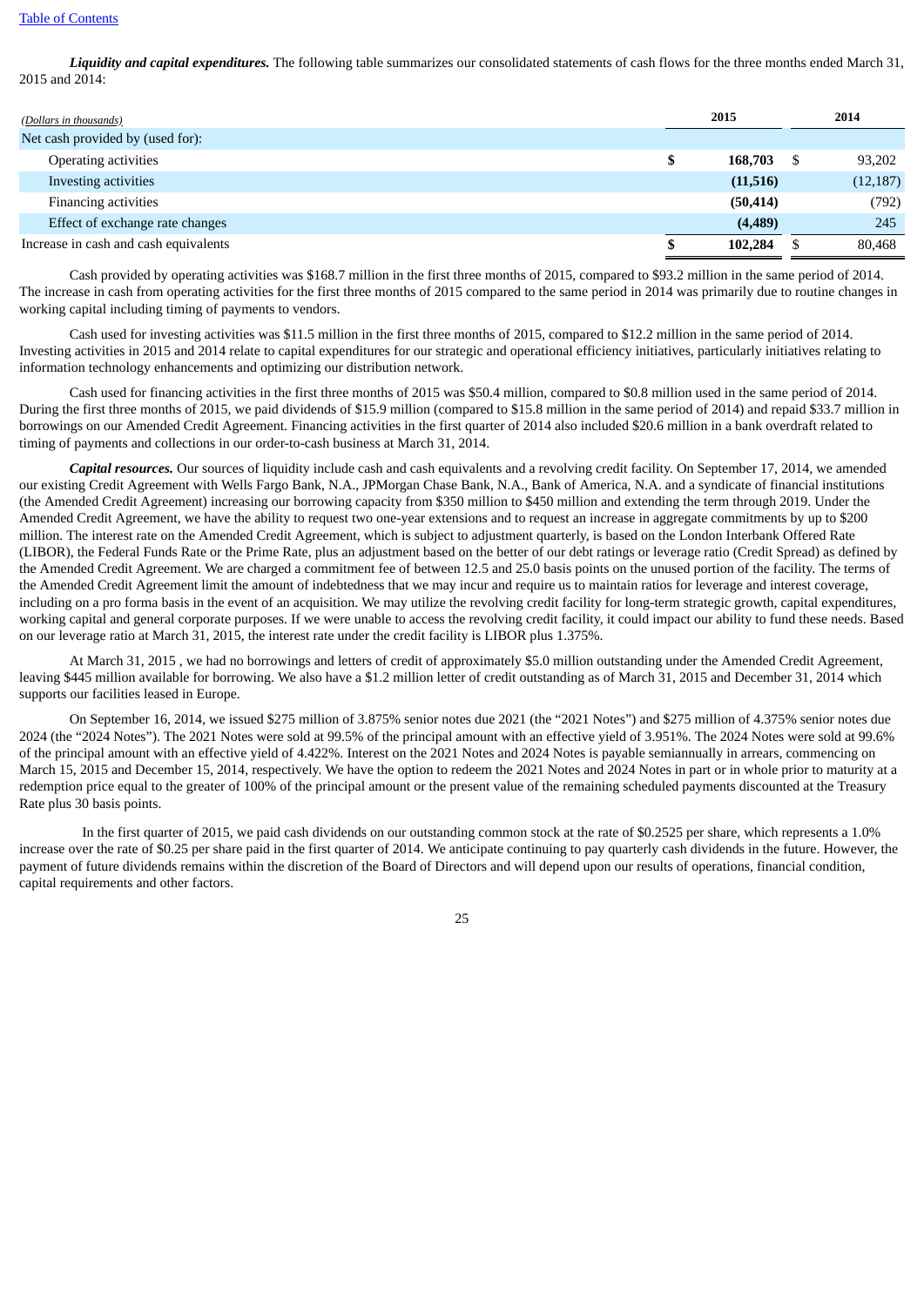***Liquidity and capital expenditures.*** The following table summarizes our consolidated statements of cash flows for the three months ended March 31, 2015 and 2014:

| *(Dollars in thousands)* | 2015 | 2014 |
|---|---|---|
| Net cash provided by (used for): | | |
| Operating activities | **$ 168,703** | $ 93,202 |
| Investing activities | **(11,516)** | (12,187) |
| Financing activities | **(50,414)** | (792) |
| Effect of exchange rate changes | **(4,489)** | 245 |
| Increase in cash and cash equivalents | **$ 102,284** | $ 80,468 |

Cash provided by operating activities was $168.7 million in the first three months of 2015, compared to $93.2 million in the same period of 2014. The increase in cash from operating activities for the first three months of 2015 compared to the same period in 2014 was primarily due to routine changes in working capital including timing of payments to vendors.

Cash used for investing activities was $11.5 million in the first three months of 2015, compared to $12.2 million in the same period of 2014. Investing activities in 2015 and 2014 relate to capital expenditures for our strategic and operational efficiency initiatives, particularly initiatives relating to information technology enhancements and optimizing our distribution network.

Cash used for financing activities in the first three months of 2015 was $50.4 million, compared to $0.8 million used in the same period of 2014. During the first three months of 2015, we paid dividends of $15.9 million (compared to $15.8 million in the same period of 2014) and repaid $33.7 million in borrowings on our Amended Credit Agreement. Financing activities in the first quarter of 2014 also included $20.6 million in a bank overdraft related to timing of payments and collections in our order-to-cash business at March 31, 2014.

***Capital resources.*** Our sources of liquidity include cash and cash equivalents and a revolving credit facility. On September 17, 2014, we amended our existing Credit Agreement with Wells Fargo Bank, N.A., JPMorgan Chase Bank, N.A., Bank of America, N.A. and a syndicate of financial institutions (the Amended Credit Agreement) increasing our borrowing capacity from $350 million to $450 million and extending the term through 2019. Under the Amended Credit Agreement, we have the ability to request two one-year extensions and to request an increase in aggregate commitments by up to $200 million. The interest rate on the Amended Credit Agreement, which is subject to adjustment quarterly, is based on the London Interbank Offered Rate (LIBOR), the Federal Funds Rate or the Prime Rate, plus an adjustment based on the better of our debt ratings or leverage ratio (Credit Spread) as defined by the Amended Credit Agreement. We are charged a commitment fee of between 12.5 and 25.0 basis points on the unused portion of the facility. The terms of the Amended Credit Agreement limit the amount of indebtedness that we may incur and require us to maintain ratios for leverage and interest coverage, including on a pro forma basis in the event of an acquisition. We may utilize the revolving credit facility for long-term strategic growth, capital expenditures, working capital and general corporate purposes. If we were unable to access the revolving credit facility, it could impact our ability to fund these needs. Based on our leverage ratio at March 31, 2015, the interest rate under the credit facility is LIBOR plus 1.375%.

At March 31, 2015 , we had no borrowings and letters of credit of approximately $5.0 million outstanding under the Amended Credit Agreement, leaving $445 million available for borrowing. We also have a $1.2 million letter of credit outstanding as of March 31, 2015 and December 31, 2014 which supports our facilities leased in Europe.

On September 16, 2014, we issued $275 million of 3.875% senior notes due 2021 (the "2021 Notes") and $275 million of 4.375% senior notes due 2024 (the "2024 Notes"). The 2021 Notes were sold at 99.5% of the principal amount with an effective yield of 3.951%. The 2024 Notes were sold at 99.6% of the principal amount with an effective yield of 4.422%. Interest on the 2021 Notes and 2024 Notes is payable semiannually in arrears, commencing on March 15, 2015 and December 15, 2014, respectively. We have the option to redeem the 2021 Notes and 2024 Notes in part or in whole prior to maturity at a redemption price equal to the greater of 100% of the principal amount or the present value of the remaining scheduled payments discounted at the Treasury Rate plus 30 basis points.

In the first quarter of 2015, we paid cash dividends on our outstanding common stock at the rate of $0.2525 per share, which represents a 1.0% increase over the rate of $0.25 per share paid in the first quarter of 2014. We anticipate continuing to pay quarterly cash dividends in the future. However, the payment of future dividends remains within the discretion of the Board of Directors and will depend upon our results of operations, financial condition, capital requirements and other factors.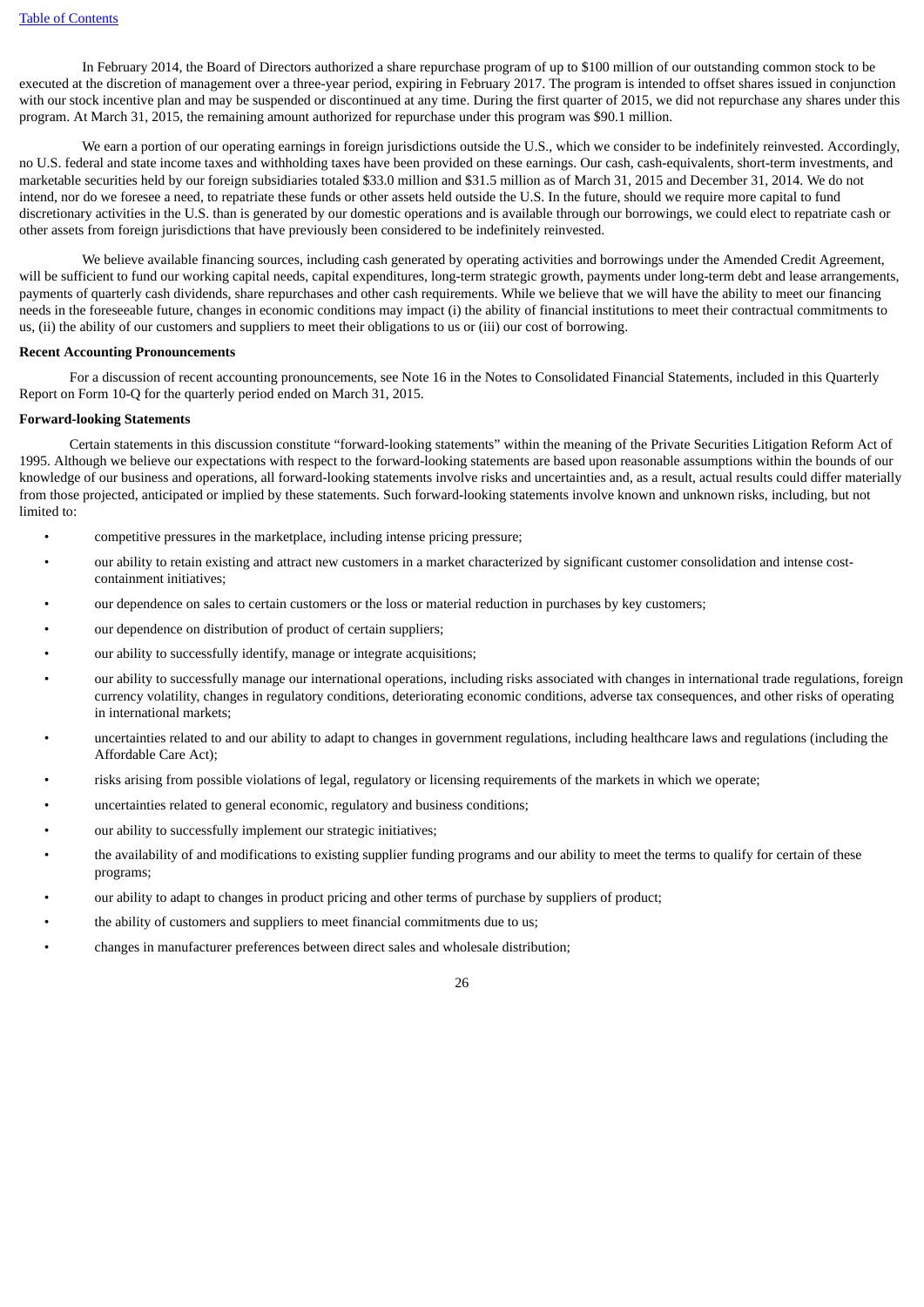In February 2014, the Board of Directors authorized a share repurchase program of up to $100 million of our outstanding common stock to be executed at the discretion of management over a three-year period, expiring in February 2017. The program is intended to offset shares issued in conjunction with our stock incentive plan and may be suspended or discontinued at any time. During the first quarter of 2015, we did not repurchase any shares under this program. At March 31, 2015, the remaining amount authorized for repurchase under this program was $90.1 million.

We earn a portion of our operating earnings in foreign jurisdictions outside the U.S., which we consider to be indefinitely reinvested. Accordingly, no U.S. federal and state income taxes and withholding taxes have been provided on these earnings. Our cash, cash-equivalents, short-term investments, and marketable securities held by our foreign subsidiaries totaled $33.0 million and $31.5 million as of March 31, 2015 and December 31, 2014. We do not intend, nor do we foresee a need, to repatriate these funds or other assets held outside the U.S. In the future, should we require more capital to fund discretionary activities in the U.S. than is generated by our domestic operations and is available through our borrowings, we could elect to repatriate cash or other assets from foreign jurisdictions that have previously been considered to be indefinitely reinvested.

We believe available financing sources, including cash generated by operating activities and borrowings under the Amended Credit Agreement, will be sufficient to fund our working capital needs, capital expenditures, long-term strategic growth, payments under long-term debt and lease arrangements, payments of quarterly cash dividends, share repurchases and other cash requirements. While we believe that we will have the ability to meet our financing needs in the foreseeable future, changes in economic conditions may impact (i) the ability of financial institutions to meet their contractual commitments to us, (ii) the ability of our customers and suppliers to meet their obligations to us or (iii) our cost of borrowing.

**Recent Accounting Pronouncements**

For a discussion of recent accounting pronouncements, see Note 16 in the Notes to Consolidated Financial Statements, included in this Quarterly Report on Form 10-Q for the quarterly period ended on March 31, 2015.

**Forward-looking Statements**

Certain statements in this discussion constitute "forward-looking statements" within the meaning of the Private Securities Litigation Reform Act of 1995. Although we believe our expectations with respect to the forward-looking statements are based upon reasonable assumptions within the bounds of our knowledge of our business and operations, all forward-looking statements involve risks and uncertainties and, as a result, actual results could differ materially from those projected, anticipated or implied by these statements. Such forward-looking statements involve known and unknown risks, including, but not limited to:

- competitive pressures in the marketplace, including intense pricing pressure;
- our ability to retain existing and attract new customers in a market characterized by significant customer consolidation and intense cost-containment initiatives;
- our dependence on sales to certain customers or the loss or material reduction in purchases by key customers;
- our dependence on distribution of product of certain suppliers;
- our ability to successfully identify, manage or integrate acquisitions;
- our ability to successfully manage our international operations, including risks associated with changes in international trade regulations, foreign currency volatility, changes in regulatory conditions, deteriorating economic conditions, adverse tax consequences, and other risks of operating in international markets;
- uncertainties related to and our ability to adapt to changes in government regulations, including healthcare laws and regulations (including the Affordable Care Act);
- risks arising from possible violations of legal, regulatory or licensing requirements of the markets in which we operate;
- uncertainties related to general economic, regulatory and business conditions;
- our ability to successfully implement our strategic initiatives;
- the availability of and modifications to existing supplier funding programs and our ability to meet the terms to qualify for certain of these programs;
- our ability to adapt to changes in product pricing and other terms of purchase by suppliers of product;
- the ability of customers and suppliers to meet financial commitments due to us;
- changes in manufacturer preferences between direct sales and wholesale distribution;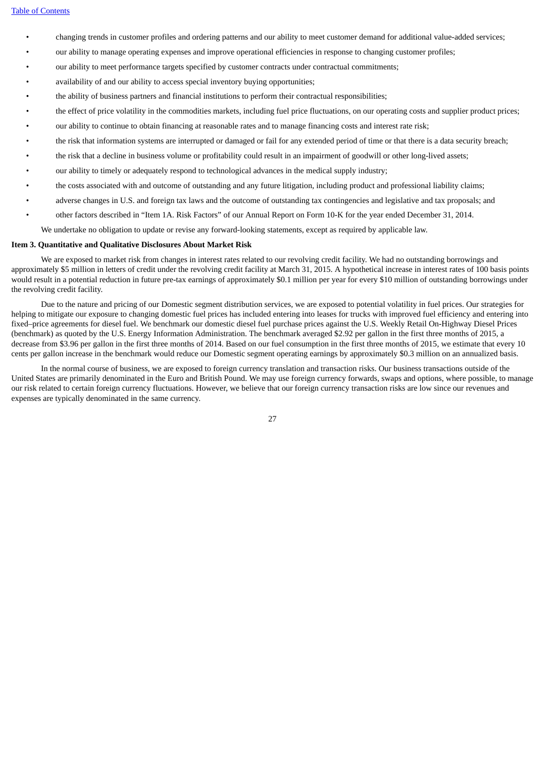[Table of Contents](#)

- changing trends in customer profiles and ordering patterns and our ability to meet customer demand for additional value-added services;
- our ability to manage operating expenses and improve operational efficiencies in response to changing customer profiles;
- our ability to meet performance targets specified by customer contracts under contractual commitments;
- availability of and our ability to access special inventory buying opportunities;
- the ability of business partners and financial institutions to perform their contractual responsibilities;
- the effect of price volatility in the commodities markets, including fuel price fluctuations, on our operating costs and supplier product prices;
- our ability to continue to obtain financing at reasonable rates and to manage financing costs and interest rate risk;
- the risk that information systems are interrupted or damaged or fail for any extended period of time or that there is a data security breach;
- the risk that a decline in business volume or profitability could result in an impairment of goodwill or other long-lived assets;
- our ability to timely or adequately respond to technological advances in the medical supply industry;
- the costs associated with and outcome of outstanding and any future litigation, including product and professional liability claims;
- adverse changes in U.S. and foreign tax laws and the outcome of outstanding tax contingencies and legislative and tax proposals; and
- other factors described in "Item 1A. Risk Factors" of our Annual Report on Form 10-K for the year ended December 31, 2014.

We undertake no obligation to update or revise any forward-looking statements, except as required by applicable law.

**Item 3. Quantitative and Qualitative Disclosures About Market Risk**

We are exposed to market risk from changes in interest rates related to our revolving credit facility. We had no outstanding borrowings and approximately $5 million in letters of credit under the revolving credit facility at March 31, 2015. A hypothetical increase in interest rates of 100 basis points would result in a potential reduction in future pre-tax earnings of approximately $0.1 million per year for every $10 million of outstanding borrowings under the revolving credit facility.

Due to the nature and pricing of our Domestic segment distribution services, we are exposed to potential volatility in fuel prices. Our strategies for helping to mitigate our exposure to changing domestic fuel prices has included entering into leases for trucks with improved fuel efficiency and entering into fixed–price agreements for diesel fuel. We benchmark our domestic diesel fuel purchase prices against the U.S. Weekly Retail On-Highway Diesel Prices (benchmark) as quoted by the U.S. Energy Information Administration. The benchmark averaged $2.92 per gallon in the first three months of 2015, a decrease from $3.96 per gallon in the first three months of 2014. Based on our fuel consumption in the first three months of 2015, we estimate that every 10 cents per gallon increase in the benchmark would reduce our Domestic segment operating earnings by approximately $0.3 million on an annualized basis.

In the normal course of business, we are exposed to foreign currency translation and transaction risks. Our business transactions outside of the United States are primarily denominated in the Euro and British Pound. We may use foreign currency forwards, swaps and options, where possible, to manage our risk related to certain foreign currency fluctuations. However, we believe that our foreign currency transaction risks are low since our revenues and expenses are typically denominated in the same currency.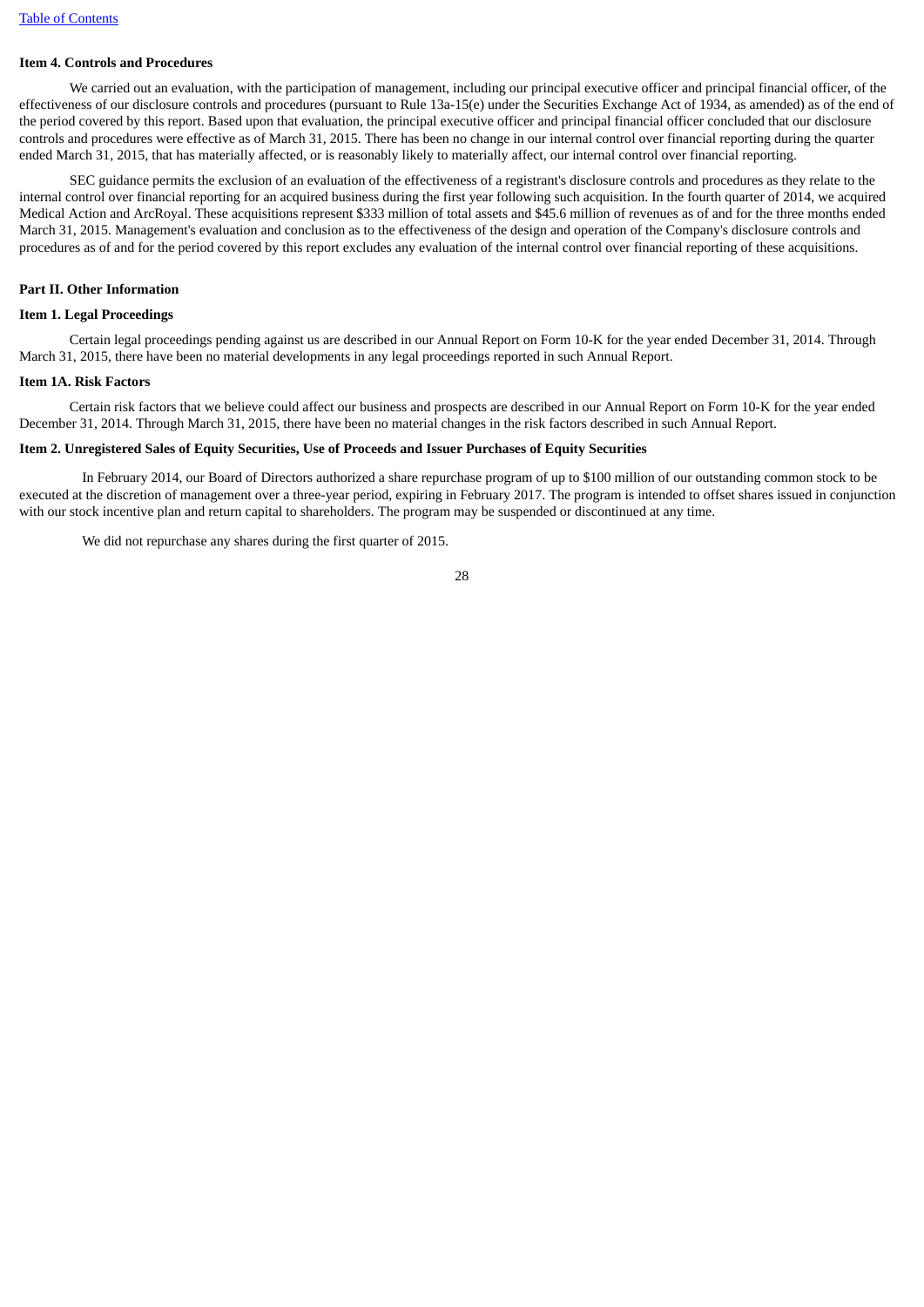**Item 4. Controls and Procedures**

We carried out an evaluation, with the participation of management, including our principal executive officer and principal financial officer, of the effectiveness of our disclosure controls and procedures (pursuant to Rule 13a-15(e) under the Securities Exchange Act of 1934, as amended) as of the end of the period covered by this report. Based upon that evaluation, the principal executive officer and principal financial officer concluded that our disclosure controls and procedures were effective as of March 31, 2015. There has been no change in our internal control over financial reporting during the quarter ended March 31, 2015, that has materially affected, or is reasonably likely to materially affect, our internal control over financial reporting.

SEC guidance permits the exclusion of an evaluation of the effectiveness of a registrant's disclosure controls and procedures as they relate to the internal control over financial reporting for an acquired business during the first year following such acquisition. In the fourth quarter of 2014, we acquired Medical Action and ArcRoyal. These acquisitions represent $333 million of total assets and $45.6 million of revenues as of and for the three months ended March 31, 2015. Management's evaluation and conclusion as to the effectiveness of the design and operation of the Company's disclosure controls and procedures as of and for the period covered by this report excludes any evaluation of the internal control over financial reporting of these acquisitions.

**Part II. Other Information**

**Item 1. Legal Proceedings**

Certain legal proceedings pending against us are described in our Annual Report on Form 10-K for the year ended December 31, 2014. Through March 31, 2015, there have been no material developments in any legal proceedings reported in such Annual Report.

**Item 1A. Risk Factors**

Certain risk factors that we believe could affect our business and prospects are described in our Annual Report on Form 10-K for the year ended December 31, 2014. Through March 31, 2015, there have been no material changes in the risk factors described in such Annual Report.

**Item 2. Unregistered Sales of Equity Securities, Use of Proceeds and Issuer Purchases of Equity Securities**

In February 2014, our Board of Directors authorized a share repurchase program of up to $100 million of our outstanding common stock to be executed at the discretion of management over a three-year period, expiring in February 2017. The program is intended to offset shares issued in conjunction with our stock incentive plan and return capital to shareholders. The program may be suspended or discontinued at any time.

We did not repurchase any shares during the first quarter of 2015.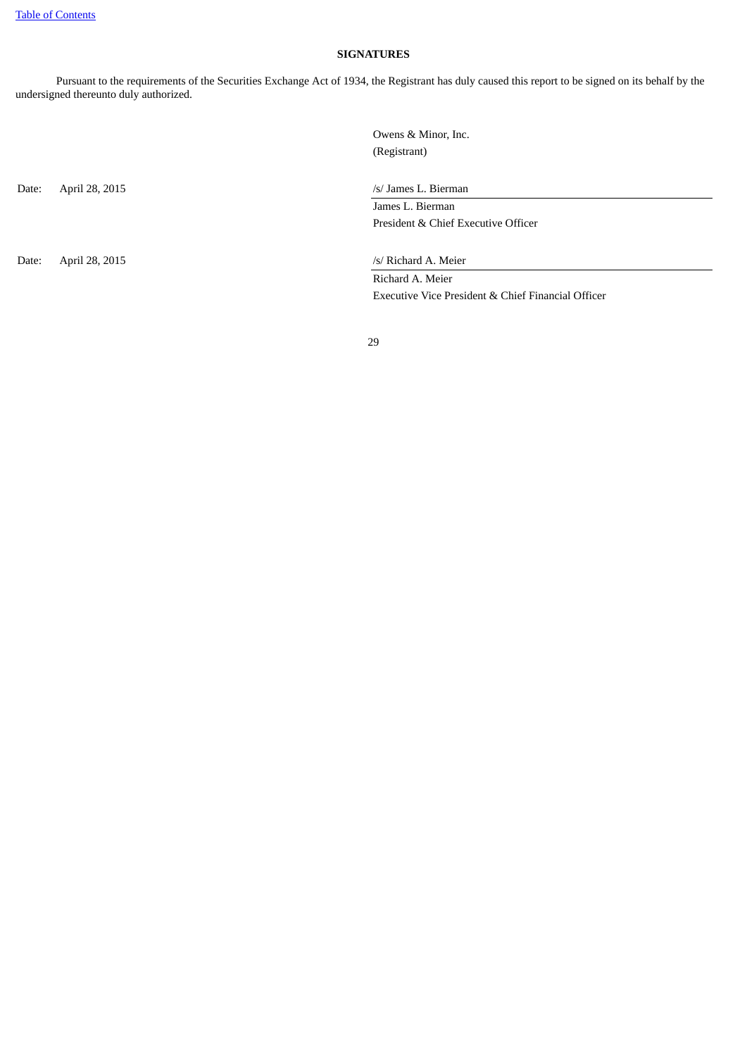**SIGNATURES**

Pursuant to the requirements of the Securities Exchange Act of 1934, the Registrant has duly caused this report to be signed on its behalf by the undersigned thereunto duly authorized.

Owens & Minor, Inc.
(Registrant)

| | |
|---|---|
| Date: April 28, 2015 | /s/ James L. Bierman |
| | James L. Bierman |
| | President & Chief Executive Officer |
| Date: April 28, 2015 | /s/ Richard A. Meier |
| | Richard A. Meier |
| | Executive Vice President & Chief Financial Officer |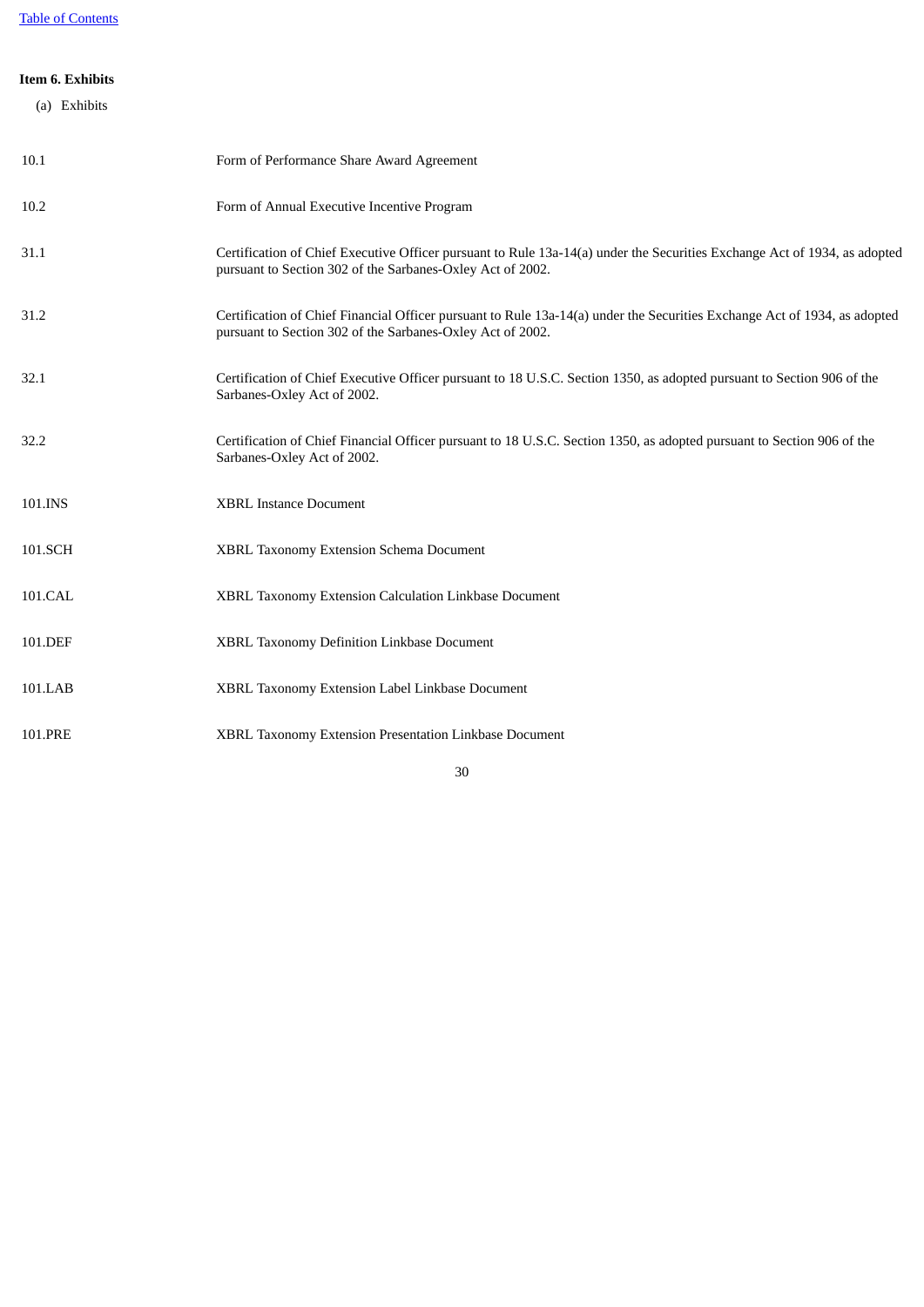**Item 6. Exhibits**

(a) Exhibits

| | |
|---|---|
| 10.1 | Form of Performance Share Award Agreement |
| 10.2 | Form of Annual Executive Incentive Program |
| 31.1 | Certification of Chief Executive Officer pursuant to Rule 13a-14(a) under the Securities Exchange Act of 1934, as adopted pursuant to Section 302 of the Sarbanes-Oxley Act of 2002. |
| 31.2 | Certification of Chief Financial Officer pursuant to Rule 13a-14(a) under the Securities Exchange Act of 1934, as adopted pursuant to Section 302 of the Sarbanes-Oxley Act of 2002. |
| 32.1 | Certification of Chief Executive Officer pursuant to 18 U.S.C. Section 1350, as adopted pursuant to Section 906 of the Sarbanes-Oxley Act of 2002. |
| 32.2 | Certification of Chief Financial Officer pursuant to 18 U.S.C. Section 1350, as adopted pursuant to Section 906 of the Sarbanes-Oxley Act of 2002. |
| 101.INS | XBRL Instance Document |
| 101.SCH | XBRL Taxonomy Extension Schema Document |
| 101.CAL | XBRL Taxonomy Extension Calculation Linkbase Document |
| 101.DEF | XBRL Taxonomy Definition Linkbase Document |
| 101.LAB | XBRL Taxonomy Extension Label Linkbase Document |
| 101.PRE | XBRL Taxonomy Extension Presentation Linkbase Document |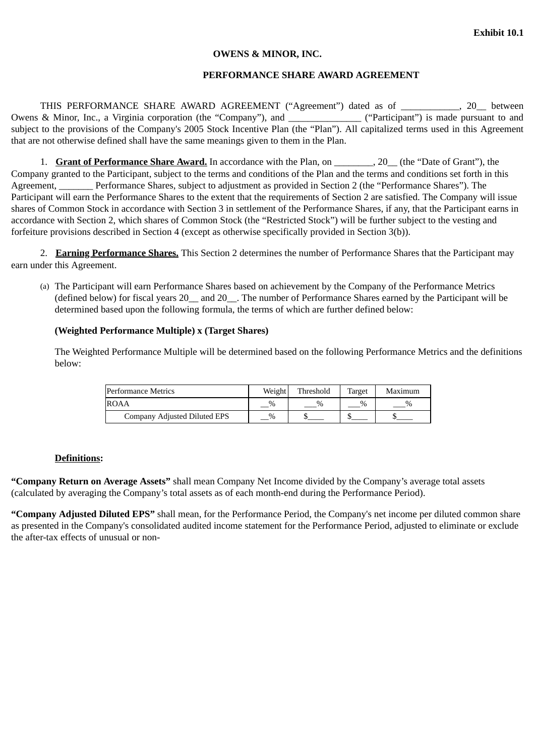**Exhibit 10.1**

**OWENS & MINOR, INC.**

**PERFORMANCE SHARE AWARD AGREEMENT**

THIS PERFORMANCE SHARE AWARD AGREEMENT (“Agreement”) dated as of ____________, 20__ between Owens & Minor, Inc., a Virginia corporation (the “Company”), and _______________ (“Participant”) is made pursuant to and subject to the provisions of the Company's 2005 Stock Incentive Plan (the “Plan”). All capitalized terms used in this Agreement that are not otherwise defined shall have the same meanings given to them in the Plan.

1. **Grant of Performance Share Award.** In accordance with the Plan, on ________, 20__ (the “Date of Grant”), the Company granted to the Participant, subject to the terms and conditions of the Plan and the terms and conditions set forth in this Agreement, _______ Performance Shares, subject to adjustment as provided in Section 2 (the “Performance Shares”). The Participant will earn the Performance Shares to the extent that the requirements of Section 2 are satisfied. The Company will issue shares of Common Stock in accordance with Section 3 in settlement of the Performance Shares, if any, that the Participant earns in accordance with Section 2, which shares of Common Stock (the “Restricted Stock”) will be further subject to the vesting and forfeiture provisions described in Section 4 (except as otherwise specifically provided in Section 3(b)).

2. **Earning Performance Shares.** This Section 2 determines the number of Performance Shares that the Participant may earn under this Agreement.

(a) The Participant will earn Performance Shares based on achievement by the Company of the Performance Metrics (defined below) for fiscal years 20__ and 20__. The number of Performance Shares earned by the Participant will be determined based upon the following formula, the terms of which are further defined below:

**(Weighted Performance Multiple) x (Target Shares)**

The Weighted Performance Multiple will be determined based on the following Performance Metrics and the definitions below:

| Performance Metrics | Weight | Threshold | Target | Maximum |
|---|---|---|---|---|
| ROAA | __% | ___% | ___% | ___% |
| Company Adjusted Diluted EPS | __% | $____ | $____ | $____ |

**Definitions:**

**“Company Return on Average Assets”** shall mean Company Net Income divided by the Company’s average total assets (calculated by averaging the Company’s total assets as of each month-end during the Performance Period).

**“Company Adjusted Diluted EPS”** shall mean, for the Performance Period, the Company's net income per diluted common share as presented in the Company's consolidated audited income statement for the Performance Period, adjusted to eliminate or exclude the after-tax effects of unusual or non-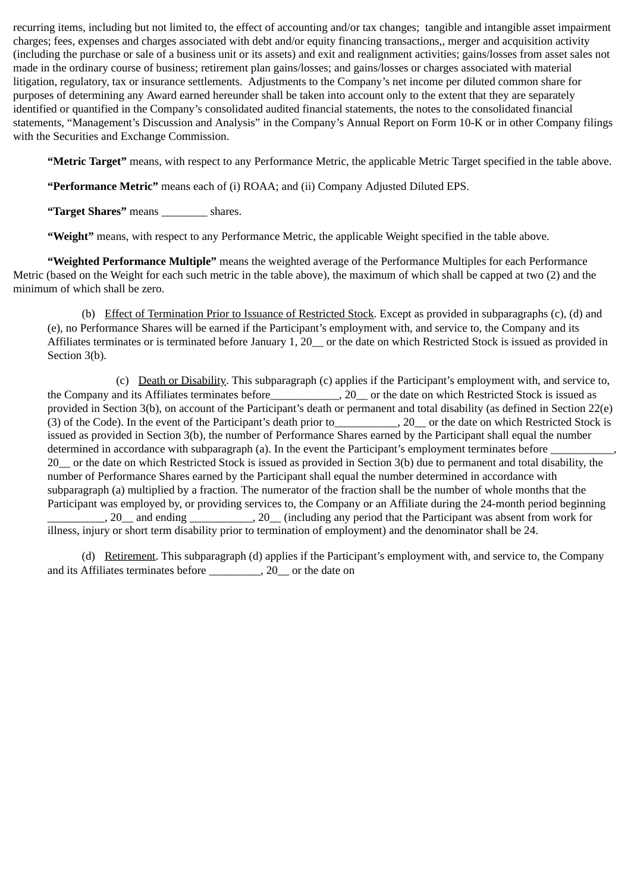recurring items, including but not limited to, the effect of accounting and/or tax changes;  tangible and intangible asset impairment charges; fees, expenses and charges associated with debt and/or equity financing transactions,, merger and acquisition activity (including the purchase or sale of a business unit or its assets) and exit and realignment activities; gains/losses from asset sales not made in the ordinary course of business; retirement plan gains/losses; and gains/losses or charges associated with material litigation, regulatory, tax or insurance settlements.  Adjustments to the Company's net income per diluted common share for purposes of determining any Award earned hereunder shall be taken into account only to the extent that they are separately identified or quantified in the Company's consolidated audited financial statements, the notes to the consolidated financial statements, "Management's Discussion and Analysis" in the Company's Annual Report on Form 10-K or in other Company filings with the Securities and Exchange Commission.

**"Metric Target"** means, with respect to any Performance Metric, the applicable Metric Target specified in the table above.

**"Performance Metric"** means each of (i) ROAA; and (ii) Company Adjusted Diluted EPS.

**"Target Shares"** means ________ shares.

**"Weight"** means, with respect to any Performance Metric, the applicable Weight specified in the table above.

**"Weighted Performance Multiple"** means the weighted average of the Performance Multiples for each Performance Metric (based on the Weight for each such metric in the table above), the maximum of which shall be capped at two (2) and the minimum of which shall be zero.

(b) Effect of Termination Prior to Issuance of Restricted Stock. Except as provided in subparagraphs (c), (d) and (e), no Performance Shares will be earned if the Participant's employment with, and service to, the Company and its Affiliates terminates or is terminated before January 1, 20__ or the date on which Restricted Stock is issued as provided in Section 3(b).

(c) Death or Disability. This subparagraph (c) applies if the Participant's employment with, and service to, the Company and its Affiliates terminates before____________, 20__ or the date on which Restricted Stock is issued as provided in Section 3(b), on account of the Participant's death or permanent and total disability (as defined in Section 22(e)(3) of the Code). In the event of the Participant's death prior to___________, 20__ or the date on which Restricted Stock is issued as provided in Section 3(b), the number of Performance Shares earned by the Participant shall equal the number determined in accordance with subparagraph (a). In the event the Participant's employment terminates before ___________, 20__ or the date on which Restricted Stock is issued as provided in Section 3(b) due to permanent and total disability, the number of Performance Shares earned by the Participant shall equal the number determined in accordance with subparagraph (a) multiplied by a fraction. The numerator of the fraction shall be the number of whole months that the Participant was employed by, or providing services to, the Company or an Affiliate during the 24-month period beginning __________, 20__ and ending ___________, 20__ (including any period that the Participant was absent from work for illness, injury or short term disability prior to termination of employment) and the denominator shall be 24.

(d) Retirement. This subparagraph (d) applies if the Participant's employment with, and service to, the Company and its Affiliates terminates before _________, 20__ or the date on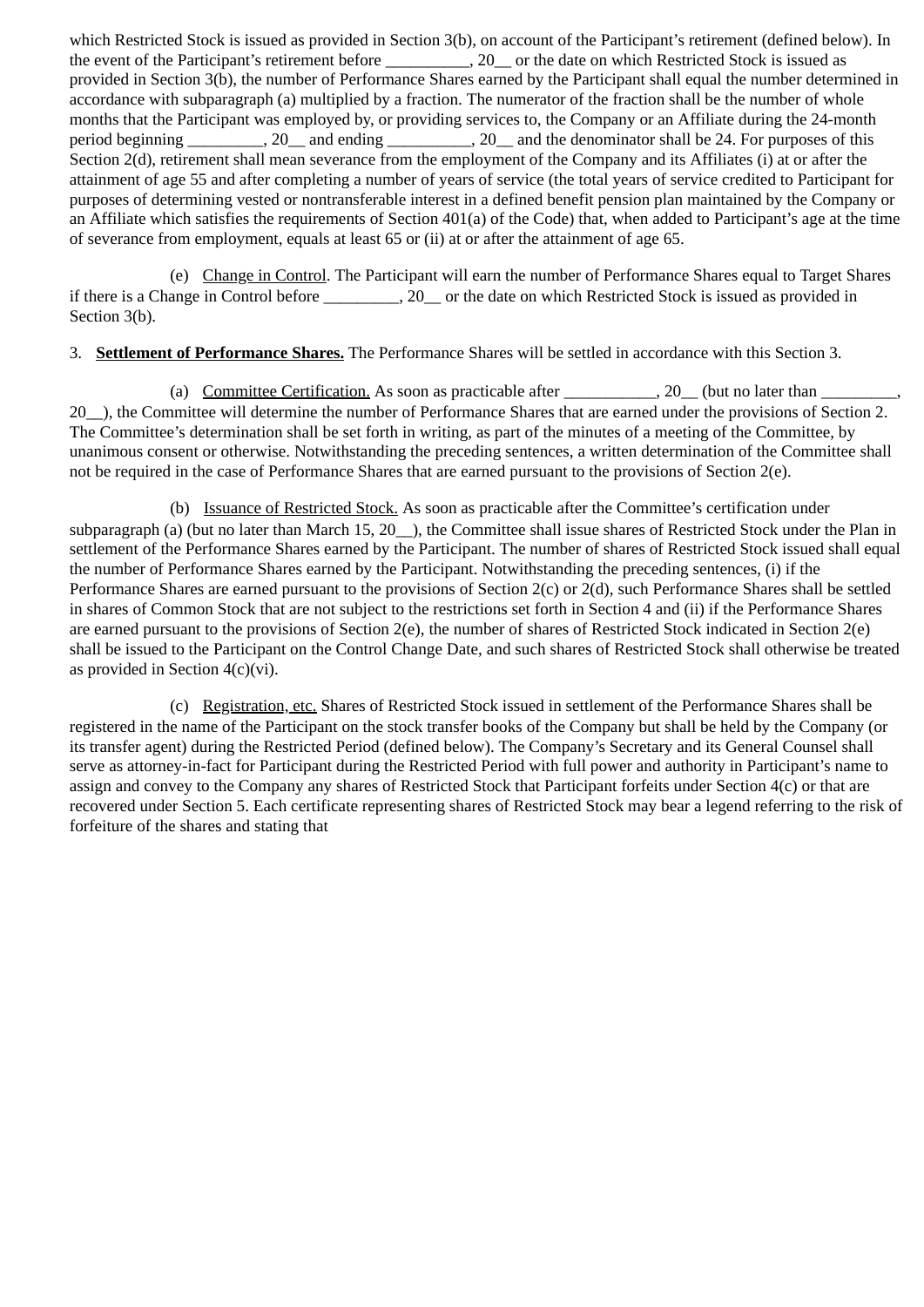which Restricted Stock is issued as provided in Section 3(b), on account of the Participant's retirement (defined below). In the event of the Participant's retirement before __________, 20__ or the date on which Restricted Stock is issued as provided in Section 3(b), the number of Performance Shares earned by the Participant shall equal the number determined in accordance with subparagraph (a) multiplied by a fraction. The numerator of the fraction shall be the number of whole months that the Participant was employed by, or providing services to, the Company or an Affiliate during the 24-month period beginning _________, 20__ and ending __________, 20__ and the denominator shall be 24. For purposes of this Section 2(d), retirement shall mean severance from the employment of the Company and its Affiliates (i) at or after the attainment of age 55 and after completing a number of years of service (the total years of service credited to Participant for purposes of determining vested or nontransferable interest in a defined benefit pension plan maintained by the Company or an Affiliate which satisfies the requirements of Section 401(a) of the Code) that, when added to Participant's age at the time of severance from employment, equals at least 65 or (ii) at or after the attainment of age 65.

(e) Change in Control. The Participant will earn the number of Performance Shares equal to Target Shares if there is a Change in Control before _________, 20__ or the date on which Restricted Stock is issued as provided in Section 3(b).

3. **Settlement of Performance Shares.** The Performance Shares will be settled in accordance with this Section 3.

(a) Committee Certification. As soon as practicable after ___________, 20__ (but no later than _________, 20__), the Committee will determine the number of Performance Shares that are earned under the provisions of Section 2. The Committee's determination shall be set forth in writing, as part of the minutes of a meeting of the Committee, by unanimous consent or otherwise. Notwithstanding the preceding sentences, a written determination of the Committee shall not be required in the case of Performance Shares that are earned pursuant to the provisions of Section 2(e).

(b) Issuance of Restricted Stock. As soon as practicable after the Committee's certification under subparagraph (a) (but no later than March 15, 20__), the Committee shall issue shares of Restricted Stock under the Plan in settlement of the Performance Shares earned by the Participant. The number of shares of Restricted Stock issued shall equal the number of Performance Shares earned by the Participant. Notwithstanding the preceding sentences, (i) if the Performance Shares are earned pursuant to the provisions of Section 2(c) or 2(d), such Performance Shares shall be settled in shares of Common Stock that are not subject to the restrictions set forth in Section 4 and (ii) if the Performance Shares are earned pursuant to the provisions of Section 2(e), the number of shares of Restricted Stock indicated in Section 2(e) shall be issued to the Participant on the Control Change Date, and such shares of Restricted Stock shall otherwise be treated as provided in Section 4(c)(vi).

(c) Registration, etc. Shares of Restricted Stock issued in settlement of the Performance Shares shall be registered in the name of the Participant on the stock transfer books of the Company but shall be held by the Company (or its transfer agent) during the Restricted Period (defined below). The Company's Secretary and its General Counsel shall serve as attorney-in-fact for Participant during the Restricted Period with full power and authority in Participant's name to assign and convey to the Company any shares of Restricted Stock that Participant forfeits under Section 4(c) or that are recovered under Section 5. Each certificate representing shares of Restricted Stock may bear a legend referring to the risk of forfeiture of the shares and stating that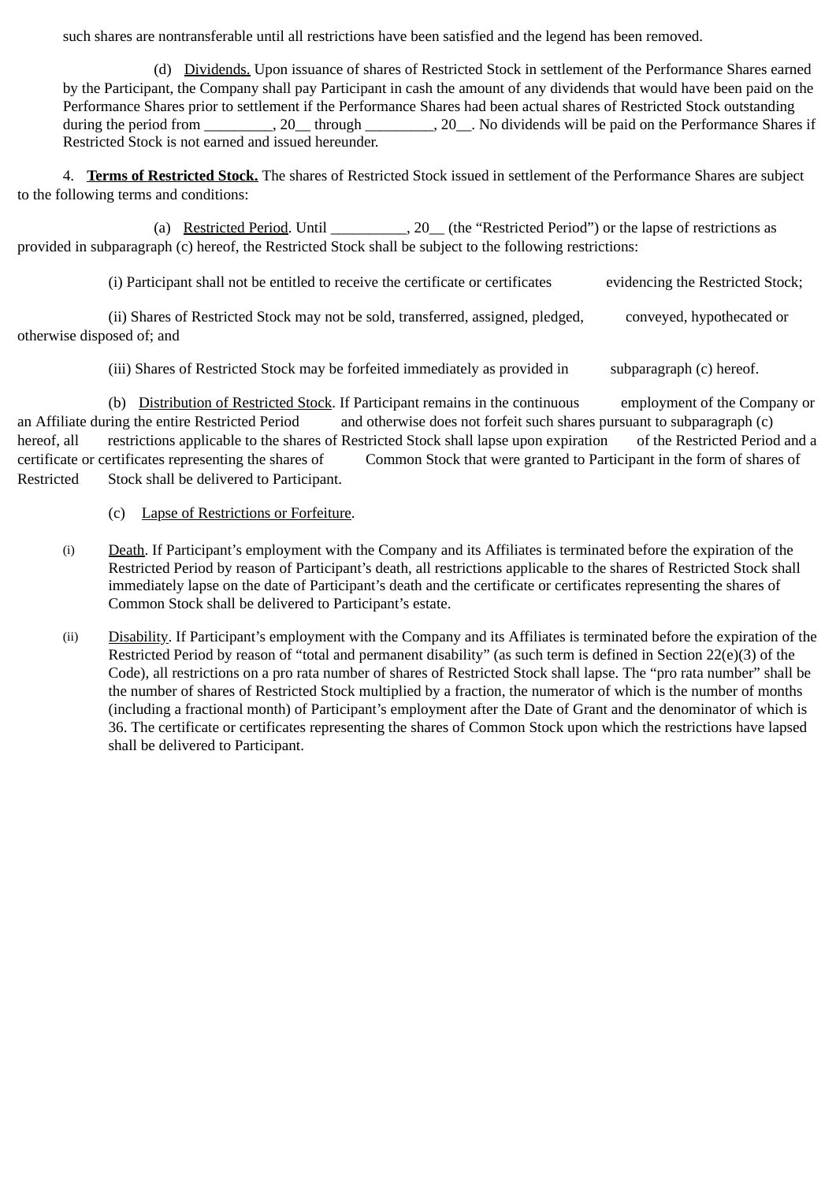such shares are nontransferable until all restrictions have been satisfied and the legend has been removed.

(d) Dividends. Upon issuance of shares of Restricted Stock in settlement of the Performance Shares earned by the Participant, the Company shall pay Participant in cash the amount of any dividends that would have been paid on the Performance Shares prior to settlement if the Performance Shares had been actual shares of Restricted Stock outstanding during the period from _________, 20__ through _________, 20__. No dividends will be paid on the Performance Shares if Restricted Stock is not earned and issued hereunder.

4. **Terms of Restricted Stock.** The shares of Restricted Stock issued in settlement of the Performance Shares are subject to the following terms and conditions:

(a) Restricted Period. Until __________, 20__ (the "Restricted Period") or the lapse of restrictions as provided in subparagraph (c) hereof, the Restricted Stock shall be subject to the following restrictions:

(i) Participant shall not be entitled to receive the certificate or certificates evidencing the Restricted Stock;

(ii) Shares of Restricted Stock may not be sold, transferred, assigned, pledged, conveyed, hypothecated or otherwise disposed of; and

(iii) Shares of Restricted Stock may be forfeited immediately as provided in subparagraph (c) hereof.

(b) Distribution of Restricted Stock. If Participant remains in the continuous employment of the Company or an Affiliate during the entire Restricted Period and otherwise does not forfeit such shares pursuant to subparagraph (c) hereof, all restrictions applicable to the shares of Restricted Stock shall lapse upon expiration of the Restricted Period and a certificate or certificates representing the shares of Common Stock that were granted to Participant in the form of shares of Restricted Stock shall be delivered to Participant.

(c) Lapse of Restrictions or Forfeiture.

(i) Death. If Participant's employment with the Company and its Affiliates is terminated before the expiration of the Restricted Period by reason of Participant's death, all restrictions applicable to the shares of Restricted Stock shall immediately lapse on the date of Participant's death and the certificate or certificates representing the shares of Common Stock shall be delivered to Participant's estate.

(ii) Disability. If Participant's employment with the Company and its Affiliates is terminated before the expiration of the Restricted Period by reason of "total and permanent disability" (as such term is defined in Section 22(e)(3) of the Code), all restrictions on a pro rata number of shares of Restricted Stock shall lapse. The "pro rata number" shall be the number of shares of Restricted Stock multiplied by a fraction, the numerator of which is the number of months (including a fractional month) of Participant's employment after the Date of Grant and the denominator of which is 36. The certificate or certificates representing the shares of Common Stock upon which the restrictions have lapsed shall be delivered to Participant.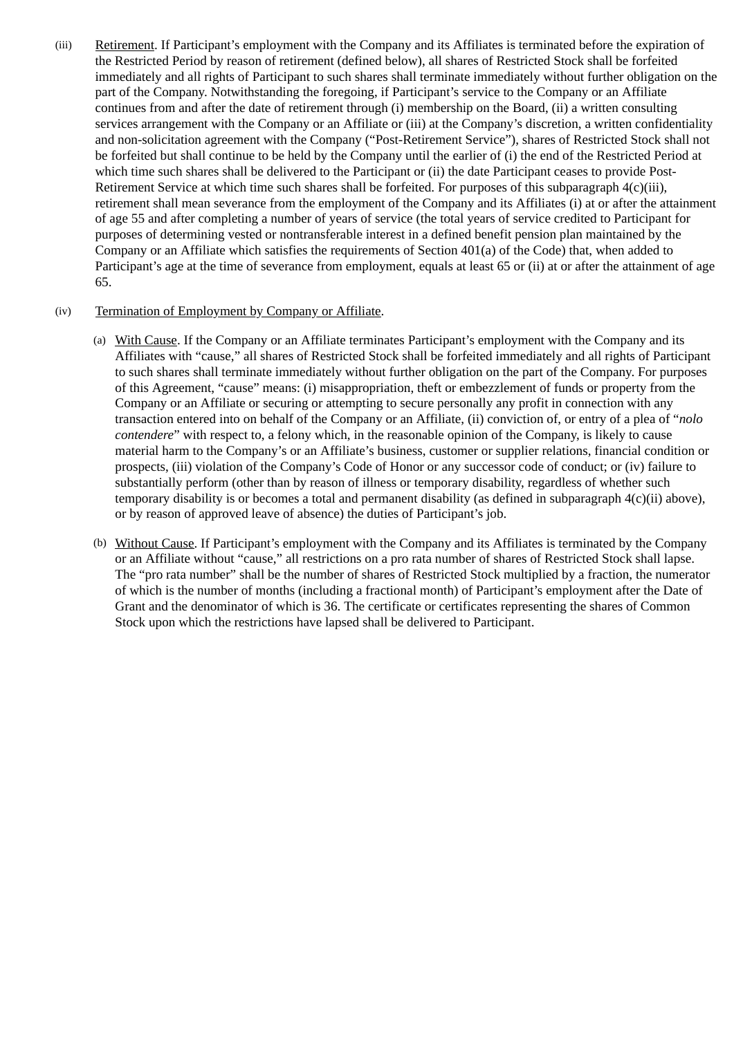(iii) Retirement. If Participant's employment with the Company and its Affiliates is terminated before the expiration of the Restricted Period by reason of retirement (defined below), all shares of Restricted Stock shall be forfeited immediately and all rights of Participant to such shares shall terminate immediately without further obligation on the part of the Company. Notwithstanding the foregoing, if Participant's service to the Company or an Affiliate continues from and after the date of retirement through (i) membership on the Board, (ii) a written consulting services arrangement with the Company or an Affiliate or (iii) at the Company's discretion, a written confidentiality and non-solicitation agreement with the Company ("Post-Retirement Service"), shares of Restricted Stock shall not be forfeited but shall continue to be held by the Company until the earlier of (i) the end of the Restricted Period at which time such shares shall be delivered to the Participant or (ii) the date Participant ceases to provide Post-Retirement Service at which time such shares shall be forfeited. For purposes of this subparagraph 4(c)(iii), retirement shall mean severance from the employment of the Company and its Affiliates (i) at or after the attainment of age 55 and after completing a number of years of service (the total years of service credited to Participant for purposes of determining vested or nontransferable interest in a defined benefit pension plan maintained by the Company or an Affiliate which satisfies the requirements of Section 401(a) of the Code) that, when added to Participant's age at the time of severance from employment, equals at least 65 or (ii) at or after the attainment of age 65.

(iv) Termination of Employment by Company or Affiliate.

(a) With Cause. If the Company or an Affiliate terminates Participant's employment with the Company and its Affiliates with "cause," all shares of Restricted Stock shall be forfeited immediately and all rights of Participant to such shares shall terminate immediately without further obligation on the part of the Company. For purposes of this Agreement, "cause" means: (i) misappropriation, theft or embezzlement of funds or property from the Company or an Affiliate or securing or attempting to secure personally any profit in connection with any transaction entered into on behalf of the Company or an Affiliate, (ii) conviction of, or entry of a plea of "*nolo contendere*" with respect to, a felony which, in the reasonable opinion of the Company, is likely to cause material harm to the Company's or an Affiliate's business, customer or supplier relations, financial condition or prospects, (iii) violation of the Company's Code of Honor or any successor code of conduct; or (iv) failure to substantially perform (other than by reason of illness or temporary disability, regardless of whether such temporary disability is or becomes a total and permanent disability (as defined in subparagraph 4(c)(ii) above), or by reason of approved leave of absence) the duties of Participant's job.

(b) Without Cause. If Participant's employment with the Company and its Affiliates is terminated by the Company or an Affiliate without "cause," all restrictions on a pro rata number of shares of Restricted Stock shall lapse. The "pro rata number" shall be the number of shares of Restricted Stock multiplied by a fraction, the numerator of which is the number of months (including a fractional month) of Participant's employment after the Date of Grant and the denominator of which is 36. The certificate or certificates representing the shares of Common Stock upon which the restrictions have lapsed shall be delivered to Participant.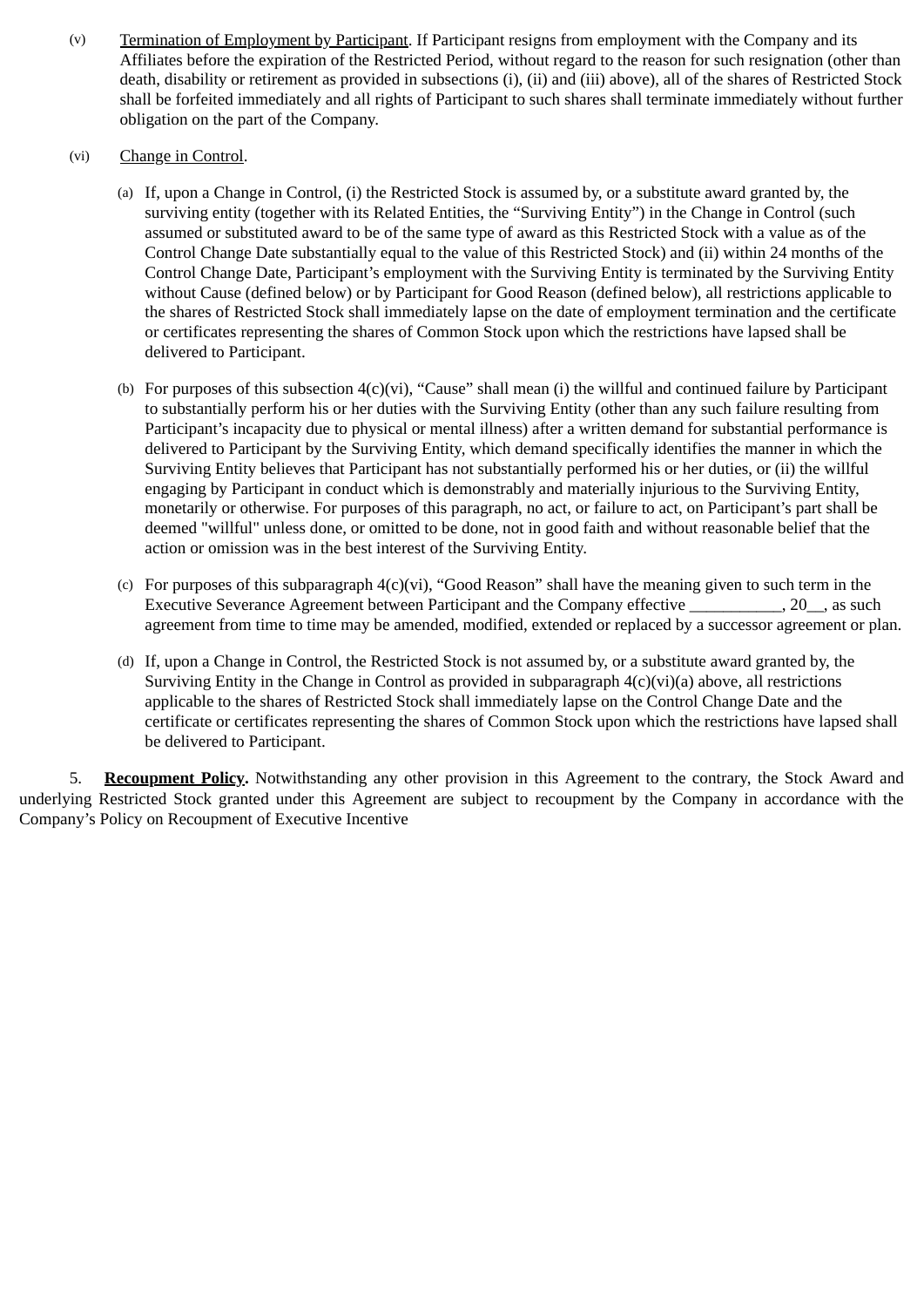(v) Termination of Employment by Participant. If Participant resigns from employment with the Company and its Affiliates before the expiration of the Restricted Period, without regard to the reason for such resignation (other than death, disability or retirement as provided in subsections (i), (ii) and (iii) above), all of the shares of Restricted Stock shall be forfeited immediately and all rights of Participant to such shares shall terminate immediately without further obligation on the part of the Company.

(vi) Change in Control.

(a) If, upon a Change in Control, (i) the Restricted Stock is assumed by, or a substitute award granted by, the surviving entity (together with its Related Entities, the “Surviving Entity”) in the Change in Control (such assumed or substituted award to be of the same type of award as this Restricted Stock with a value as of the Control Change Date substantially equal to the value of this Restricted Stock) and (ii) within 24 months of the Control Change Date, Participant’s employment with the Surviving Entity is terminated by the Surviving Entity without Cause (defined below) or by Participant for Good Reason (defined below), all restrictions applicable to the shares of Restricted Stock shall immediately lapse on the date of employment termination and the certificate or certificates representing the shares of Common Stock upon which the restrictions have lapsed shall be delivered to Participant.

(b) For purposes of this subsection 4(c)(vi), “Cause” shall mean (i) the willful and continued failure by Participant to substantially perform his or her duties with the Surviving Entity (other than any such failure resulting from Participant’s incapacity due to physical or mental illness) after a written demand for substantial performance is delivered to Participant by the Surviving Entity, which demand specifically identifies the manner in which the Surviving Entity believes that Participant has not substantially performed his or her duties, or (ii) the willful engaging by Participant in conduct which is demonstrably and materially injurious to the Surviving Entity, monetarily or otherwise. For purposes of this paragraph, no act, or failure to act, on Participant’s part shall be deemed "willful" unless done, or omitted to be done, not in good faith and without reasonable belief that the action or omission was in the best interest of the Surviving Entity.

(c) For purposes of this subparagraph 4(c)(vi), “Good Reason” shall have the meaning given to such term in the Executive Severance Agreement between Participant and the Company effective ___________, 20__, as such agreement from time to time may be amended, modified, extended or replaced by a successor agreement or plan.

(d) If, upon a Change in Control, the Restricted Stock is not assumed by, or a substitute award granted by, the Surviving Entity in the Change in Control as provided in subparagraph 4(c)(vi)(a) above, all restrictions applicable to the shares of Restricted Stock shall immediately lapse on the Control Change Date and the certificate or certificates representing the shares of Common Stock upon which the restrictions have lapsed shall be delivered to Participant.

5. **Recoupment Policy.** Notwithstanding any other provision in this Agreement to the contrary, the Stock Award and underlying Restricted Stock granted under this Agreement are subject to recoupment by the Company in accordance with the Company’s Policy on Recoupment of Executive Incentive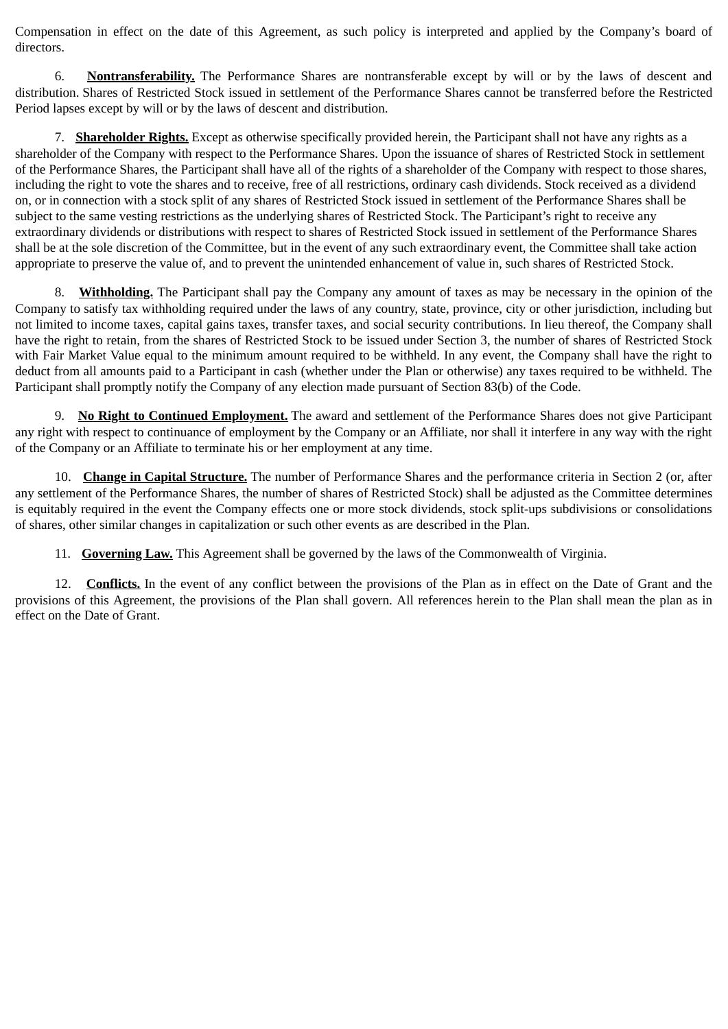Compensation in effect on the date of this Agreement, as such policy is interpreted and applied by the Company's board of directors.

6. **Nontransferability.** The Performance Shares are nontransferable except by will or by the laws of descent and distribution. Shares of Restricted Stock issued in settlement of the Performance Shares cannot be transferred before the Restricted Period lapses except by will or by the laws of descent and distribution.

7. **Shareholder Rights.** Except as otherwise specifically provided herein, the Participant shall not have any rights as a shareholder of the Company with respect to the Performance Shares. Upon the issuance of shares of Restricted Stock in settlement of the Performance Shares, the Participant shall have all of the rights of a shareholder of the Company with respect to those shares, including the right to vote the shares and to receive, free of all restrictions, ordinary cash dividends. Stock received as a dividend on, or in connection with a stock split of any shares of Restricted Stock issued in settlement of the Performance Shares shall be subject to the same vesting restrictions as the underlying shares of Restricted Stock. The Participant's right to receive any extraordinary dividends or distributions with respect to shares of Restricted Stock issued in settlement of the Performance Shares shall be at the sole discretion of the Committee, but in the event of any such extraordinary event, the Committee shall take action appropriate to preserve the value of, and to prevent the unintended enhancement of value in, such shares of Restricted Stock.

8. **Withholding.** The Participant shall pay the Company any amount of taxes as may be necessary in the opinion of the Company to satisfy tax withholding required under the laws of any country, state, province, city or other jurisdiction, including but not limited to income taxes, capital gains taxes, transfer taxes, and social security contributions. In lieu thereof, the Company shall have the right to retain, from the shares of Restricted Stock to be issued under Section 3, the number of shares of Restricted Stock with Fair Market Value equal to the minimum amount required to be withheld. In any event, the Company shall have the right to deduct from all amounts paid to a Participant in cash (whether under the Plan or otherwise) any taxes required to be withheld. The Participant shall promptly notify the Company of any election made pursuant of Section 83(b) of the Code.

9. **No Right to Continued Employment.** The award and settlement of the Performance Shares does not give Participant any right with respect to continuance of employment by the Company or an Affiliate, nor shall it interfere in any way with the right of the Company or an Affiliate to terminate his or her employment at any time.

10. **Change in Capital Structure.** The number of Performance Shares and the performance criteria in Section 2 (or, after any settlement of the Performance Shares, the number of shares of Restricted Stock) shall be adjusted as the Committee determines is equitably required in the event the Company effects one or more stock dividends, stock split-ups subdivisions or consolidations of shares, other similar changes in capitalization or such other events as are described in the Plan.

11. **Governing Law.** This Agreement shall be governed by the laws of the Commonwealth of Virginia.

12. **Conflicts.** In the event of any conflict between the provisions of the Plan as in effect on the Date of Grant and the provisions of this Agreement, the provisions of the Plan shall govern. All references herein to the Plan shall mean the plan as in effect on the Date of Grant.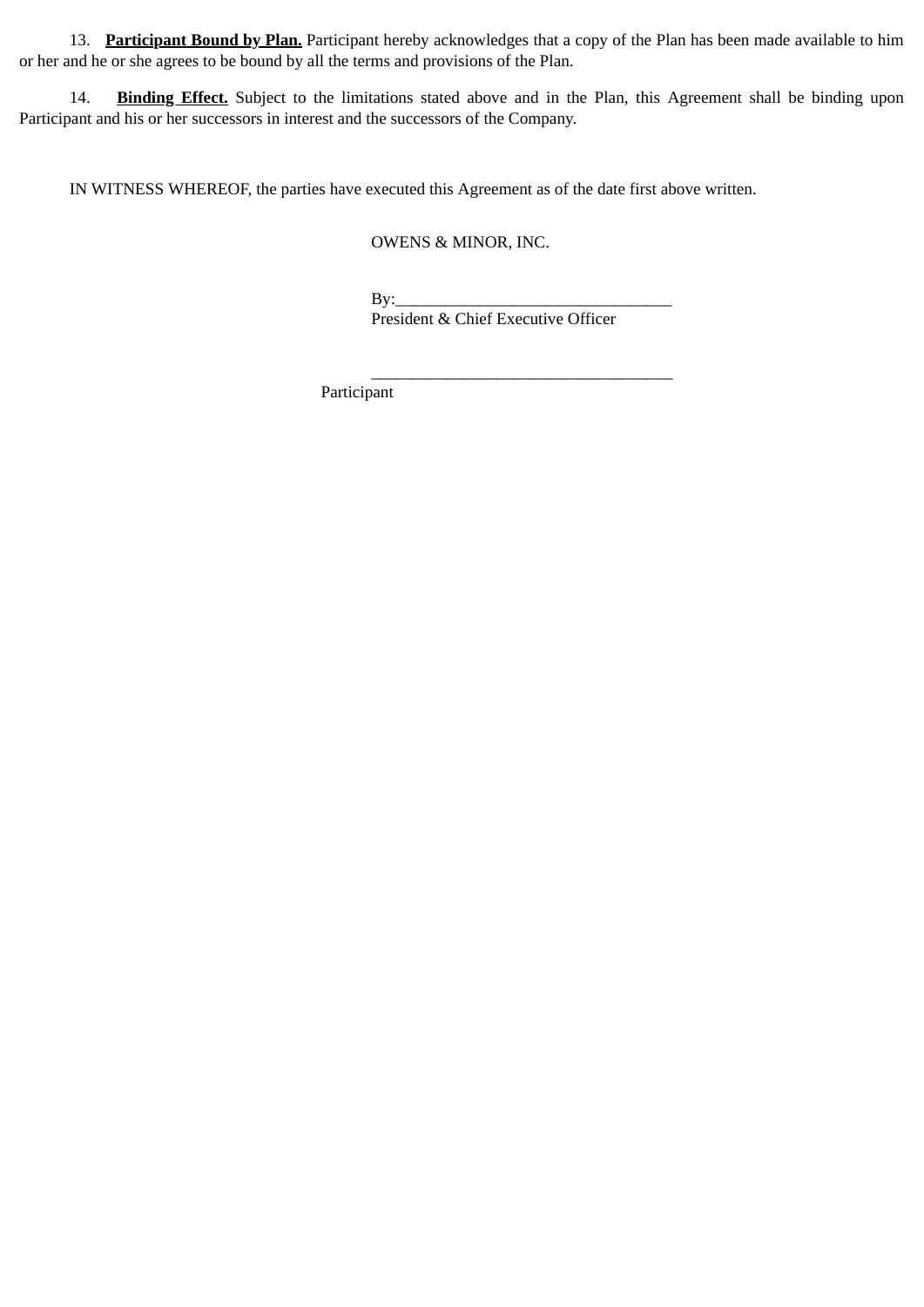13. **Participant Bound by Plan.** Participant hereby acknowledges that a copy of the Plan has been made available to him or her and he or she agrees to be bound by all the terms and provisions of the Plan.

14. **Binding Effect.** Subject to the limitations stated above and in the Plan, this Agreement shall be binding upon Participant and his or her successors in interest and the successors of the Company.

IN WITNESS WHEREOF, the parties have executed this Agreement as of the date first above written.

OWENS & MINOR, INC.

By:_________________________________
President & Chief Executive Officer

____________________________________
Participant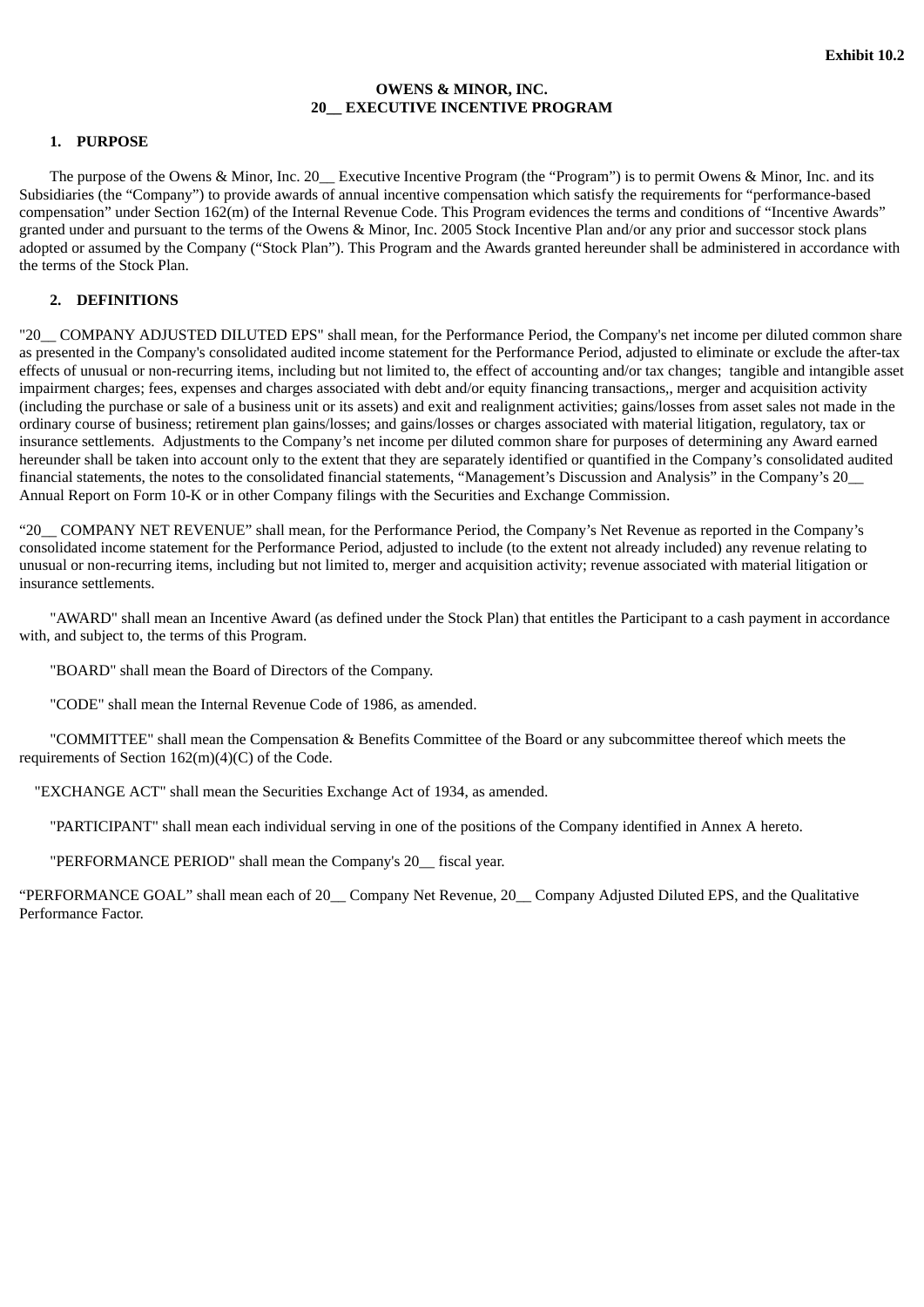**Exhibit 10.2**

**OWENS & MINOR, INC.**
**20__ EXECUTIVE INCENTIVE PROGRAM**

## 1. PURPOSE

The purpose of the Owens & Minor, Inc. 20__ Executive Incentive Program (the “Program”) is to permit Owens & Minor, Inc. and its Subsidiaries (the “Company”) to provide awards of annual incentive compensation which satisfy the requirements for “performance-based compensation” under Section 162(m) of the Internal Revenue Code. This Program evidences the terms and conditions of “Incentive Awards” granted under and pursuant to the terms of the Owens & Minor, Inc. 2005 Stock Incentive Plan and/or any prior and successor stock plans adopted or assumed by the Company (“Stock Plan”). This Program and the Awards granted hereunder shall be administered in accordance with the terms of the Stock Plan.

## 2. DEFINITIONS

"20__ COMPANY ADJUSTED DILUTED EPS" shall mean, for the Performance Period, the Company's net income per diluted common share as presented in the Company's consolidated audited income statement for the Performance Period, adjusted to eliminate or exclude the after-tax effects of unusual or non-recurring items, including but not limited to, the effect of accounting and/or tax changes; tangible and intangible asset impairment charges; fees, expenses and charges associated with debt and/or equity financing transactions,, merger and acquisition activity (including the purchase or sale of a business unit or its assets) and exit and realignment activities; gains/losses from asset sales not made in the ordinary course of business; retirement plan gains/losses; and gains/losses or charges associated with material litigation, regulatory, tax or insurance settlements. Adjustments to the Company’s net income per diluted common share for purposes of determining any Award earned hereunder shall be taken into account only to the extent that they are separately identified or quantified in the Company’s consolidated audited financial statements, the notes to the consolidated financial statements, “Management’s Discussion and Analysis” in the Company’s 20__ Annual Report on Form 10-K or in other Company filings with the Securities and Exchange Commission.

“20__ COMPANY NET REVENUE” shall mean, for the Performance Period, the Company’s Net Revenue as reported in the Company’s consolidated income statement for the Performance Period, adjusted to include (to the extent not already included) any revenue relating to unusual or non-recurring items, including but not limited to, merger and acquisition activity; revenue associated with material litigation or insurance settlements.

"AWARD" shall mean an Incentive Award (as defined under the Stock Plan) that entitles the Participant to a cash payment in accordance with, and subject to, the terms of this Program.

"BOARD" shall mean the Board of Directors of the Company.

"CODE" shall mean the Internal Revenue Code of 1986, as amended.

"COMMITTEE" shall mean the Compensation & Benefits Committee of the Board or any subcommittee thereof which meets the requirements of Section 162(m)(4)(C) of the Code.

"EXCHANGE ACT" shall mean the Securities Exchange Act of 1934, as amended.

"PARTICIPANT" shall mean each individual serving in one of the positions of the Company identified in Annex A hereto.

"PERFORMANCE PERIOD" shall mean the Company's 20__ fiscal year.

“PERFORMANCE GOAL” shall mean each of 20__ Company Net Revenue, 20__ Company Adjusted Diluted EPS, and the Qualitative Performance Factor.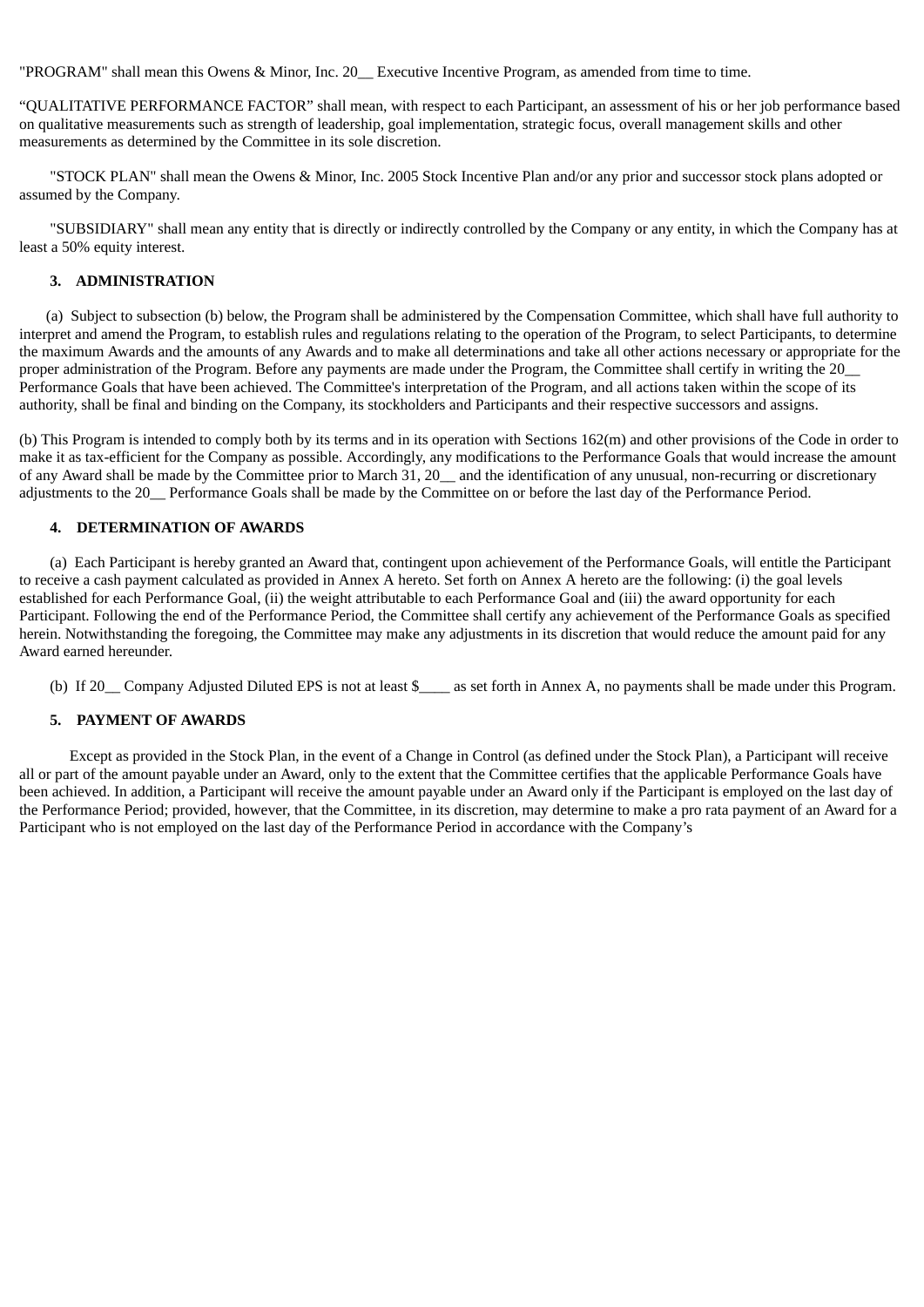"PROGRAM" shall mean this Owens & Minor, Inc. 20__ Executive Incentive Program, as amended from time to time.

“QUALITATIVE PERFORMANCE FACTOR” shall mean, with respect to each Participant, an assessment of his or her job performance based on qualitative measurements such as strength of leadership, goal implementation, strategic focus, overall management skills and other measurements as determined by the Committee in its sole discretion.

"STOCK PLAN" shall mean the Owens & Minor, Inc. 2005 Stock Incentive Plan and/or any prior and successor stock plans adopted or assumed by the Company.

"SUBSIDIARY" shall mean any entity that is directly or indirectly controlled by the Company or any entity, in which the Company has at least a 50% equity interest.

**3. ADMINISTRATION**

(a) Subject to subsection (b) below, the Program shall be administered by the Compensation Committee, which shall have full authority to interpret and amend the Program, to establish rules and regulations relating to the operation of the Program, to select Participants, to determine the maximum Awards and the amounts of any Awards and to make all determinations and take all other actions necessary or appropriate for the proper administration of the Program. Before any payments are made under the Program, the Committee shall certify in writing the 20__ Performance Goals that have been achieved. The Committee's interpretation of the Program, and all actions taken within the scope of its authority, shall be final and binding on the Company, its stockholders and Participants and their respective successors and assigns.

(b) This Program is intended to comply both by its terms and in its operation with Sections 162(m) and other provisions of the Code in order to make it as tax-efficient for the Company as possible. Accordingly, any modifications to the Performance Goals that would increase the amount of any Award shall be made by the Committee prior to March 31, 20__ and the identification of any unusual, non-recurring or discretionary adjustments to the 20__ Performance Goals shall be made by the Committee on or before the last day of the Performance Period.

**4. DETERMINATION OF AWARDS**

(a) Each Participant is hereby granted an Award that, contingent upon achievement of the Performance Goals, will entitle the Participant to receive a cash payment calculated as provided in Annex A hereto. Set forth on Annex A hereto are the following: (i) the goal levels established for each Performance Goal, (ii) the weight attributable to each Performance Goal and (iii) the award opportunity for each Participant. Following the end of the Performance Period, the Committee shall certify any achievement of the Performance Goals as specified herein. Notwithstanding the foregoing, the Committee may make any adjustments in its discretion that would reduce the amount paid for any Award earned hereunder.

(b) If 20__ Company Adjusted Diluted EPS is not at least $____ as set forth in Annex A, no payments shall be made under this Program.

**5. PAYMENT OF AWARDS**

Except as provided in the Stock Plan, in the event of a Change in Control (as defined under the Stock Plan), a Participant will receive all or part of the amount payable under an Award, only to the extent that the Committee certifies that the applicable Performance Goals have been achieved. In addition, a Participant will receive the amount payable under an Award only if the Participant is employed on the last day of the Performance Period; provided, however, that the Committee, in its discretion, may determine to make a pro rata payment of an Award for a Participant who is not employed on the last day of the Performance Period in accordance with the Company’s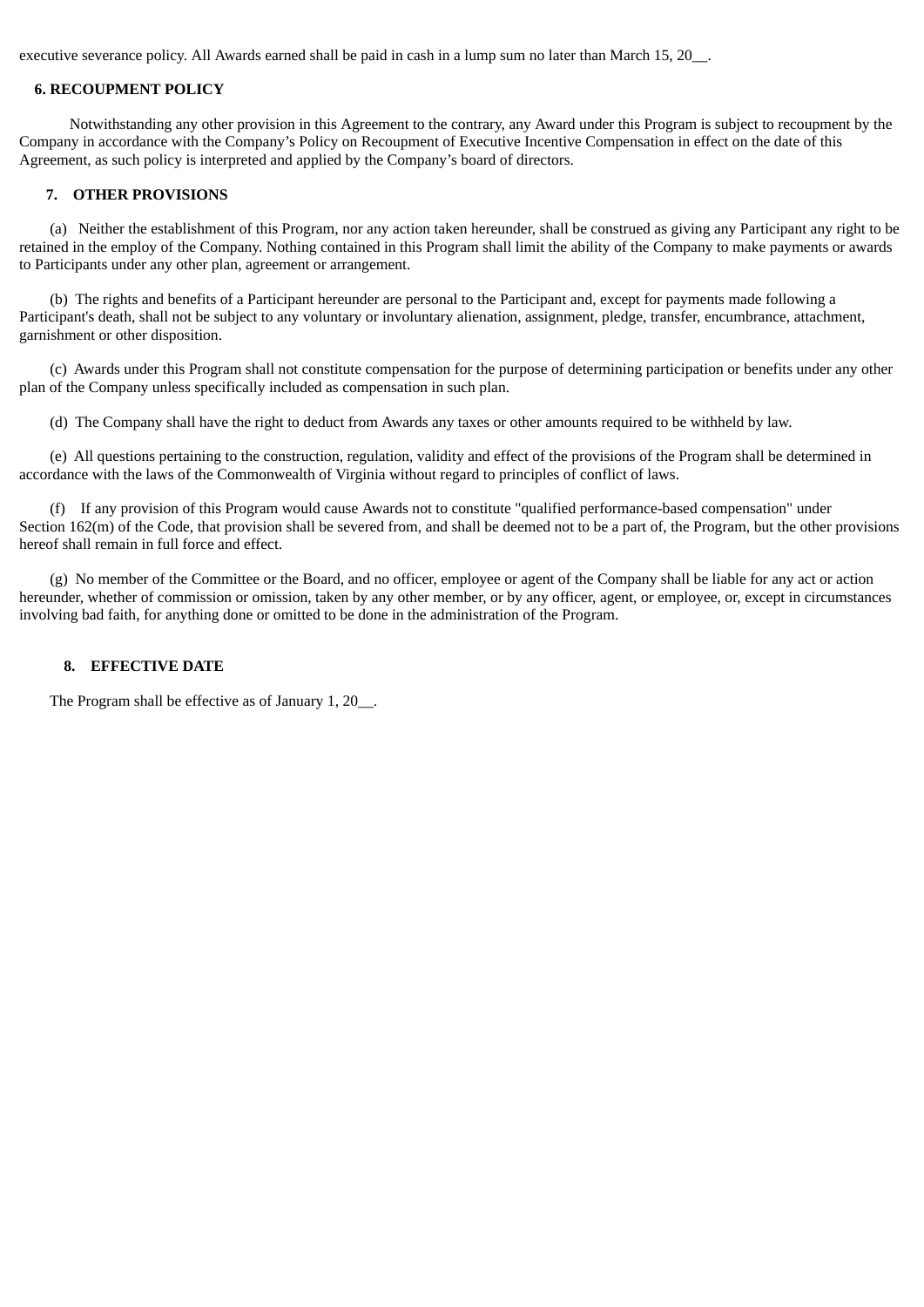executive severance policy. All Awards earned shall be paid in cash in a lump sum no later than March 15, 20__.

**6. RECOUPMENT POLICY**

Notwithstanding any other provision in this Agreement to the contrary, any Award under this Program is subject to recoupment by the Company in accordance with the Company's Policy on Recoupment of Executive Incentive Compensation in effect on the date of this Agreement, as such policy is interpreted and applied by the Company's board of directors.

**7. OTHER PROVISIONS**

(a) Neither the establishment of this Program, nor any action taken hereunder, shall be construed as giving any Participant any right to be retained in the employ of the Company. Nothing contained in this Program shall limit the ability of the Company to make payments or awards to Participants under any other plan, agreement or arrangement.

(b) The rights and benefits of a Participant hereunder are personal to the Participant and, except for payments made following a Participant's death, shall not be subject to any voluntary or involuntary alienation, assignment, pledge, transfer, encumbrance, attachment, garnishment or other disposition.

(c) Awards under this Program shall not constitute compensation for the purpose of determining participation or benefits under any other plan of the Company unless specifically included as compensation in such plan.

(d) The Company shall have the right to deduct from Awards any taxes or other amounts required to be withheld by law.

(e) All questions pertaining to the construction, regulation, validity and effect of the provisions of the Program shall be determined in accordance with the laws of the Commonwealth of Virginia without regard to principles of conflict of laws.

(f) If any provision of this Program would cause Awards not to constitute "qualified performance-based compensation" under Section 162(m) of the Code, that provision shall be severed from, and shall be deemed not to be a part of, the Program, but the other provisions hereof shall remain in full force and effect.

(g) No member of the Committee or the Board, and no officer, employee or agent of the Company shall be liable for any act or action hereunder, whether of commission or omission, taken by any other member, or by any officer, agent, or employee, or, except in circumstances involving bad faith, for anything done or omitted to be done in the administration of the Program.

**8. EFFECTIVE DATE**

The Program shall be effective as of January 1, 20__.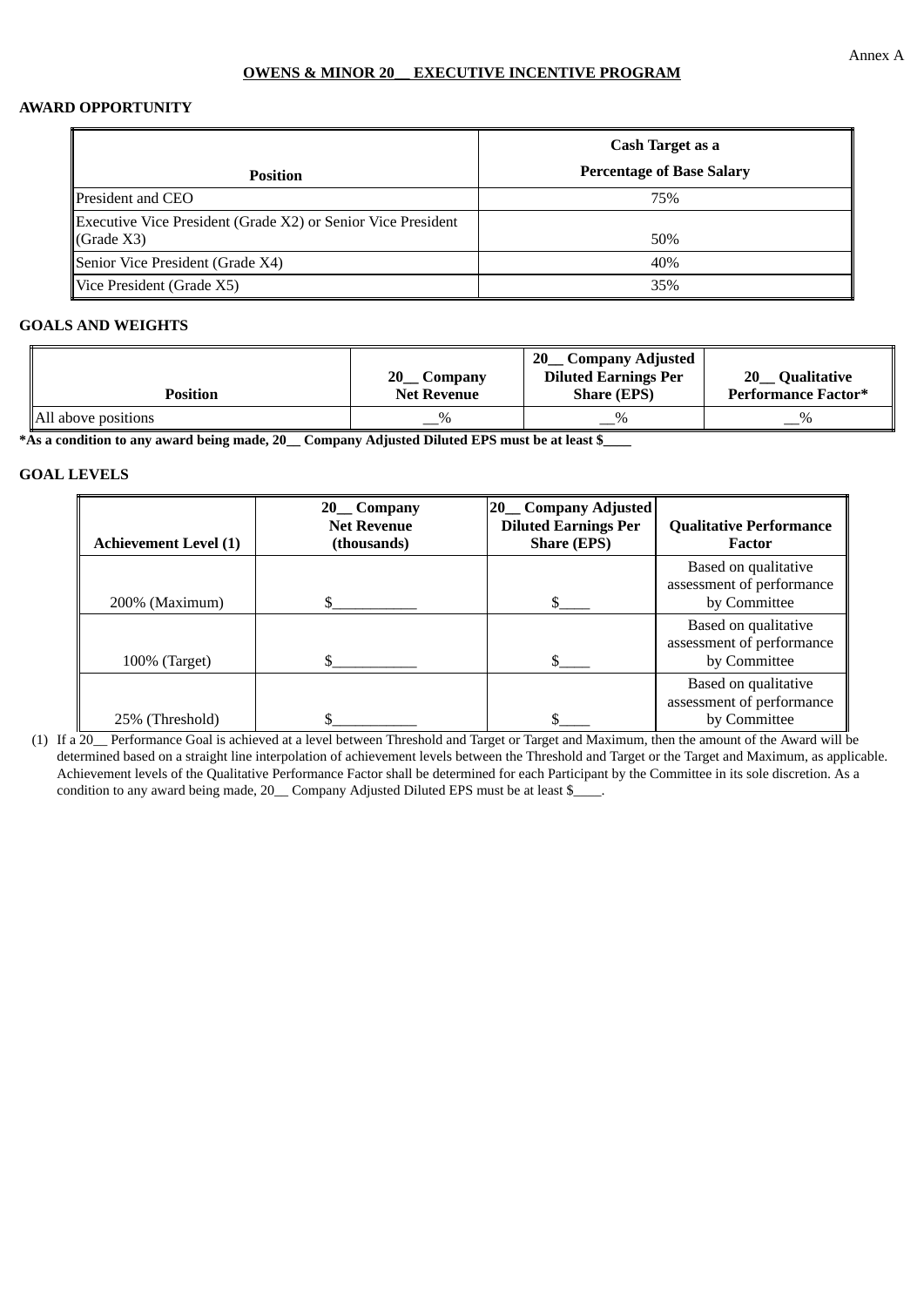Annex A

**OWENS & MINOR 20__ EXECUTIVE INCENTIVE PROGRAM**

**AWARD OPPORTUNITY**

| Position | Cash Target as a Percentage of Base Salary |
|---|---|
| President and CEO | 75% |
| Executive Vice President (Grade X2) or Senior Vice President (Grade X3) | 50% |
| Senior Vice President (Grade X4) | 40% |
| Vice President (Grade X5) | 35% |

**GOALS AND WEIGHTS**

| Position | 20__ Company Net Revenue | 20__ Company Adjusted Diluted Earnings Per Share (EPS) | 20__ Qualitative Performance Factor* |
|---|---|---|---|
| All above positions | __% | __% | __% |

**\*As a condition to any award being made, 20__ Company Adjusted Diluted EPS must be at least $____**

**GOAL LEVELS**

| Achievement Level (1) | 20__ Company Net Revenue (thousands) | 20__ Company Adjusted Diluted Earnings Per Share (EPS) | Qualitative Performance Factor |
|---|---|---|---|
| 200% (Maximum) | $___________ | $____ | Based on qualitative assessment of performance by Committee |
| 100% (Target) | $___________ | $____ | Based on qualitative assessment of performance by Committee |
| 25% (Threshold) | $___________ | $____ | Based on qualitative assessment of performance by Committee |

(1) If a 20__ Performance Goal is achieved at a level between Threshold and Target or Target and Maximum, then the amount of the Award will be determined based on a straight line interpolation of achievement levels between the Threshold and Target or the Target and Maximum, as applicable. Achievement levels of the Qualitative Performance Factor shall be determined for each Participant by the Committee in its sole discretion. As a condition to any award being made, 20__ Company Adjusted Diluted EPS must be at least $____.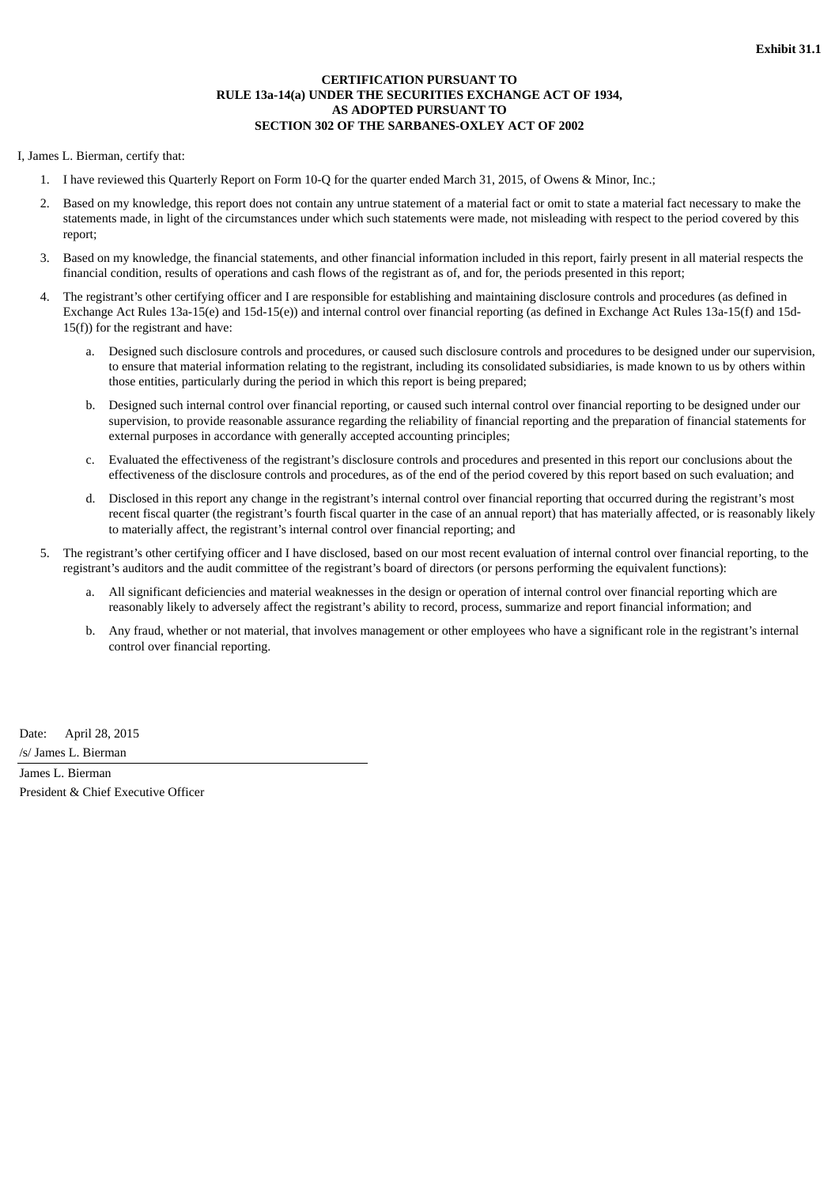**Exhibit 31.1**

**CERTIFICATION PURSUANT TO RULE 13a-14(a) UNDER THE SECURITIES EXCHANGE ACT OF 1934, AS ADOPTED PURSUANT TO SECTION 302 OF THE SARBANES-OXLEY ACT OF 2002**

I, James L. Bierman, certify that:

1. I have reviewed this Quarterly Report on Form 10-Q for the quarter ended March 31, 2015, of Owens & Minor, Inc.;
2. Based on my knowledge, this report does not contain any untrue statement of a material fact or omit to state a material fact necessary to make the statements made, in light of the circumstances under which such statements were made, not misleading with respect to the period covered by this report;
3. Based on my knowledge, the financial statements, and other financial information included in this report, fairly present in all material respects the financial condition, results of operations and cash flows of the registrant as of, and for, the periods presented in this report;
4. The registrant's other certifying officer and I are responsible for establishing and maintaining disclosure controls and procedures (as defined in Exchange Act Rules 13a-15(e) and 15d-15(e)) and internal control over financial reporting (as defined in Exchange Act Rules 13a-15(f) and 15d-15(f)) for the registrant and have:
   a. Designed such disclosure controls and procedures, or caused such disclosure controls and procedures to be designed under our supervision, to ensure that material information relating to the registrant, including its consolidated subsidiaries, is made known to us by others within those entities, particularly during the period in which this report is being prepared;
   b. Designed such internal control over financial reporting, or caused such internal control over financial reporting to be designed under our supervision, to provide reasonable assurance regarding the reliability of financial reporting and the preparation of financial statements for external purposes in accordance with generally accepted accounting principles;
   c. Evaluated the effectiveness of the registrant's disclosure controls and procedures and presented in this report our conclusions about the effectiveness of the disclosure controls and procedures, as of the end of the period covered by this report based on such evaluation; and
   d. Disclosed in this report any change in the registrant's internal control over financial reporting that occurred during the registrant's most recent fiscal quarter (the registrant's fourth fiscal quarter in the case of an annual report) that has materially affected, or is reasonably likely to materially affect, the registrant's internal control over financial reporting; and
5. The registrant's other certifying officer and I have disclosed, based on our most recent evaluation of internal control over financial reporting, to the registrant's auditors and the audit committee of the registrant's board of directors (or persons performing the equivalent functions):
   a. All significant deficiencies and material weaknesses in the design or operation of internal control over financial reporting which are reasonably likely to adversely affect the registrant's ability to record, process, summarize and report financial information; and
   b. Any fraud, whether or not material, that involves management or other employees who have a significant role in the registrant's internal control over financial reporting.

Date: April 28, 2015

/s/ James L. Bierman

James L. Bierman
President & Chief Executive Officer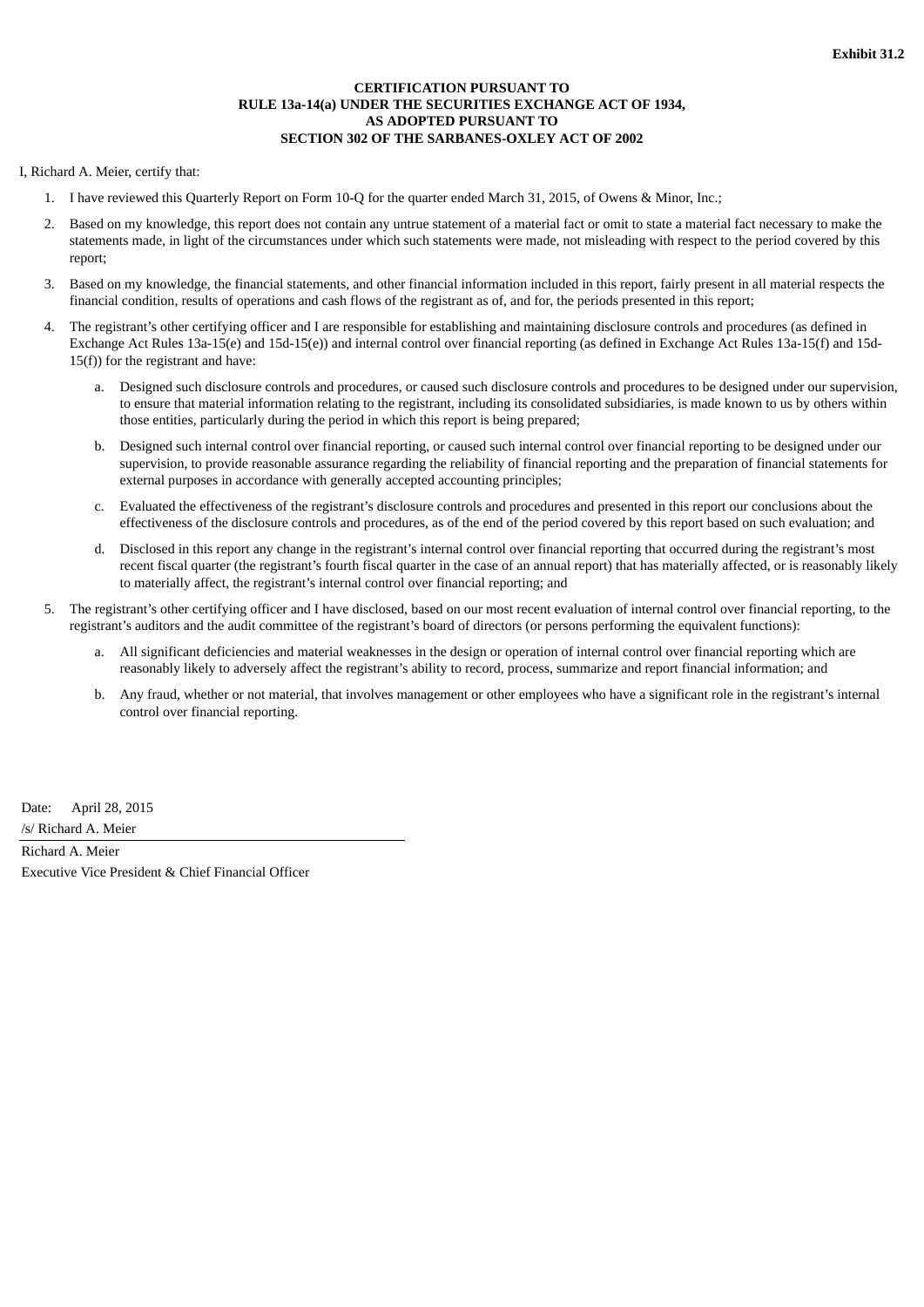**Exhibit 31.2**

**CERTIFICATION PURSUANT TO**
**RULE 13a-14(a) UNDER THE SECURITIES EXCHANGE ACT OF 1934,**
**AS ADOPTED PURSUANT TO**
**SECTION 302 OF THE SARBANES-OXLEY ACT OF 2002**

I, Richard A. Meier, certify that:

1. I have reviewed this Quarterly Report on Form 10-Q for the quarter ended March 31, 2015, of Owens & Minor, Inc.;
2. Based on my knowledge, this report does not contain any untrue statement of a material fact or omit to state a material fact necessary to make the statements made, in light of the circumstances under which such statements were made, not misleading with respect to the period covered by this report;
3. Based on my knowledge, the financial statements, and other financial information included in this report, fairly present in all material respects the financial condition, results of operations and cash flows of the registrant as of, and for, the periods presented in this report;
4. The registrant's other certifying officer and I are responsible for establishing and maintaining disclosure controls and procedures (as defined in Exchange Act Rules 13a-15(e) and 15d-15(e)) and internal control over financial reporting (as defined in Exchange Act Rules 13a-15(f) and 15d-15(f)) for the registrant and have:
    a. Designed such disclosure controls and procedures, or caused such disclosure controls and procedures to be designed under our supervision, to ensure that material information relating to the registrant, including its consolidated subsidiaries, is made known to us by others within those entities, particularly during the period in which this report is being prepared;
    b. Designed such internal control over financial reporting, or caused such internal control over financial reporting to be designed under our supervision, to provide reasonable assurance regarding the reliability of financial reporting and the preparation of financial statements for external purposes in accordance with generally accepted accounting principles;
    c. Evaluated the effectiveness of the registrant's disclosure controls and procedures and presented in this report our conclusions about the effectiveness of the disclosure controls and procedures, as of the end of the period covered by this report based on such evaluation; and
    d. Disclosed in this report any change in the registrant's internal control over financial reporting that occurred during the registrant's most recent fiscal quarter (the registrant's fourth fiscal quarter in the case of an annual report) that has materially affected, or is reasonably likely to materially affect, the registrant's internal control over financial reporting; and
5. The registrant's other certifying officer and I have disclosed, based on our most recent evaluation of internal control over financial reporting, to the registrant's auditors and the audit committee of the registrant's board of directors (or persons performing the equivalent functions):
    a. All significant deficiencies and material weaknesses in the design or operation of internal control over financial reporting which are reasonably likely to adversely affect the registrant's ability to record, process, summarize and report financial information; and
    b. Any fraud, whether or not material, that involves management or other employees who have a significant role in the registrant's internal control over financial reporting.

Date: April 28, 2015

/s/ Richard A. Meier

Richard A. Meier
Executive Vice President & Chief Financial Officer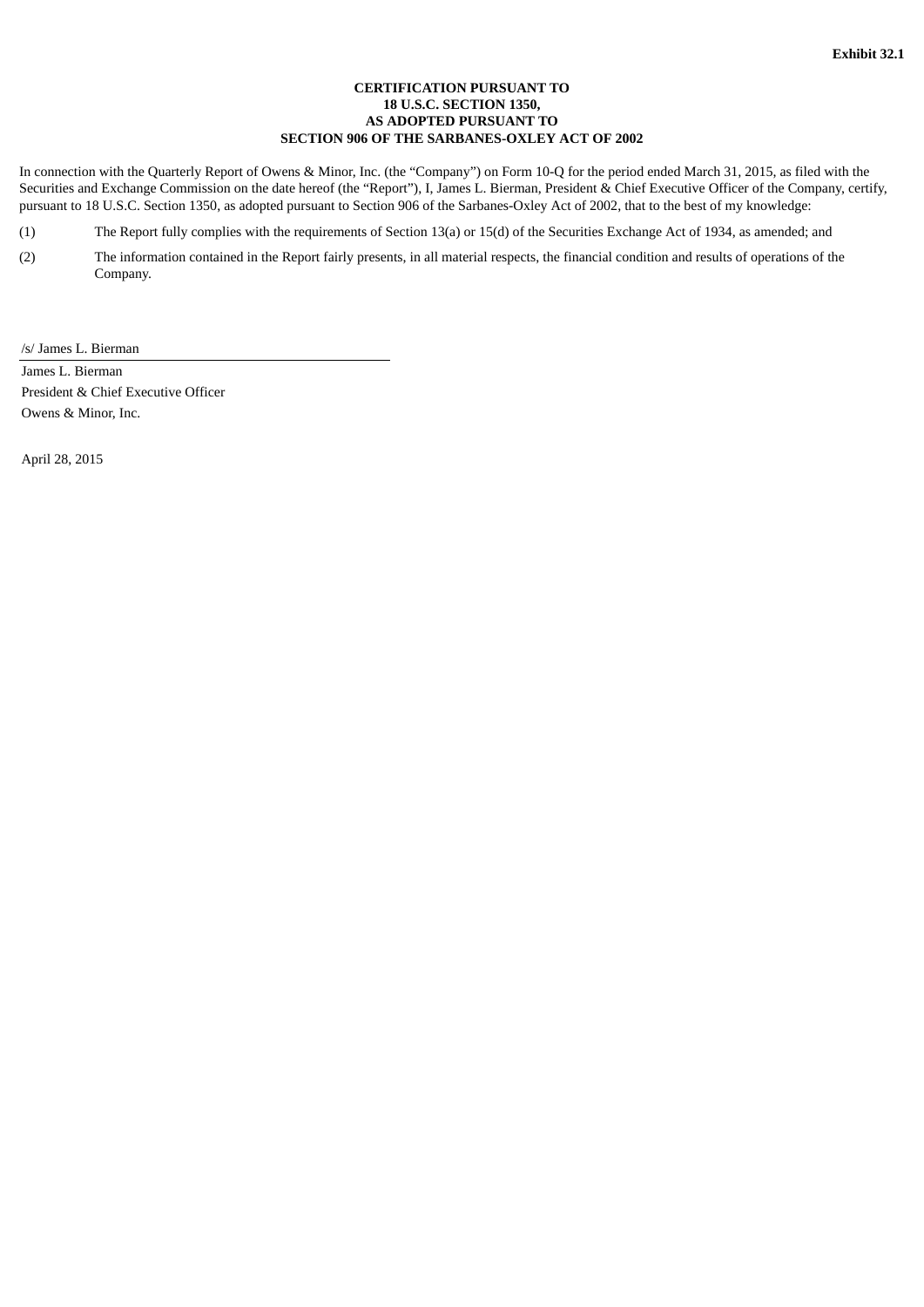**Exhibit 32.1**

**CERTIFICATION PURSUANT TO**
**18 U.S.C. SECTION 1350,**
**AS ADOPTED PURSUANT TO**
**SECTION 906 OF THE SARBANES-OXLEY ACT OF 2002**

In connection with the Quarterly Report of Owens & Minor, Inc. (the "Company") on Form 10-Q for the period ended March 31, 2015, as filed with the Securities and Exchange Commission on the date hereof (the "Report"), I, James L. Bierman, President & Chief Executive Officer of the Company, certify, pursuant to 18 U.S.C. Section 1350, as adopted pursuant to Section 906 of the Sarbanes-Oxley Act of 2002, that to the best of my knowledge:

(1) The Report fully complies with the requirements of Section 13(a) or 15(d) of the Securities Exchange Act of 1934, as amended; and

(2) The information contained in the Report fairly presents, in all material respects, the financial condition and results of operations of the Company.

/s/ James L. Bierman

James L. Bierman
President & Chief Executive Officer
Owens & Minor, Inc.

April 28, 2015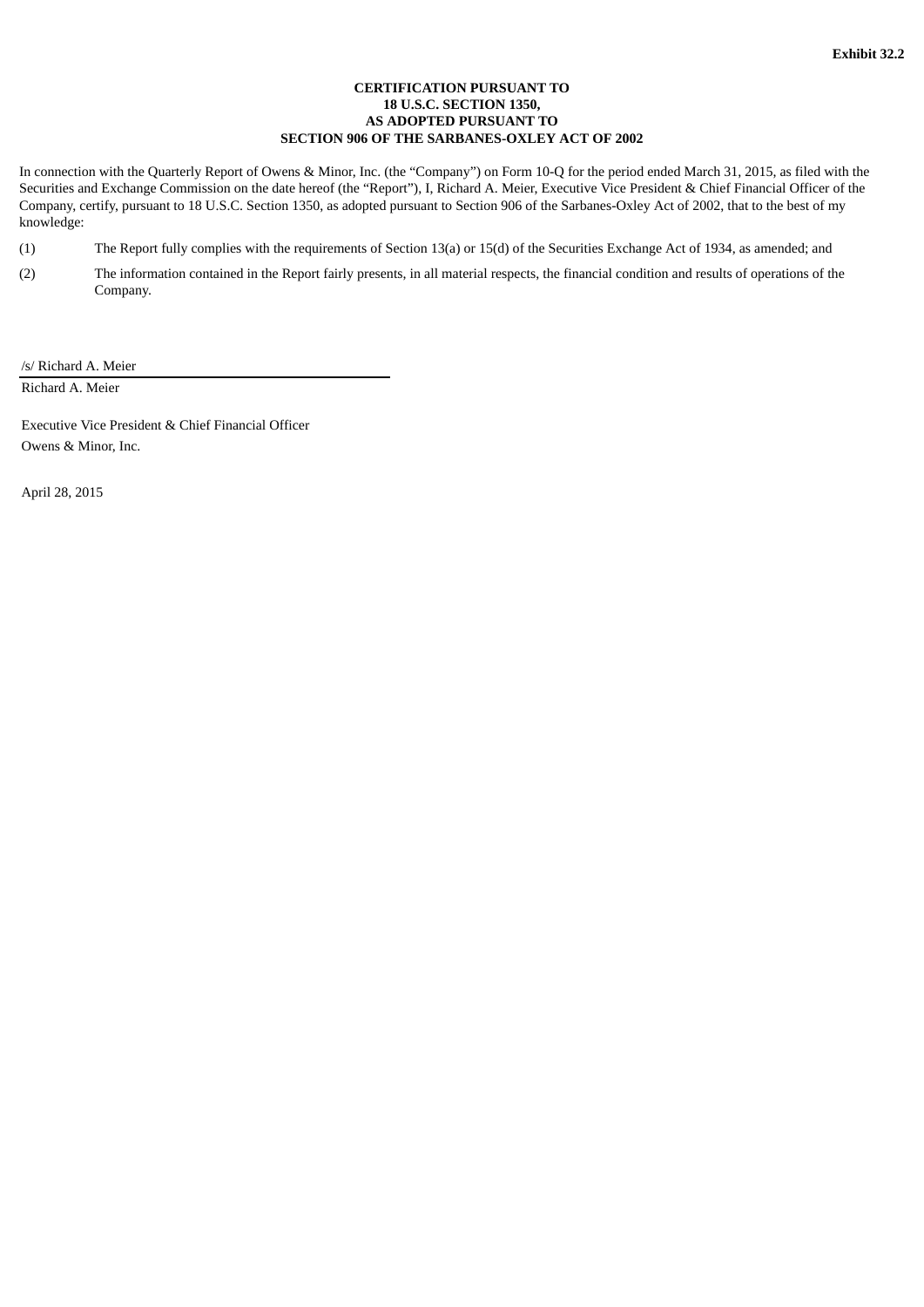**Exhibit 32.2**

**CERTIFICATION PURSUANT TO**
**18 U.S.C. SECTION 1350,**
**AS ADOPTED PURSUANT TO**
**SECTION 906 OF THE SARBANES-OXLEY ACT OF 2002**

In connection with the Quarterly Report of Owens & Minor, Inc. (the "Company") on Form 10-Q for the period ended March 31, 2015, as filed with the Securities and Exchange Commission on the date hereof (the "Report"), I, Richard A. Meier, Executive Vice President & Chief Financial Officer of the Company, certify, pursuant to 18 U.S.C. Section 1350, as adopted pursuant to Section 906 of the Sarbanes-Oxley Act of 2002, that to the best of my knowledge:

(1) The Report fully complies with the requirements of Section 13(a) or 15(d) of the Securities Exchange Act of 1934, as amended; and

(2) The information contained in the Report fairly presents, in all material respects, the financial condition and results of operations of the Company.

/s/ Richard A. Meier

Richard A. Meier

Executive Vice President & Chief Financial Officer
Owens & Minor, Inc.

April 28, 2015